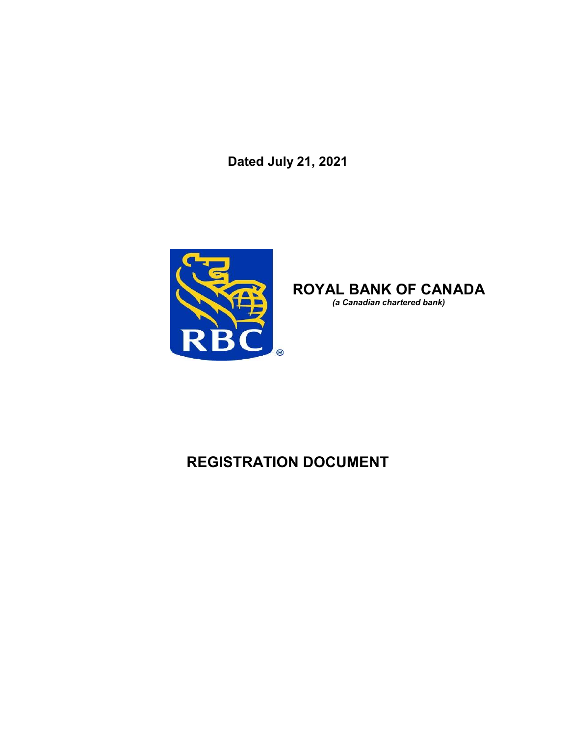**Dated July 21, 2021**

# ROYAL BANK OF CANADA

***(a Canadian chartered bank)***

# REGISTRATION DOCUMENT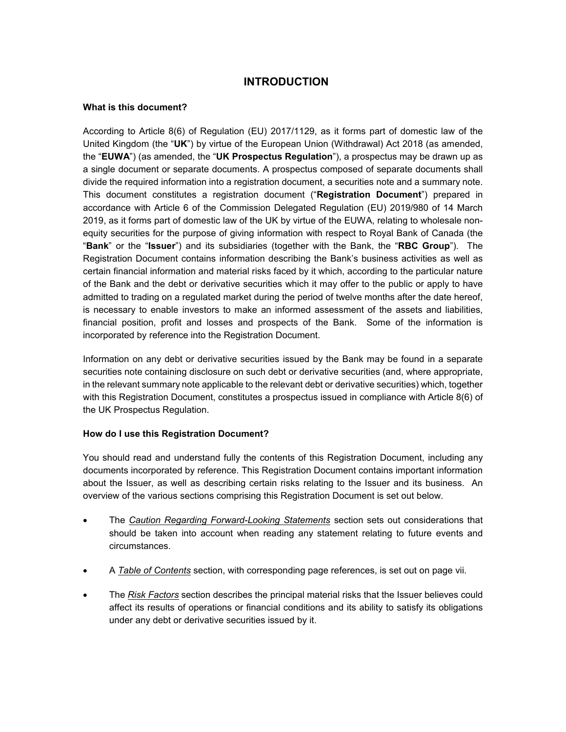# INTRODUCTION

**What is this document?**

According to Article 8(6) of Regulation (EU) 2017/1129, as it forms part of domestic law of the United Kingdom (the "**UK**") by virtue of the European Union (Withdrawal) Act 2018 (as amended, the "**EUWA**") (as amended, the "**UK Prospectus Regulation**"), a prospectus may be drawn up as a single document or separate documents. A prospectus composed of separate documents shall divide the required information into a registration document, a securities note and a summary note. This document constitutes a registration document ("**Registration Document**") prepared in accordance with Article 6 of the Commission Delegated Regulation (EU) 2019/980 of 14 March 2019, as it forms part of domestic law of the UK by virtue of the EUWA, relating to wholesale non-equity securities for the purpose of giving information with respect to Royal Bank of Canada (the "**Bank**" or the "**Issuer**") and its subsidiaries (together with the Bank, the "**RBC Group**"). The Registration Document contains information describing the Bank's business activities as well as certain financial information and material risks faced by it which, according to the particular nature of the Bank and the debt or derivative securities which it may offer to the public or apply to have admitted to trading on a regulated market during the period of twelve months after the date hereof, is necessary to enable investors to make an informed assessment of the assets and liabilities, financial position, profit and losses and prospects of the Bank. Some of the information is incorporated by reference into the Registration Document.

Information on any debt or derivative securities issued by the Bank may be found in a separate securities note containing disclosure on such debt or derivative securities (and, where appropriate, in the relevant summary note applicable to the relevant debt or derivative securities) which, together with this Registration Document, constitutes a prospectus issued in compliance with Article 8(6) of the UK Prospectus Regulation.

**How do I use this Registration Document?**

You should read and understand fully the contents of this Registration Document, including any documents incorporated by reference. This Registration Document contains important information about the Issuer, as well as describing certain risks relating to the Issuer and its business. An overview of the various sections comprising this Registration Document is set out below.

- The *Caution Regarding Forward-Looking Statements* section sets out considerations that should be taken into account when reading any statement relating to future events and circumstances.
- A *Table of Contents* section, with corresponding page references, is set out on page vii.
- The *Risk Factors* section describes the principal material risks that the Issuer believes could affect its results of operations or financial conditions and its ability to satisfy its obligations under any debt or derivative securities issued by it.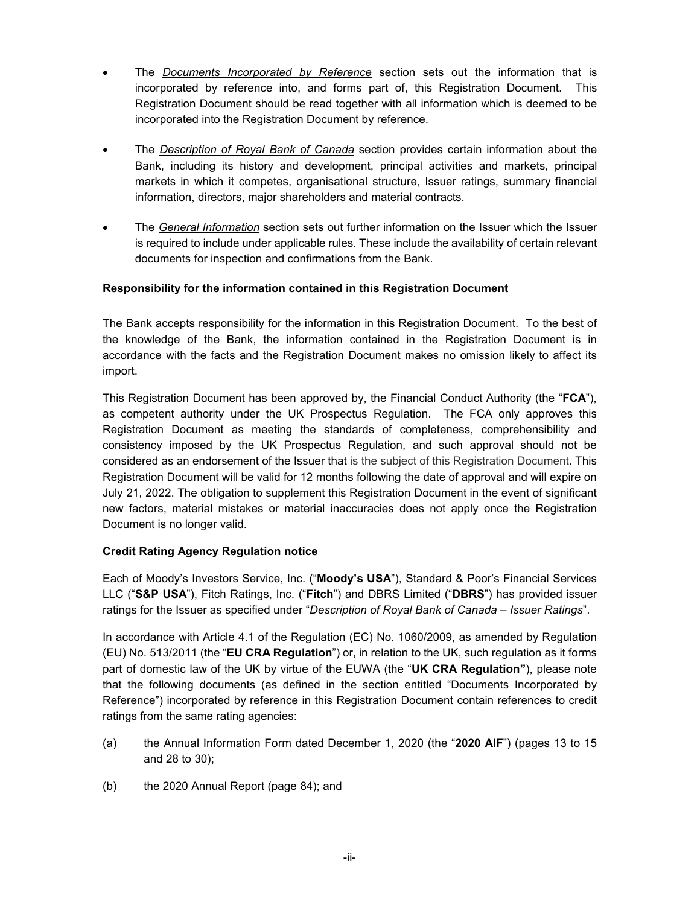- The *Documents Incorporated by Reference* section sets out the information that is incorporated by reference into, and forms part of, this Registration Document. This Registration Document should be read together with all information which is deemed to be incorporated into the Registration Document by reference.
- The *Description of Royal Bank of Canada* section provides certain information about the Bank, including its history and development, principal activities and markets, principal markets in which it competes, organisational structure, Issuer ratings, summary financial information, directors, major shareholders and material contracts.
- The *General Information* section sets out further information on the Issuer which the Issuer is required to include under applicable rules. These include the availability of certain relevant documents for inspection and confirmations from the Bank.

**Responsibility for the information contained in this Registration Document**

The Bank accepts responsibility for the information in this Registration Document. To the best of the knowledge of the Bank, the information contained in the Registration Document is in accordance with the facts and the Registration Document makes no omission likely to affect its import.

This Registration Document has been approved by, the Financial Conduct Authority (the "**FCA**"), as competent authority under the UK Prospectus Regulation. The FCA only approves this Registration Document as meeting the standards of completeness, comprehensibility and consistency imposed by the UK Prospectus Regulation, and such approval should not be considered as an endorsement of the Issuer that is the subject of this Registration Document. This Registration Document will be valid for 12 months following the date of approval and will expire on July 21, 2022. The obligation to supplement this Registration Document in the event of significant new factors, material mistakes or material inaccuracies does not apply once the Registration Document is no longer valid.

**Credit Rating Agency Regulation notice**

Each of Moody's Investors Service, Inc. ("**Moody's USA**"), Standard & Poor's Financial Services LLC ("**S&P USA**"), Fitch Ratings, Inc. ("**Fitch**") and DBRS Limited ("**DBRS**") has provided issuer ratings for the Issuer as specified under "*Description of Royal Bank of Canada – Issuer Ratings*".

In accordance with Article 4.1 of the Regulation (EC) No. 1060/2009, as amended by Regulation (EU) No. 513/2011 (the "**EU CRA Regulation**") or, in relation to the UK, such regulation as it forms part of domestic law of the UK by virtue of the EUWA (the "**UK CRA Regulation"**), please note that the following documents (as defined in the section entitled "Documents Incorporated by Reference") incorporated by reference in this Registration Document contain references to credit ratings from the same rating agencies:

(a) the Annual Information Form dated December 1, 2020 (the "**2020 AIF**") (pages 13 to 15 and 28 to 30);

(b) the 2020 Annual Report (page 84); and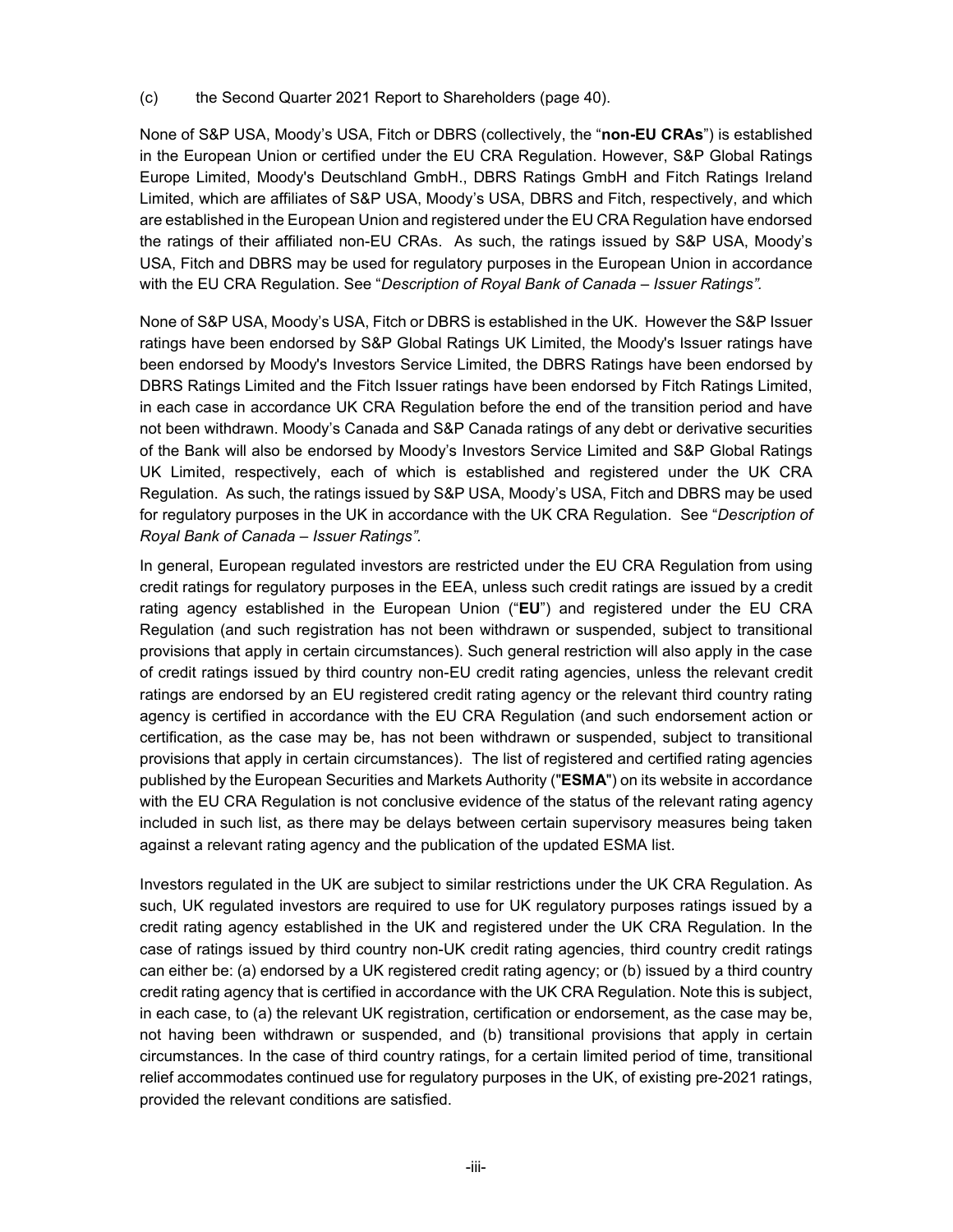(c) the Second Quarter 2021 Report to Shareholders (page 40).

None of S&P USA, Moody's USA, Fitch or DBRS (collectively, the "**non-EU CRAs**") is established in the European Union or certified under the EU CRA Regulation. However, S&P Global Ratings Europe Limited, Moody's Deutschland GmbH., DBRS Ratings GmbH and Fitch Ratings Ireland Limited, which are affiliates of S&P USA, Moody's USA, DBRS and Fitch, respectively, and which are established in the European Union and registered under the EU CRA Regulation have endorsed the ratings of their affiliated non-EU CRAs. As such, the ratings issued by S&P USA, Moody's USA, Fitch and DBRS may be used for regulatory purposes in the European Union in accordance with the EU CRA Regulation. See "*Description of Royal Bank of Canada – Issuer Ratings".*

None of S&P USA, Moody's USA, Fitch or DBRS is established in the UK. However the S&P Issuer ratings have been endorsed by S&P Global Ratings UK Limited, the Moody's Issuer ratings have been endorsed by Moody's Investors Service Limited, the DBRS Ratings have been endorsed by DBRS Ratings Limited and the Fitch Issuer ratings have been endorsed by Fitch Ratings Limited, in each case in accordance UK CRA Regulation before the end of the transition period and have not been withdrawn. Moody's Canada and S&P Canada ratings of any debt or derivative securities of the Bank will also be endorsed by Moody's Investors Service Limited and S&P Global Ratings UK Limited, respectively, each of which is established and registered under the UK CRA Regulation. As such, the ratings issued by S&P USA, Moody's USA, Fitch and DBRS may be used for regulatory purposes in the UK in accordance with the UK CRA Regulation. See "*Description of Royal Bank of Canada – Issuer Ratings".*

In general, European regulated investors are restricted under the EU CRA Regulation from using credit ratings for regulatory purposes in the EEA, unless such credit ratings are issued by a credit rating agency established in the European Union ("**EU**") and registered under the EU CRA Regulation (and such registration has not been withdrawn or suspended, subject to transitional provisions that apply in certain circumstances). Such general restriction will also apply in the case of credit ratings issued by third country non-EU credit rating agencies, unless the relevant credit ratings are endorsed by an EU registered credit rating agency or the relevant third country rating agency is certified in accordance with the EU CRA Regulation (and such endorsement action or certification, as the case may be, has not been withdrawn or suspended, subject to transitional provisions that apply in certain circumstances). The list of registered and certified rating agencies published by the European Securities and Markets Authority ("**ESMA**") on its website in accordance with the EU CRA Regulation is not conclusive evidence of the status of the relevant rating agency included in such list, as there may be delays between certain supervisory measures being taken against a relevant rating agency and the publication of the updated ESMA list.

Investors regulated in the UK are subject to similar restrictions under the UK CRA Regulation. As such, UK regulated investors are required to use for UK regulatory purposes ratings issued by a credit rating agency established in the UK and registered under the UK CRA Regulation. In the case of ratings issued by third country non-UK credit rating agencies, third country credit ratings can either be: (a) endorsed by a UK registered credit rating agency; or (b) issued by a third country credit rating agency that is certified in accordance with the UK CRA Regulation. Note this is subject, in each case, to (a) the relevant UK registration, certification or endorsement, as the case may be, not having been withdrawn or suspended, and (b) transitional provisions that apply in certain circumstances. In the case of third country ratings, for a certain limited period of time, transitional relief accommodates continued use for regulatory purposes in the UK, of existing pre-2021 ratings, provided the relevant conditions are satisfied.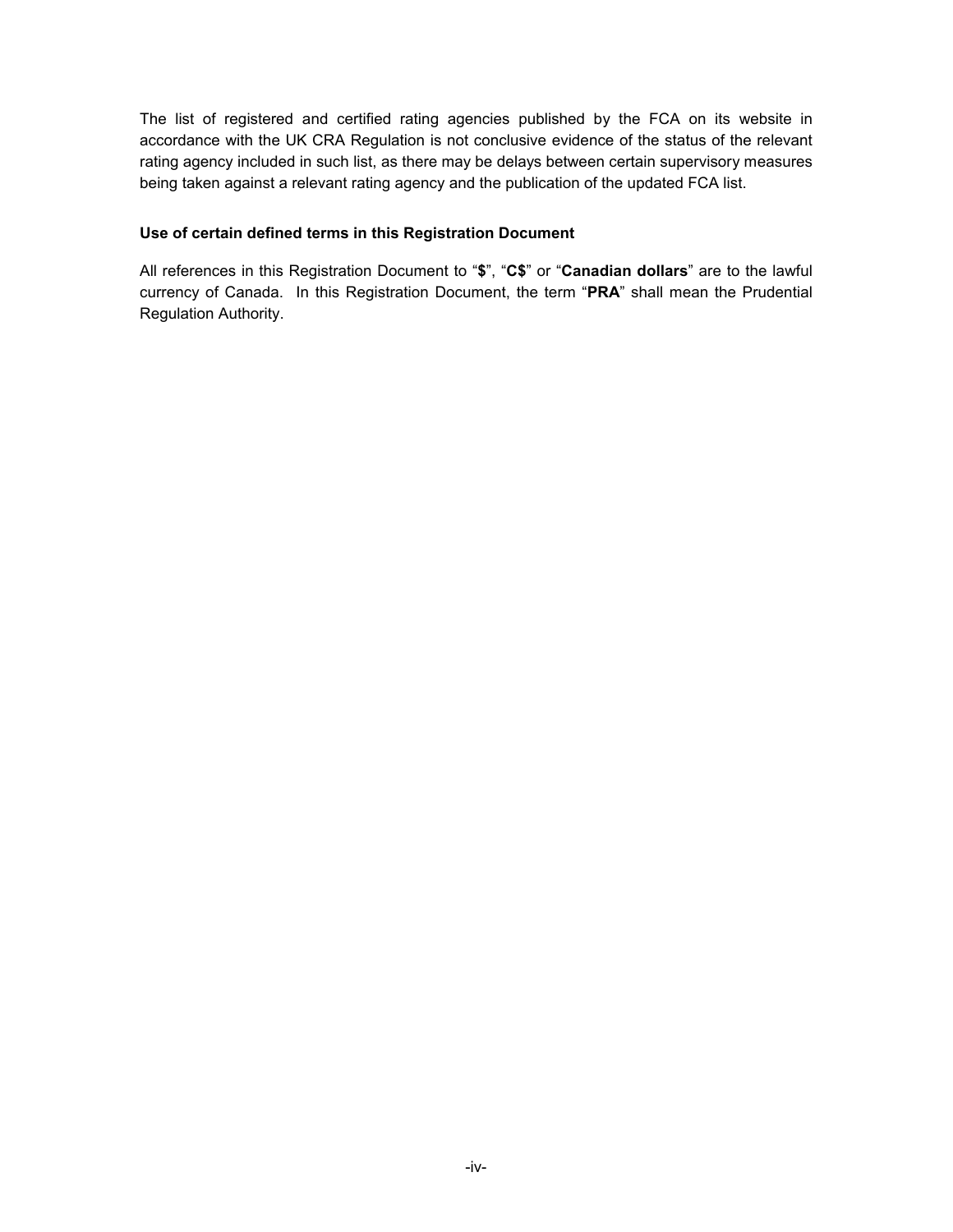The list of registered and certified rating agencies published by the FCA on its website in accordance with the UK CRA Regulation is not conclusive evidence of the status of the relevant rating agency included in such list, as there may be delays between certain supervisory measures being taken against a relevant rating agency and the publication of the updated FCA list.

**Use of certain defined terms in this Registration Document**

All references in this Registration Document to "**$**", "**C$**" or "**Canadian dollars**" are to the lawful currency of Canada. In this Registration Document, the term "**PRA**" shall mean the Prudential Regulation Authority.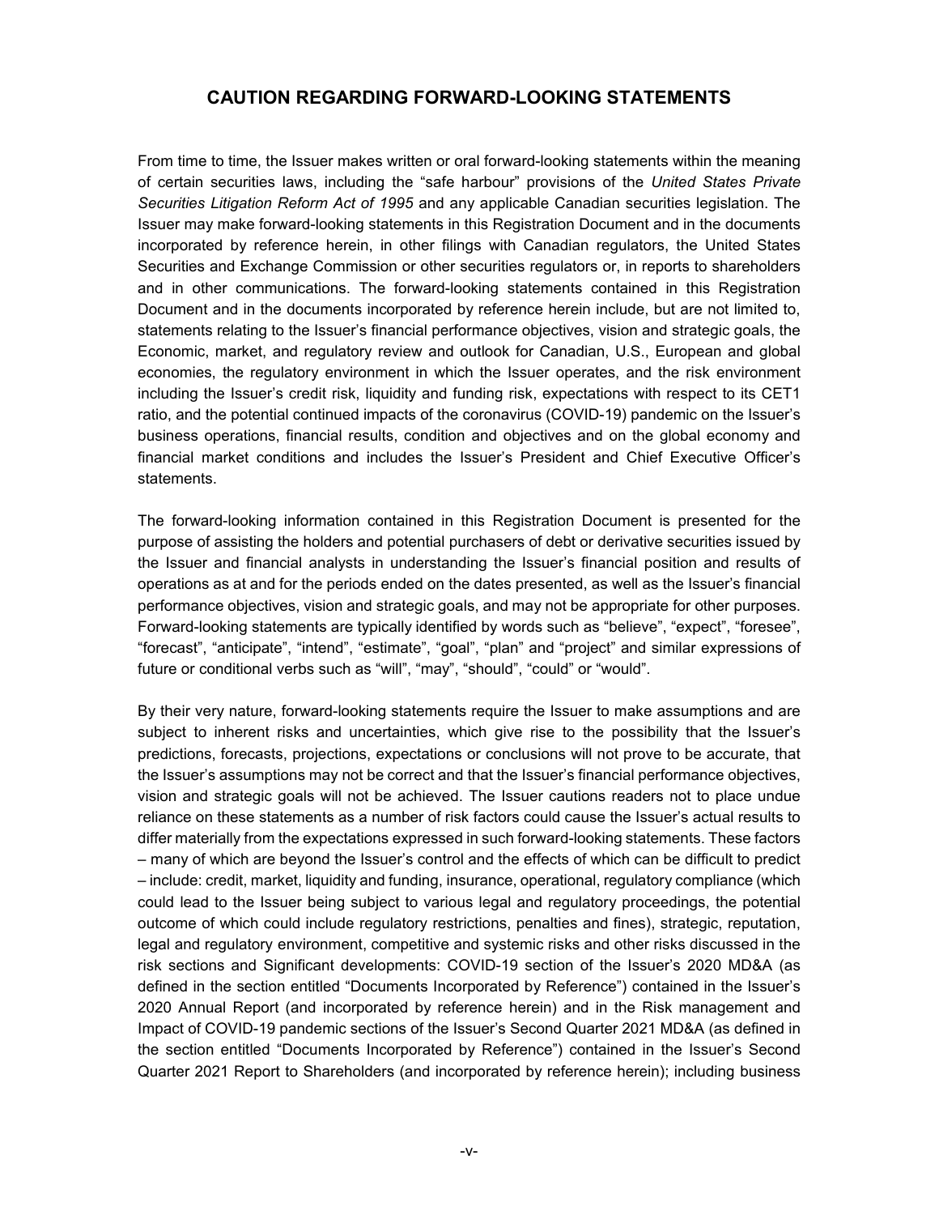## CAUTION REGARDING FORWARD-LOOKING STATEMENTS

From time to time, the Issuer makes written or oral forward-looking statements within the meaning of certain securities laws, including the "safe harbour" provisions of the *United States Private Securities Litigation Reform Act of 1995* and any applicable Canadian securities legislation. The Issuer may make forward-looking statements in this Registration Document and in the documents incorporated by reference herein, in other filings with Canadian regulators, the United States Securities and Exchange Commission or other securities regulators or, in reports to shareholders and in other communications. The forward-looking statements contained in this Registration Document and in the documents incorporated by reference herein include, but are not limited to, statements relating to the Issuer's financial performance objectives, vision and strategic goals, the Economic, market, and regulatory review and outlook for Canadian, U.S., European and global economies, the regulatory environment in which the Issuer operates, and the risk environment including the Issuer's credit risk, liquidity and funding risk, expectations with respect to its CET1 ratio, and the potential continued impacts of the coronavirus (COVID-19) pandemic on the Issuer's business operations, financial results, condition and objectives and on the global economy and financial market conditions and includes the Issuer's President and Chief Executive Officer's statements.

The forward-looking information contained in this Registration Document is presented for the purpose of assisting the holders and potential purchasers of debt or derivative securities issued by the Issuer and financial analysts in understanding the Issuer's financial position and results of operations as at and for the periods ended on the dates presented, as well as the Issuer's financial performance objectives, vision and strategic goals, and may not be appropriate for other purposes. Forward-looking statements are typically identified by words such as "believe", "expect", "foresee", "forecast", "anticipate", "intend", "estimate", "goal", "plan" and "project" and similar expressions of future or conditional verbs such as "will", "may", "should", "could" or "would".

By their very nature, forward-looking statements require the Issuer to make assumptions and are subject to inherent risks and uncertainties, which give rise to the possibility that the Issuer's predictions, forecasts, projections, expectations or conclusions will not prove to be accurate, that the Issuer's assumptions may not be correct and that the Issuer's financial performance objectives, vision and strategic goals will not be achieved. The Issuer cautions readers not to place undue reliance on these statements as a number of risk factors could cause the Issuer's actual results to differ materially from the expectations expressed in such forward-looking statements. These factors – many of which are beyond the Issuer's control and the effects of which can be difficult to predict – include: credit, market, liquidity and funding, insurance, operational, regulatory compliance (which could lead to the Issuer being subject to various legal and regulatory proceedings, the potential outcome of which could include regulatory restrictions, penalties and fines), strategic, reputation, legal and regulatory environment, competitive and systemic risks and other risks discussed in the risk sections and Significant developments: COVID-19 section of the Issuer's 2020 MD&A (as defined in the section entitled "Documents Incorporated by Reference") contained in the Issuer's 2020 Annual Report (and incorporated by reference herein) and in the Risk management and Impact of COVID-19 pandemic sections of the Issuer's Second Quarter 2021 MD&A (as defined in the section entitled "Documents Incorporated by Reference") contained in the Issuer's Second Quarter 2021 Report to Shareholders (and incorporated by reference herein); including business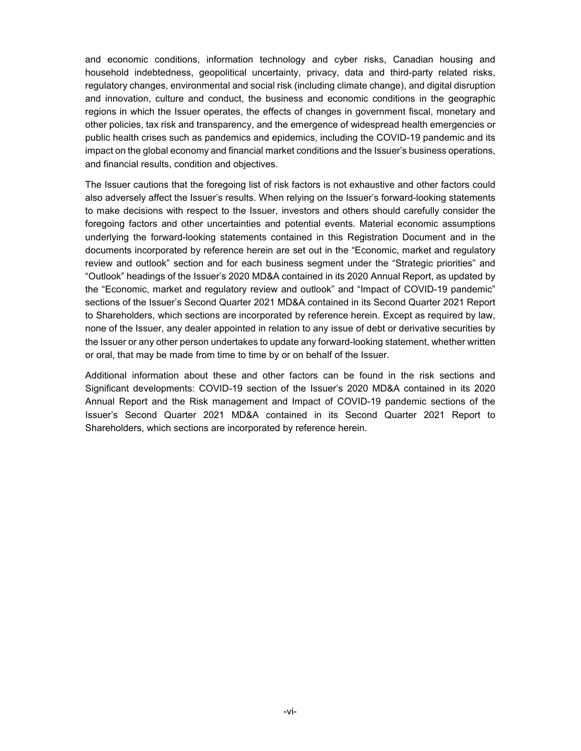and economic conditions, information technology and cyber risks, Canadian housing and household indebtedness, geopolitical uncertainty, privacy, data and third-party related risks, regulatory changes, environmental and social risk (including climate change), and digital disruption and innovation, culture and conduct, the business and economic conditions in the geographic regions in which the Issuer operates, the effects of changes in government fiscal, monetary and other policies, tax risk and transparency, and the emergence of widespread health emergencies or public health crises such as pandemics and epidemics, including the COVID-19 pandemic and its impact on the global economy and financial market conditions and the Issuer's business operations, and financial results, condition and objectives.

The Issuer cautions that the foregoing list of risk factors is not exhaustive and other factors could also adversely affect the Issuer's results. When relying on the Issuer's forward-looking statements to make decisions with respect to the Issuer, investors and others should carefully consider the foregoing factors and other uncertainties and potential events. Material economic assumptions underlying the forward-looking statements contained in this Registration Document and in the documents incorporated by reference herein are set out in the "Economic, market and regulatory review and outlook" section and for each business segment under the "Strategic priorities" and "Outlook" headings of the Issuer's 2020 MD&A contained in its 2020 Annual Report, as updated by the "Economic, market and regulatory review and outlook" and "Impact of COVID-19 pandemic" sections of the Issuer's Second Quarter 2021 MD&A contained in its Second Quarter 2021 Report to Shareholders, which sections are incorporated by reference herein. Except as required by law, none of the Issuer, any dealer appointed in relation to any issue of debt or derivative securities by the Issuer or any other person undertakes to update any forward-looking statement, whether written or oral, that may be made from time to time by or on behalf of the Issuer.

Additional information about these and other factors can be found in the risk sections and Significant developments: COVID-19 section of the Issuer's 2020 MD&A contained in its 2020 Annual Report and the Risk management and Impact of COVID-19 pandemic sections of the Issuer's Second Quarter 2021 MD&A contained in its Second Quarter 2021 Report to Shareholders, which sections are incorporated by reference herein.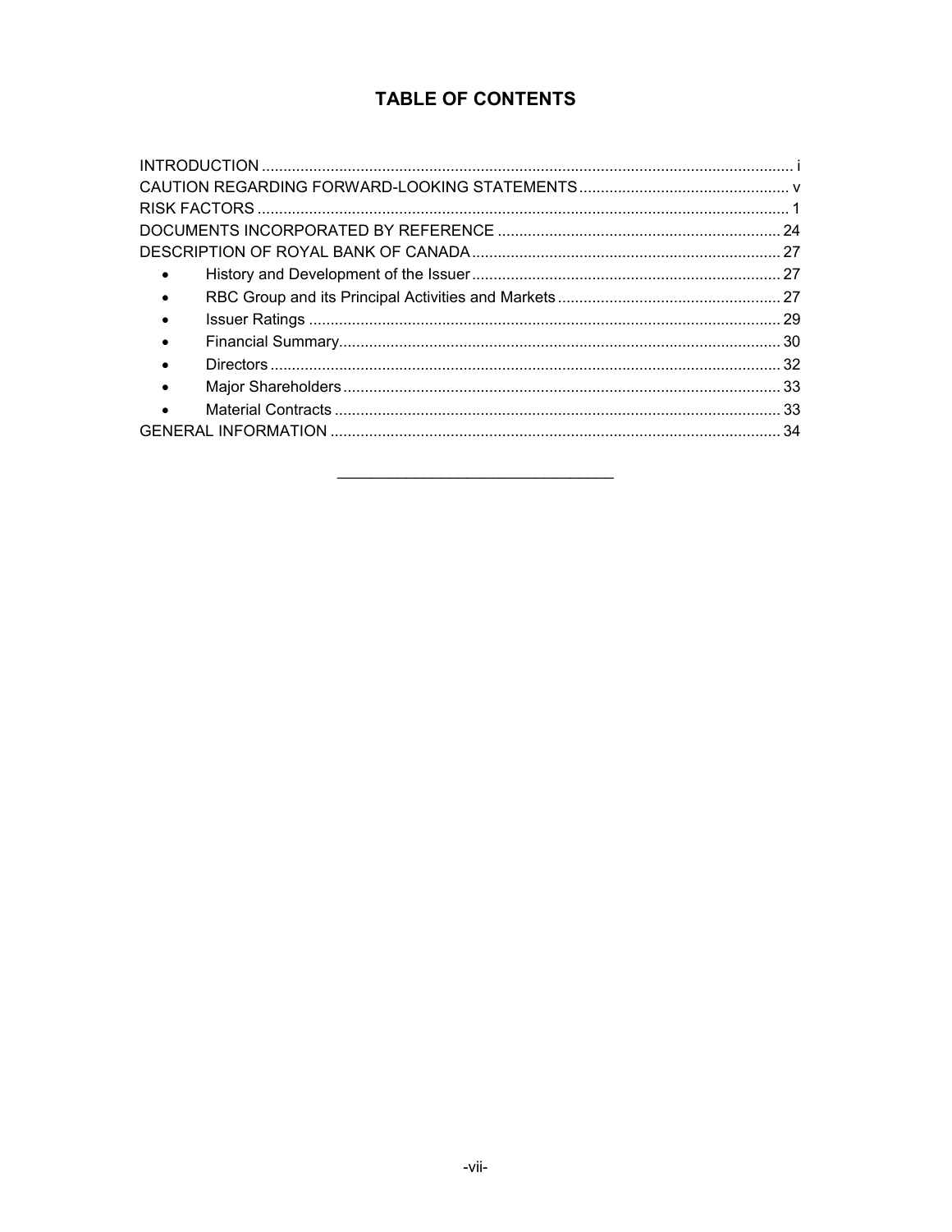## TABLE OF CONTENTS

INTRODUCTION ..... i
CAUTION REGARDING FORWARD-LOOKING STATEMENTS ..... v
RISK FACTORS ..... 1
DOCUMENTS INCORPORATED BY REFERENCE ..... 24
DESCRIPTION OF ROYAL BANK OF CANADA ..... 27
- History and Development of the Issuer ..... 27
- RBC Group and its Principal Activities and Markets ..... 27
- Issuer Ratings ..... 29
- Financial Summary ..... 30
- Directors ..... 32
- Major Shareholders ..... 33
- Material Contracts ..... 33

GENERAL INFORMATION ..... 34

---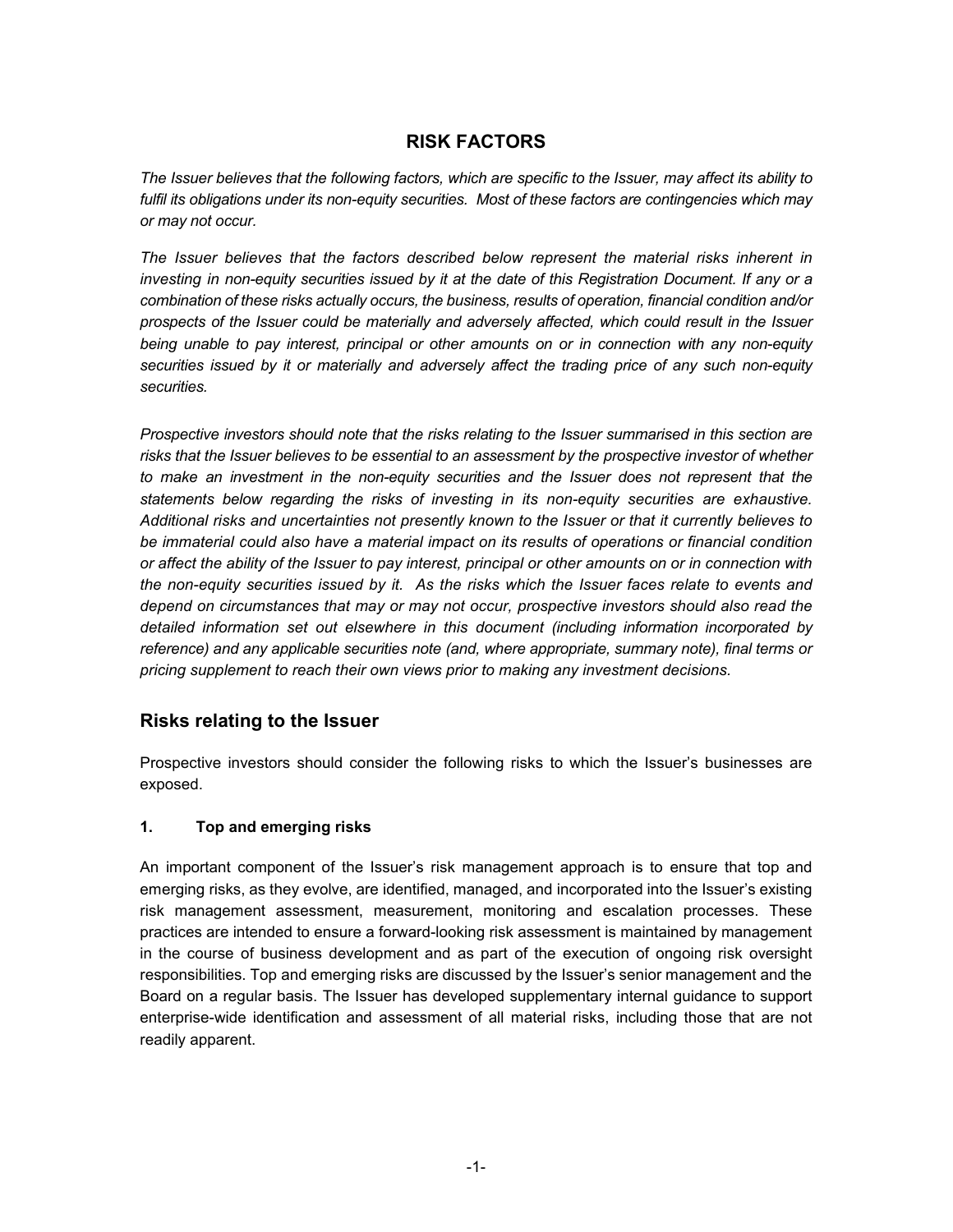# RISK FACTORS

*The Issuer believes that the following factors, which are specific to the Issuer, may affect its ability to fulfil its obligations under its non-equity securities. Most of these factors are contingencies which may or may not occur.*

*The Issuer believes that the factors described below represent the material risks inherent in investing in non-equity securities issued by it at the date of this Registration Document. If any or a combination of these risks actually occurs, the business, results of operation, financial condition and/or prospects of the Issuer could be materially and adversely affected, which could result in the Issuer being unable to pay interest, principal or other amounts on or in connection with any non-equity securities issued by it or materially and adversely affect the trading price of any such non-equity securities.*

*Prospective investors should note that the risks relating to the Issuer summarised in this section are risks that the Issuer believes to be essential to an assessment by the prospective investor of whether to make an investment in the non-equity securities and the Issuer does not represent that the statements below regarding the risks of investing in its non-equity securities are exhaustive. Additional risks and uncertainties not presently known to the Issuer or that it currently believes to be immaterial could also have a material impact on its results of operations or financial condition or affect the ability of the Issuer to pay interest, principal or other amounts on or in connection with the non-equity securities issued by it. As the risks which the Issuer faces relate to events and depend on circumstances that may or may not occur, prospective investors should also read the detailed information set out elsewhere in this document (including information incorporated by reference) and any applicable securities note (and, where appropriate, summary note), final terms or pricing supplement to reach their own views prior to making any investment decisions.*

## Risks relating to the Issuer

Prospective investors should consider the following risks to which the Issuer's businesses are exposed.

### 1. Top and emerging risks

An important component of the Issuer's risk management approach is to ensure that top and emerging risks, as they evolve, are identified, managed, and incorporated into the Issuer's existing risk management assessment, measurement, monitoring and escalation processes. These practices are intended to ensure a forward-looking risk assessment is maintained by management in the course of business development and as part of the execution of ongoing risk oversight responsibilities. Top and emerging risks are discussed by the Issuer's senior management and the Board on a regular basis. The Issuer has developed supplementary internal guidance to support enterprise-wide identification and assessment of all material risks, including those that are not readily apparent.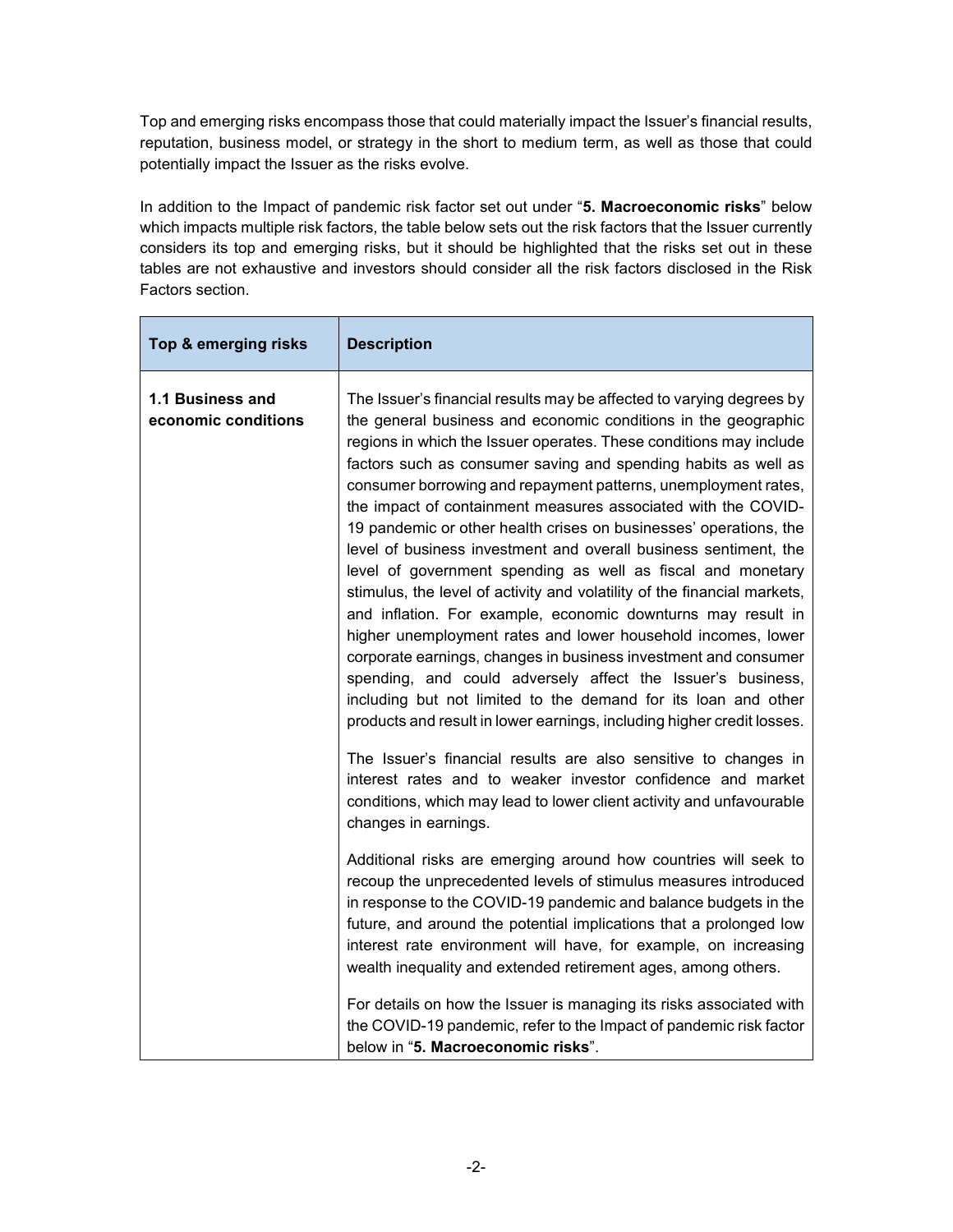Top and emerging risks encompass those that could materially impact the Issuer's financial results, reputation, business model, or strategy in the short to medium term, as well as those that could potentially impact the Issuer as the risks evolve.

In addition to the Impact of pandemic risk factor set out under "**5. Macroeconomic risks**" below which impacts multiple risk factors, the table below sets out the risk factors that the Issuer currently considers its top and emerging risks, but it should be highlighted that the risks set out in these tables are not exhaustive and investors should consider all the risk factors disclosed in the Risk Factors section.

| **Top & emerging risks** | **Description** |
|---|---|
| **1.1 Business and economic conditions** | The Issuer's financial results may be affected to varying degrees by the general business and economic conditions in the geographic regions in which the Issuer operates. These conditions may include factors such as consumer saving and spending habits as well as consumer borrowing and repayment patterns, unemployment rates, the impact of containment measures associated with the COVID-19 pandemic or other health crises on businesses' operations, the level of business investment and overall business sentiment, the level of government spending as well as fiscal and monetary stimulus, the level of activity and volatility of the financial markets, and inflation. For example, economic downturns may result in higher unemployment rates and lower household incomes, lower corporate earnings, changes in business investment and consumer spending, and could adversely affect the Issuer's business, including but not limited to the demand for its loan and other products and result in lower earnings, including higher credit losses.<br><br>The Issuer's financial results are also sensitive to changes in interest rates and to weaker investor confidence and market conditions, which may lead to lower client activity and unfavourable changes in earnings.<br><br>Additional risks are emerging around how countries will seek to recoup the unprecedented levels of stimulus measures introduced in response to the COVID-19 pandemic and balance budgets in the future, and around the potential implications that a prolonged low interest rate environment will have, for example, on increasing wealth inequality and extended retirement ages, among others.<br><br>For details on how the Issuer is managing its risks associated with the COVID-19 pandemic, refer to the Impact of pandemic risk factor below in "**5. Macroeconomic risks**". |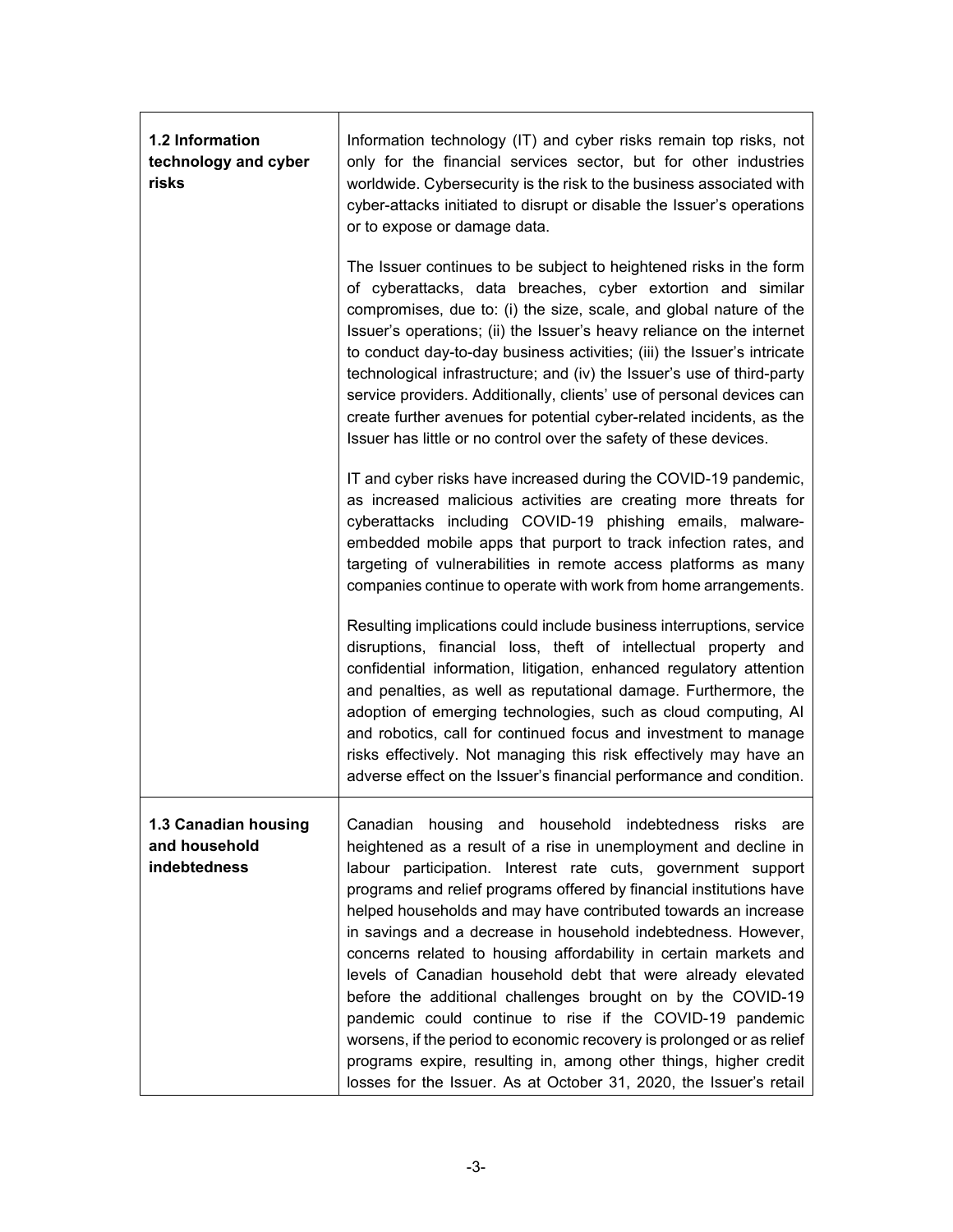| | |
|---|---|
| **1.2 Information technology and cyber risks** | Information technology (IT) and cyber risks remain top risks, not only for the financial services sector, but for other industries worldwide. Cybersecurity is the risk to the business associated with cyber-attacks initiated to disrupt or disable the Issuer's operations or to expose or damage data.<br><br>The Issuer continues to be subject to heightened risks in the form of cyberattacks, data breaches, cyber extortion and similar compromises, due to: (i) the size, scale, and global nature of the Issuer's operations; (ii) the Issuer's heavy reliance on the internet to conduct day-to-day business activities; (iii) the Issuer's intricate technological infrastructure; and (iv) the Issuer's use of third-party service providers. Additionally, clients' use of personal devices can create further avenues for potential cyber-related incidents, as the Issuer has little or no control over the safety of these devices.<br><br>IT and cyber risks have increased during the COVID-19 pandemic, as increased malicious activities are creating more threats for cyberattacks including COVID-19 phishing emails, malware-embedded mobile apps that purport to track infection rates, and targeting of vulnerabilities in remote access platforms as many companies continue to operate with work from home arrangements.<br><br>Resulting implications could include business interruptions, service disruptions, financial loss, theft of intellectual property and confidential information, litigation, enhanced regulatory attention and penalties, as well as reputational damage. Furthermore, the adoption of emerging technologies, such as cloud computing, AI and robotics, call for continued focus and investment to manage risks effectively. Not managing this risk effectively may have an adverse effect on the Issuer's financial performance and condition. |
| **1.3 Canadian housing and household indebtedness** | Canadian housing and household indebtedness risks are heightened as a result of a rise in unemployment and decline in labour participation. Interest rate cuts, government support programs and relief programs offered by financial institutions have helped households and may have contributed towards an increase in savings and a decrease in household indebtedness. However, concerns related to housing affordability in certain markets and levels of Canadian household debt that were already elevated before the additional challenges brought on by the COVID-19 pandemic could continue to rise if the COVID-19 pandemic worsens, if the period to economic recovery is prolonged or as relief programs expire, resulting in, among other things, higher credit losses for the Issuer. As at October 31, 2020, the Issuer's retail |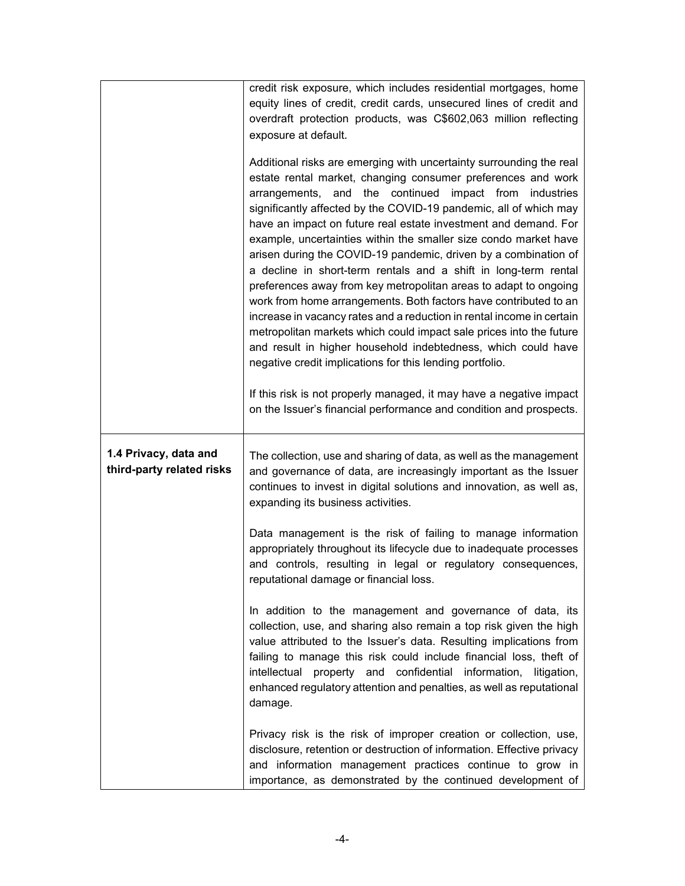| | |
|---|---|
| | credit risk exposure, which includes residential mortgages, home equity lines of credit, credit cards, unsecured lines of credit and overdraft protection products, was C$602,063 million reflecting exposure at default.<br><br>Additional risks are emerging with uncertainty surrounding the real estate rental market, changing consumer preferences and work arrangements, and the continued impact from industries significantly affected by the COVID-19 pandemic, all of which may have an impact on future real estate investment and demand. For example, uncertainties within the smaller size condo market have arisen during the COVID-19 pandemic, driven by a combination of a decline in short-term rentals and a shift in long-term rental preferences away from key metropolitan areas to adapt to ongoing work from home arrangements. Both factors have contributed to an increase in vacancy rates and a reduction in rental income in certain metropolitan markets which could impact sale prices into the future and result in higher household indebtedness, which could have negative credit implications for this lending portfolio.<br><br>If this risk is not properly managed, it may have a negative impact on the Issuer's financial performance and condition and prospects. |
| **1.4 Privacy, data and third-party related risks** | The collection, use and sharing of data, as well as the management and governance of data, are increasingly important as the Issuer continues to invest in digital solutions and innovation, as well as, expanding its business activities.<br><br>Data management is the risk of failing to manage information appropriately throughout its lifecycle due to inadequate processes and controls, resulting in legal or regulatory consequences, reputational damage or financial loss.<br><br>In addition to the management and governance of data, its collection, use, and sharing also remain a top risk given the high value attributed to the Issuer's data. Resulting implications from failing to manage this risk could include financial loss, theft of intellectual property and confidential information, litigation, enhanced regulatory attention and penalties, as well as reputational damage.<br><br>Privacy risk is the risk of improper creation or collection, use, disclosure, retention or destruction of information. Effective privacy and information management practices continue to grow in importance, as demonstrated by the continued development of |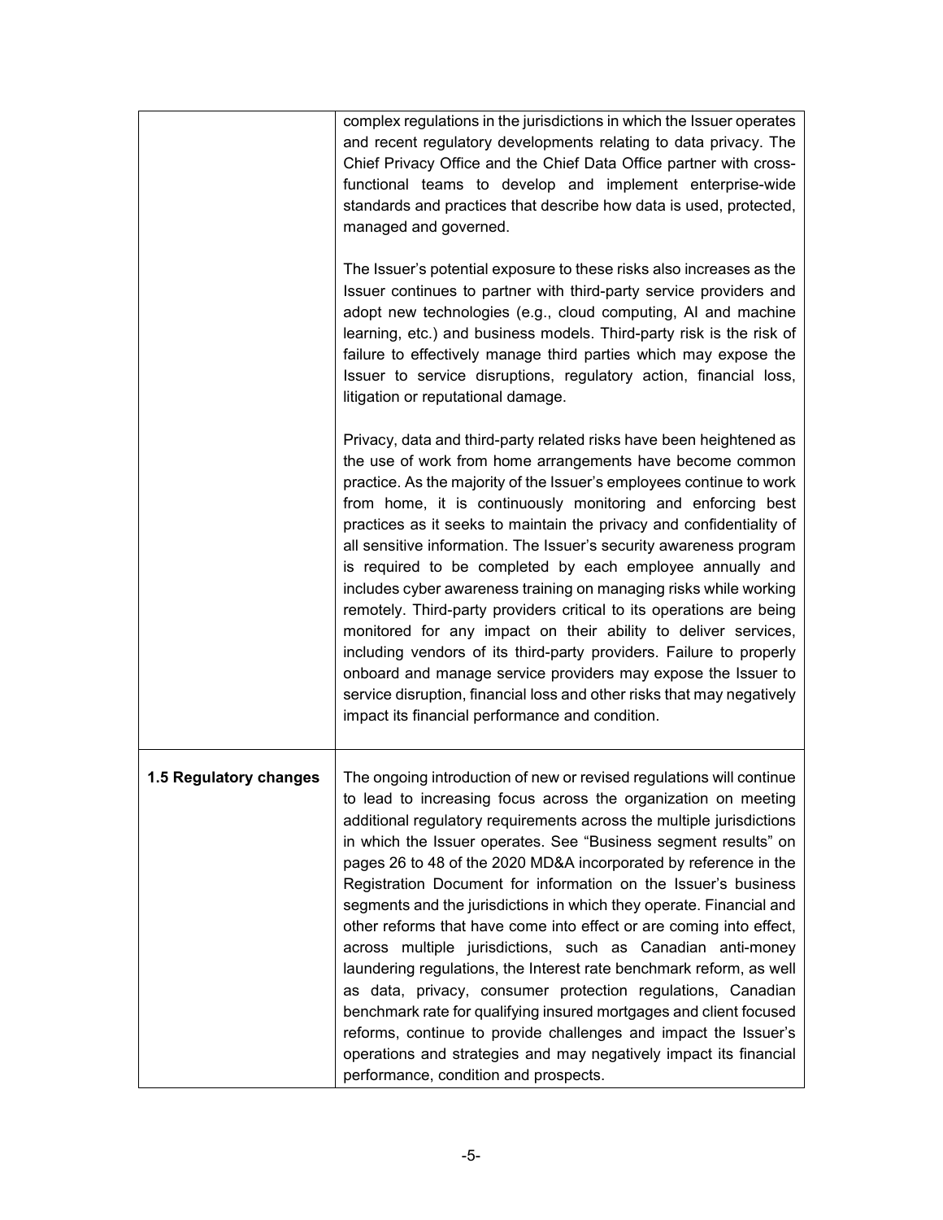| | |
|---|---|
| | complex regulations in the jurisdictions in which the Issuer operates and recent regulatory developments relating to data privacy. The Chief Privacy Office and the Chief Data Office partner with cross-functional teams to develop and implement enterprise-wide standards and practices that describe how data is used, protected, managed and governed.<br><br>The Issuer's potential exposure to these risks also increases as the Issuer continues to partner with third-party service providers and adopt new technologies (e.g., cloud computing, AI and machine learning, etc.) and business models. Third-party risk is the risk of failure to effectively manage third parties which may expose the Issuer to service disruptions, regulatory action, financial loss, litigation or reputational damage.<br><br>Privacy, data and third-party related risks have been heightened as the use of work from home arrangements have become common practice. As the majority of the Issuer's employees continue to work from home, it is continuously monitoring and enforcing best practices as it seeks to maintain the privacy and confidentiality of all sensitive information. The Issuer's security awareness program is required to be completed by each employee annually and includes cyber awareness training on managing risks while working remotely. Third-party providers critical to its operations are being monitored for any impact on their ability to deliver services, including vendors of its third-party providers. Failure to properly onboard and manage service providers may expose the Issuer to service disruption, financial loss and other risks that may negatively impact its financial performance and condition. |
| **1.5 Regulatory changes** | The ongoing introduction of new or revised regulations will continue to lead to increasing focus across the organization on meeting additional regulatory requirements across the multiple jurisdictions in which the Issuer operates. See "Business segment results" on pages 26 to 48 of the 2020 MD&A incorporated by reference in the Registration Document for information on the Issuer's business segments and the jurisdictions in which they operate. Financial and other reforms that have come into effect or are coming into effect, across multiple jurisdictions, such as Canadian anti-money laundering regulations, the Interest rate benchmark reform, as well as data, privacy, consumer protection regulations, Canadian benchmark rate for qualifying insured mortgages and client focused reforms, continue to provide challenges and impact the Issuer's operations and strategies and may negatively impact its financial performance, condition and prospects. |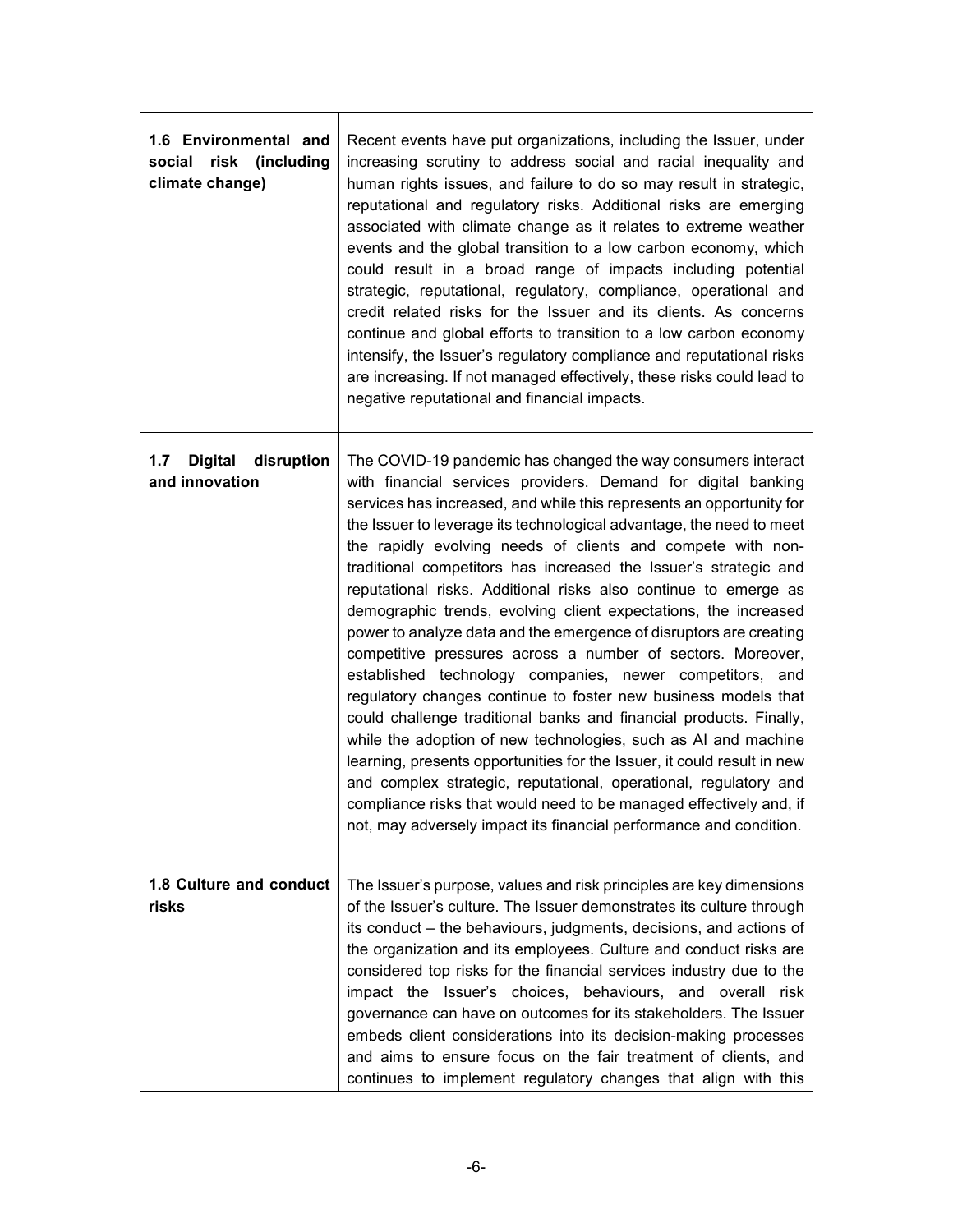| | |
|---|---|
| **1.6 Environmental and social risk (including climate change)** | Recent events have put organizations, including the Issuer, under increasing scrutiny to address social and racial inequality and human rights issues, and failure to do so may result in strategic, reputational and regulatory risks. Additional risks are emerging associated with climate change as it relates to extreme weather events and the global transition to a low carbon economy, which could result in a broad range of impacts including potential strategic, reputational, regulatory, compliance, operational and credit related risks for the Issuer and its clients. As concerns continue and global efforts to transition to a low carbon economy intensify, the Issuer's regulatory compliance and reputational risks are increasing. If not managed effectively, these risks could lead to negative reputational and financial impacts. |
| **1.7 Digital disruption and innovation** | The COVID-19 pandemic has changed the way consumers interact with financial services providers. Demand for digital banking services has increased, and while this represents an opportunity for the Issuer to leverage its technological advantage, the need to meet the rapidly evolving needs of clients and compete with non-traditional competitors has increased the Issuer's strategic and reputational risks. Additional risks also continue to emerge as demographic trends, evolving client expectations, the increased power to analyze data and the emergence of disruptors are creating competitive pressures across a number of sectors. Moreover, established technology companies, newer competitors, and regulatory changes continue to foster new business models that could challenge traditional banks and financial products. Finally, while the adoption of new technologies, such as AI and machine learning, presents opportunities for the Issuer, it could result in new and complex strategic, reputational, operational, regulatory and compliance risks that would need to be managed effectively and, if not, may adversely impact its financial performance and condition. |
| **1.8 Culture and conduct risks** | The Issuer's purpose, values and risk principles are key dimensions of the Issuer's culture. The Issuer demonstrates its culture through its conduct – the behaviours, judgments, decisions, and actions of the organization and its employees. Culture and conduct risks are considered top risks for the financial services industry due to the impact the Issuer's choices, behaviours, and overall risk governance can have on outcomes for its stakeholders. The Issuer embeds client considerations into its decision-making processes and aims to ensure focus on the fair treatment of clients, and continues to implement regulatory changes that align with this |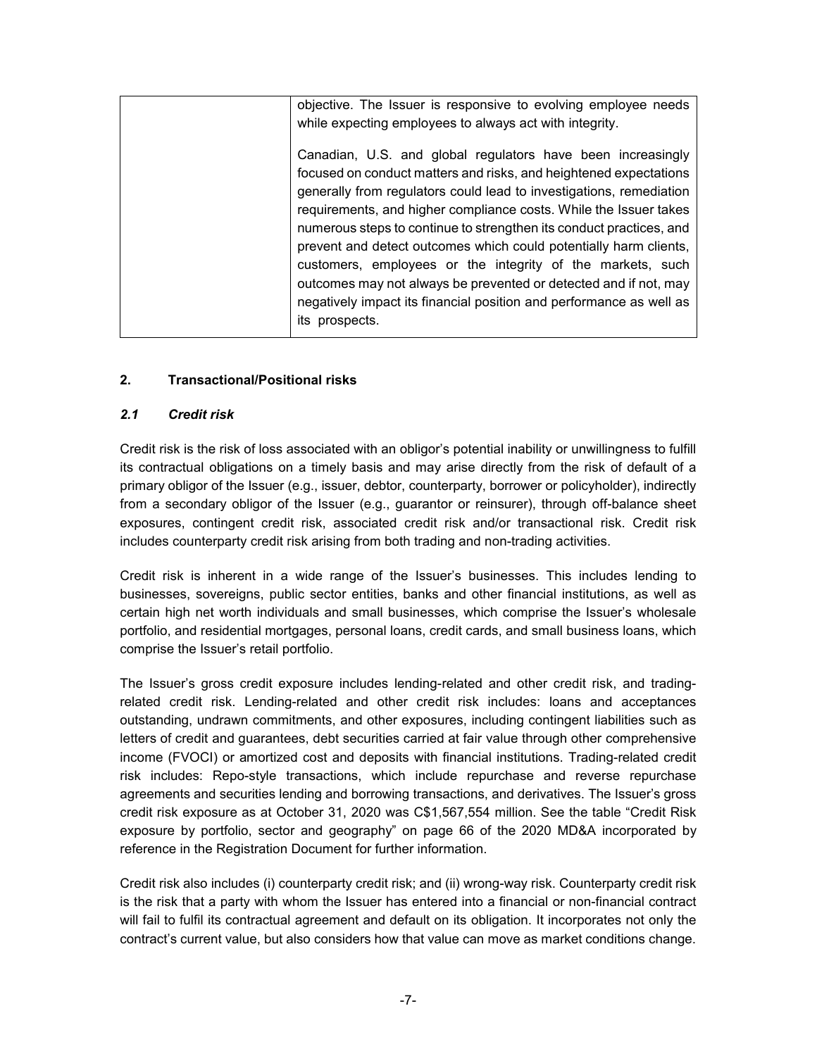| | objective. The Issuer is responsive to evolving employee needs while expecting employees to always act with integrity.<br><br>Canadian, U.S. and global regulators have been increasingly focused on conduct matters and risks, and heightened expectations generally from regulators could lead to investigations, remediation requirements, and higher compliance costs. While the Issuer takes numerous steps to continue to strengthen its conduct practices, and prevent and detect outcomes which could potentially harm clients, customers, employees or the integrity of the markets, such outcomes may not always be prevented or detected and if not, may negatively impact its financial position and performance as well as its prospects. |
|---|---|

## 2. Transactional/Positional risks

### *2.1 Credit risk*

Credit risk is the risk of loss associated with an obligor's potential inability or unwillingness to fulfill its contractual obligations on a timely basis and may arise directly from the risk of default of a primary obligor of the Issuer (e.g., issuer, debtor, counterparty, borrower or policyholder), indirectly from a secondary obligor of the Issuer (e.g., guarantor or reinsurer), through off-balance sheet exposures, contingent credit risk, associated credit risk and/or transactional risk. Credit risk includes counterparty credit risk arising from both trading and non-trading activities.

Credit risk is inherent in a wide range of the Issuer's businesses. This includes lending to businesses, sovereigns, public sector entities, banks and other financial institutions, as well as certain high net worth individuals and small businesses, which comprise the Issuer's wholesale portfolio, and residential mortgages, personal loans, credit cards, and small business loans, which comprise the Issuer's retail portfolio.

The Issuer's gross credit exposure includes lending-related and other credit risk, and trading-related credit risk. Lending-related and other credit risk includes: loans and acceptances outstanding, undrawn commitments, and other exposures, including contingent liabilities such as letters of credit and guarantees, debt securities carried at fair value through other comprehensive income (FVOCI) or amortized cost and deposits with financial institutions. Trading-related credit risk includes: Repo-style transactions, which include repurchase and reverse repurchase agreements and securities lending and borrowing transactions, and derivatives. The Issuer's gross credit risk exposure as at October 31, 2020 was C$1,567,554 million. See the table "Credit Risk exposure by portfolio, sector and geography" on page 66 of the 2020 MD&A incorporated by reference in the Registration Document for further information.

Credit risk also includes (i) counterparty credit risk; and (ii) wrong-way risk. Counterparty credit risk is the risk that a party with whom the Issuer has entered into a financial or non-financial contract will fail to fulfil its contractual agreement and default on its obligation. It incorporates not only the contract's current value, but also considers how that value can move as market conditions change.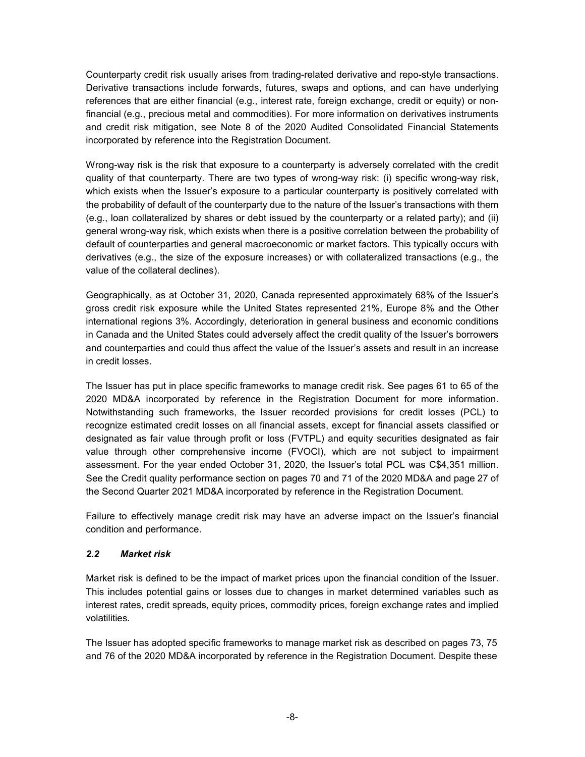Counterparty credit risk usually arises from trading-related derivative and repo-style transactions. Derivative transactions include forwards, futures, swaps and options, and can have underlying references that are either financial (e.g., interest rate, foreign exchange, credit or equity) or non-financial (e.g., precious metal and commodities). For more information on derivatives instruments and credit risk mitigation, see Note 8 of the 2020 Audited Consolidated Financial Statements incorporated by reference into the Registration Document.

Wrong-way risk is the risk that exposure to a counterparty is adversely correlated with the credit quality of that counterparty. There are two types of wrong-way risk: (i) specific wrong-way risk, which exists when the Issuer's exposure to a particular counterparty is positively correlated with the probability of default of the counterparty due to the nature of the Issuer's transactions with them (e.g., loan collateralized by shares or debt issued by the counterparty or a related party); and (ii) general wrong-way risk, which exists when there is a positive correlation between the probability of default of counterparties and general macroeconomic or market factors. This typically occurs with derivatives (e.g., the size of the exposure increases) or with collateralized transactions (e.g., the value of the collateral declines).

Geographically, as at October 31, 2020, Canada represented approximately 68% of the Issuer's gross credit risk exposure while the United States represented 21%, Europe 8% and the Other international regions 3%. Accordingly, deterioration in general business and economic conditions in Canada and the United States could adversely affect the credit quality of the Issuer's borrowers and counterparties and could thus affect the value of the Issuer's assets and result in an increase in credit losses.

The Issuer has put in place specific frameworks to manage credit risk. See pages 61 to 65 of the 2020 MD&A incorporated by reference in the Registration Document for more information. Notwithstanding such frameworks, the Issuer recorded provisions for credit losses (PCL) to recognize estimated credit losses on all financial assets, except for financial assets classified or designated as fair value through profit or loss (FVTPL) and equity securities designated as fair value through other comprehensive income (FVOCI), which are not subject to impairment assessment. For the year ended October 31, 2020, the Issuer's total PCL was C$4,351 million. See the Credit quality performance section on pages 70 and 71 of the 2020 MD&A and page 27 of the Second Quarter 2021 MD&A incorporated by reference in the Registration Document.

Failure to effectively manage credit risk may have an adverse impact on the Issuer's financial condition and performance.

### *2.2 Market risk*

Market risk is defined to be the impact of market prices upon the financial condition of the Issuer. This includes potential gains or losses due to changes in market determined variables such as interest rates, credit spreads, equity prices, commodity prices, foreign exchange rates and implied volatilities.

The Issuer has adopted specific frameworks to manage market risk as described on pages 73, 75 and 76 of the 2020 MD&A incorporated by reference in the Registration Document. Despite these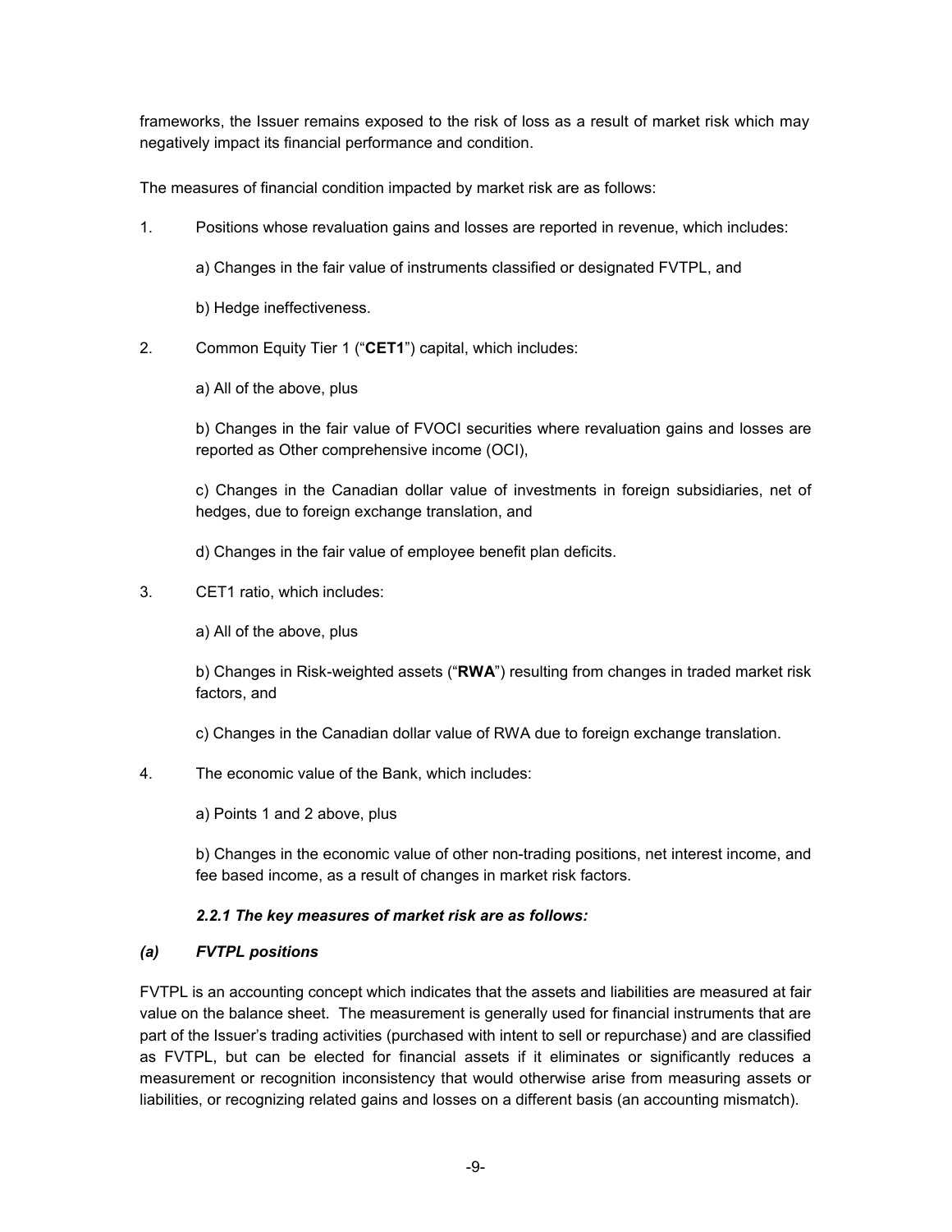frameworks, the Issuer remains exposed to the risk of loss as a result of market risk which may negatively impact its financial performance and condition.

The measures of financial condition impacted by market risk are as follows:

1. Positions whose revaluation gains and losses are reported in revenue, which includes:

   a) Changes in the fair value of instruments classified or designated FVTPL, and

   b) Hedge ineffectiveness.

2. Common Equity Tier 1 ("**CET1**") capital, which includes:

   a) All of the above, plus

   b) Changes in the fair value of FVOCI securities where revaluation gains and losses are reported as Other comprehensive income (OCI),

   c) Changes in the Canadian dollar value of investments in foreign subsidiaries, net of hedges, due to foreign exchange translation, and

   d) Changes in the fair value of employee benefit plan deficits.

3. CET1 ratio, which includes:

   a) All of the above, plus

   b) Changes in Risk-weighted assets ("**RWA**") resulting from changes in traded market risk factors, and

   c) Changes in the Canadian dollar value of RWA due to foreign exchange translation.

4. The economic value of the Bank, which includes:

   a) Points 1 and 2 above, plus

   b) Changes in the economic value of other non-trading positions, net interest income, and fee based income, as a result of changes in market risk factors.

***2.2.1 The key measures of market risk are as follows:***

***(a) FVTPL positions***

FVTPL is an accounting concept which indicates that the assets and liabilities are measured at fair value on the balance sheet. The measurement is generally used for financial instruments that are part of the Issuer's trading activities (purchased with intent to sell or repurchase) and are classified as FVTPL, but can be elected for financial assets if it eliminates or significantly reduces a measurement or recognition inconsistency that would otherwise arise from measuring assets or liabilities, or recognizing related gains and losses on a different basis (an accounting mismatch).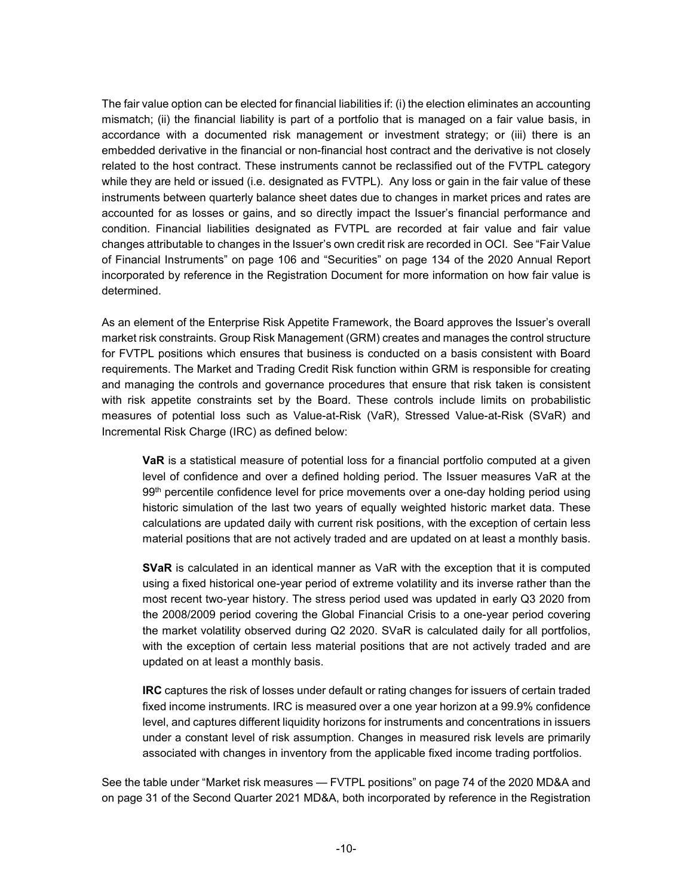The fair value option can be elected for financial liabilities if: (i) the election eliminates an accounting mismatch; (ii) the financial liability is part of a portfolio that is managed on a fair value basis, in accordance with a documented risk management or investment strategy; or (iii) there is an embedded derivative in the financial or non-financial host contract and the derivative is not closely related to the host contract. These instruments cannot be reclassified out of the FVTPL category while they are held or issued (i.e. designated as FVTPL). Any loss or gain in the fair value of these instruments between quarterly balance sheet dates due to changes in market prices and rates are accounted for as losses or gains, and so directly impact the Issuer's financial performance and condition. Financial liabilities designated as FVTPL are recorded at fair value and fair value changes attributable to changes in the Issuer's own credit risk are recorded in OCI. See "Fair Value of Financial Instruments" on page 106 and "Securities" on page 134 of the 2020 Annual Report incorporated by reference in the Registration Document for more information on how fair value is determined.

As an element of the Enterprise Risk Appetite Framework, the Board approves the Issuer's overall market risk constraints. Group Risk Management (GRM) creates and manages the control structure for FVTPL positions which ensures that business is conducted on a basis consistent with Board requirements. The Market and Trading Credit Risk function within GRM is responsible for creating and managing the controls and governance procedures that ensure that risk taken is consistent with risk appetite constraints set by the Board. These controls include limits on probabilistic measures of potential loss such as Value-at-Risk (VaR), Stressed Value-at-Risk (SVaR) and Incremental Risk Charge (IRC) as defined below:

> **VaR** is a statistical measure of potential loss for a financial portfolio computed at a given level of confidence and over a defined holding period. The Issuer measures VaR at the 99th percentile confidence level for price movements over a one-day holding period using historic simulation of the last two years of equally weighted historic market data. These calculations are updated daily with current risk positions, with the exception of certain less material positions that are not actively traded and are updated on at least a monthly basis.
>
> **SVaR** is calculated in an identical manner as VaR with the exception that it is computed using a fixed historical one-year period of extreme volatility and its inverse rather than the most recent two-year history. The stress period used was updated in early Q3 2020 from the 2008/2009 period covering the Global Financial Crisis to a one-year period covering the market volatility observed during Q2 2020. SVaR is calculated daily for all portfolios, with the exception of certain less material positions that are not actively traded and are updated on at least a monthly basis.
>
> **IRC** captures the risk of losses under default or rating changes for issuers of certain traded fixed income instruments. IRC is measured over a one year horizon at a 99.9% confidence level, and captures different liquidity horizons for instruments and concentrations in issuers under a constant level of risk assumption. Changes in measured risk levels are primarily associated with changes in inventory from the applicable fixed income trading portfolios.

See the table under "Market risk measures — FVTPL positions" on page 74 of the 2020 MD&A and on page 31 of the Second Quarter 2021 MD&A, both incorporated by reference in the Registration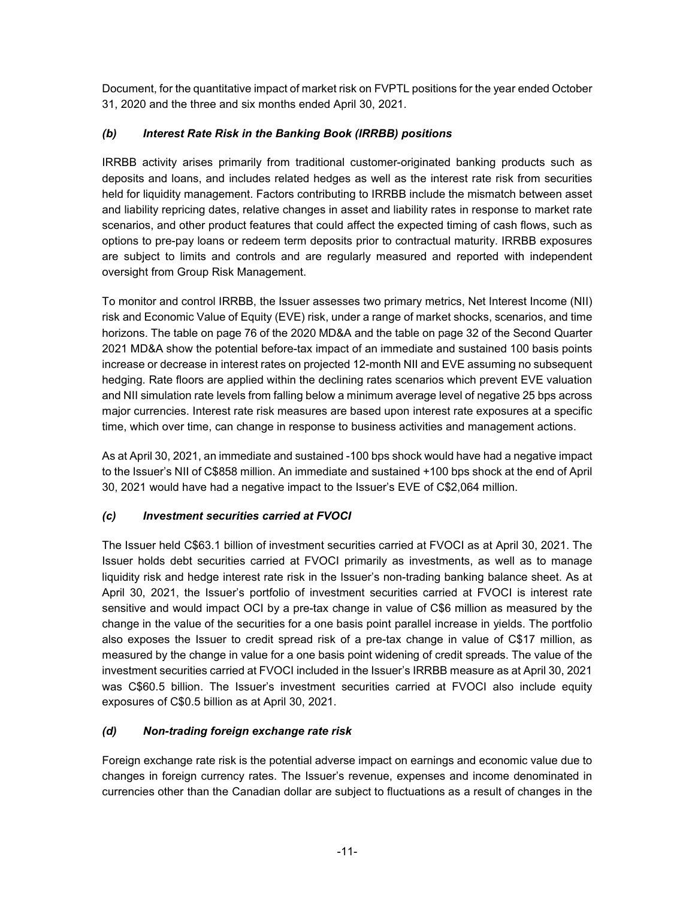Document, for the quantitative impact of market risk on FVPTL positions for the year ended October 31, 2020 and the three and six months ended April 30, 2021.

### *(b) Interest Rate Risk in the Banking Book (IRRBB) positions*

IRRBB activity arises primarily from traditional customer-originated banking products such as deposits and loans, and includes related hedges as well as the interest rate risk from securities held for liquidity management. Factors contributing to IRRBB include the mismatch between asset and liability repricing dates, relative changes in asset and liability rates in response to market rate scenarios, and other product features that could affect the expected timing of cash flows, such as options to pre-pay loans or redeem term deposits prior to contractual maturity. IRRBB exposures are subject to limits and controls and are regularly measured and reported with independent oversight from Group Risk Management.

To monitor and control IRRBB, the Issuer assesses two primary metrics, Net Interest Income (NII) risk and Economic Value of Equity (EVE) risk, under a range of market shocks, scenarios, and time horizons. The table on page 76 of the 2020 MD&A and the table on page 32 of the Second Quarter 2021 MD&A show the potential before-tax impact of an immediate and sustained 100 basis points increase or decrease in interest rates on projected 12-month NII and EVE assuming no subsequent hedging. Rate floors are applied within the declining rates scenarios which prevent EVE valuation and NII simulation rate levels from falling below a minimum average level of negative 25 bps across major currencies. Interest rate risk measures are based upon interest rate exposures at a specific time, which over time, can change in response to business activities and management actions.

As at April 30, 2021, an immediate and sustained -100 bps shock would have had a negative impact to the Issuer's NII of C$858 million. An immediate and sustained +100 bps shock at the end of April 30, 2021 would have had a negative impact to the Issuer's EVE of C$2,064 million.

### *(c) Investment securities carried at FVOCI*

The Issuer held C$63.1 billion of investment securities carried at FVOCI as at April 30, 2021. The Issuer holds debt securities carried at FVOCI primarily as investments, as well as to manage liquidity risk and hedge interest rate risk in the Issuer's non-trading banking balance sheet. As at April 30, 2021, the Issuer's portfolio of investment securities carried at FVOCI is interest rate sensitive and would impact OCI by a pre-tax change in value of C$6 million as measured by the change in the value of the securities for a one basis point parallel increase in yields. The portfolio also exposes the Issuer to credit spread risk of a pre-tax change in value of C$17 million, as measured by the change in value for a one basis point widening of credit spreads. The value of the investment securities carried at FVOCI included in the Issuer's IRRBB measure as at April 30, 2021 was C$60.5 billion. The Issuer's investment securities carried at FVOCI also include equity exposures of C$0.5 billion as at April 30, 2021.

### *(d) Non-trading foreign exchange rate risk*

Foreign exchange rate risk is the potential adverse impact on earnings and economic value due to changes in foreign currency rates. The Issuer's revenue, expenses and income denominated in currencies other than the Canadian dollar are subject to fluctuations as a result of changes in the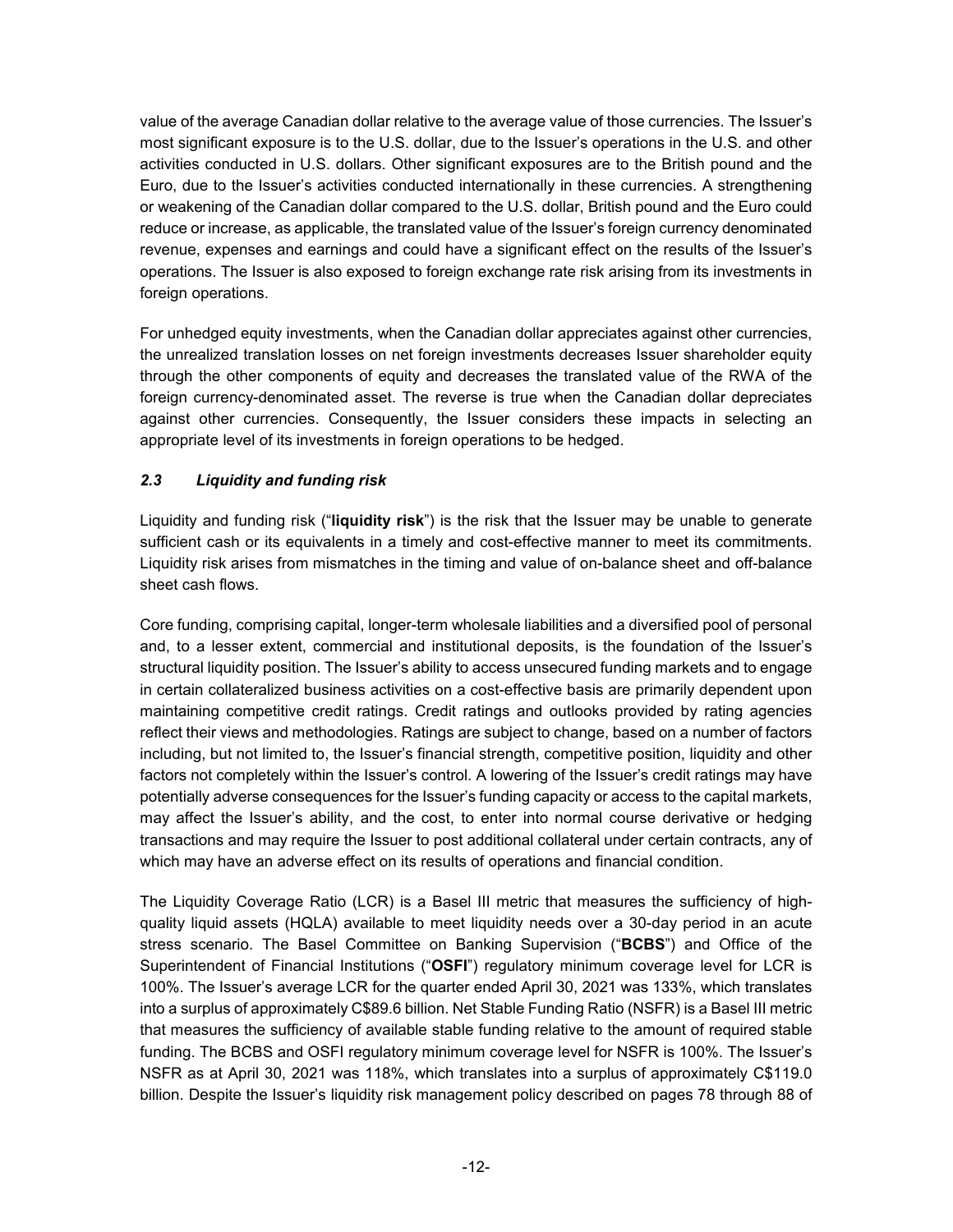value of the average Canadian dollar relative to the average value of those currencies. The Issuer's most significant exposure is to the U.S. dollar, due to the Issuer's operations in the U.S. and other activities conducted in U.S. dollars. Other significant exposures are to the British pound and the Euro, due to the Issuer's activities conducted internationally in these currencies. A strengthening or weakening of the Canadian dollar compared to the U.S. dollar, British pound and the Euro could reduce or increase, as applicable, the translated value of the Issuer's foreign currency denominated revenue, expenses and earnings and could have a significant effect on the results of the Issuer's operations. The Issuer is also exposed to foreign exchange rate risk arising from its investments in foreign operations.

For unhedged equity investments, when the Canadian dollar appreciates against other currencies, the unrealized translation losses on net foreign investments decreases Issuer shareholder equity through the other components of equity and decreases the translated value of the RWA of the foreign currency-denominated asset. The reverse is true when the Canadian dollar depreciates against other currencies. Consequently, the Issuer considers these impacts in selecting an appropriate level of its investments in foreign operations to be hedged.

### *2.3 Liquidity and funding risk*

Liquidity and funding risk ("**liquidity risk**") is the risk that the Issuer may be unable to generate sufficient cash or its equivalents in a timely and cost-effective manner to meet its commitments. Liquidity risk arises from mismatches in the timing and value of on-balance sheet and off-balance sheet cash flows.

Core funding, comprising capital, longer-term wholesale liabilities and a diversified pool of personal and, to a lesser extent, commercial and institutional deposits, is the foundation of the Issuer's structural liquidity position. The Issuer's ability to access unsecured funding markets and to engage in certain collateralized business activities on a cost-effective basis are primarily dependent upon maintaining competitive credit ratings. Credit ratings and outlooks provided by rating agencies reflect their views and methodologies. Ratings are subject to change, based on a number of factors including, but not limited to, the Issuer's financial strength, competitive position, liquidity and other factors not completely within the Issuer's control. A lowering of the Issuer's credit ratings may have potentially adverse consequences for the Issuer's funding capacity or access to the capital markets, may affect the Issuer's ability, and the cost, to enter into normal course derivative or hedging transactions and may require the Issuer to post additional collateral under certain contracts, any of which may have an adverse effect on its results of operations and financial condition.

The Liquidity Coverage Ratio (LCR) is a Basel III metric that measures the sufficiency of high-quality liquid assets (HQLA) available to meet liquidity needs over a 30-day period in an acute stress scenario. The Basel Committee on Banking Supervision ("**BCBS**") and Office of the Superintendent of Financial Institutions ("**OSFI**") regulatory minimum coverage level for LCR is 100%. The Issuer's average LCR for the quarter ended April 30, 2021 was 133%, which translates into a surplus of approximately C$89.6 billion. Net Stable Funding Ratio (NSFR) is a Basel III metric that measures the sufficiency of available stable funding relative to the amount of required stable funding. The BCBS and OSFI regulatory minimum coverage level for NSFR is 100%. The Issuer's NSFR as at April 30, 2021 was 118%, which translates into a surplus of approximately C$119.0 billion. Despite the Issuer's liquidity risk management policy described on pages 78 through 88 of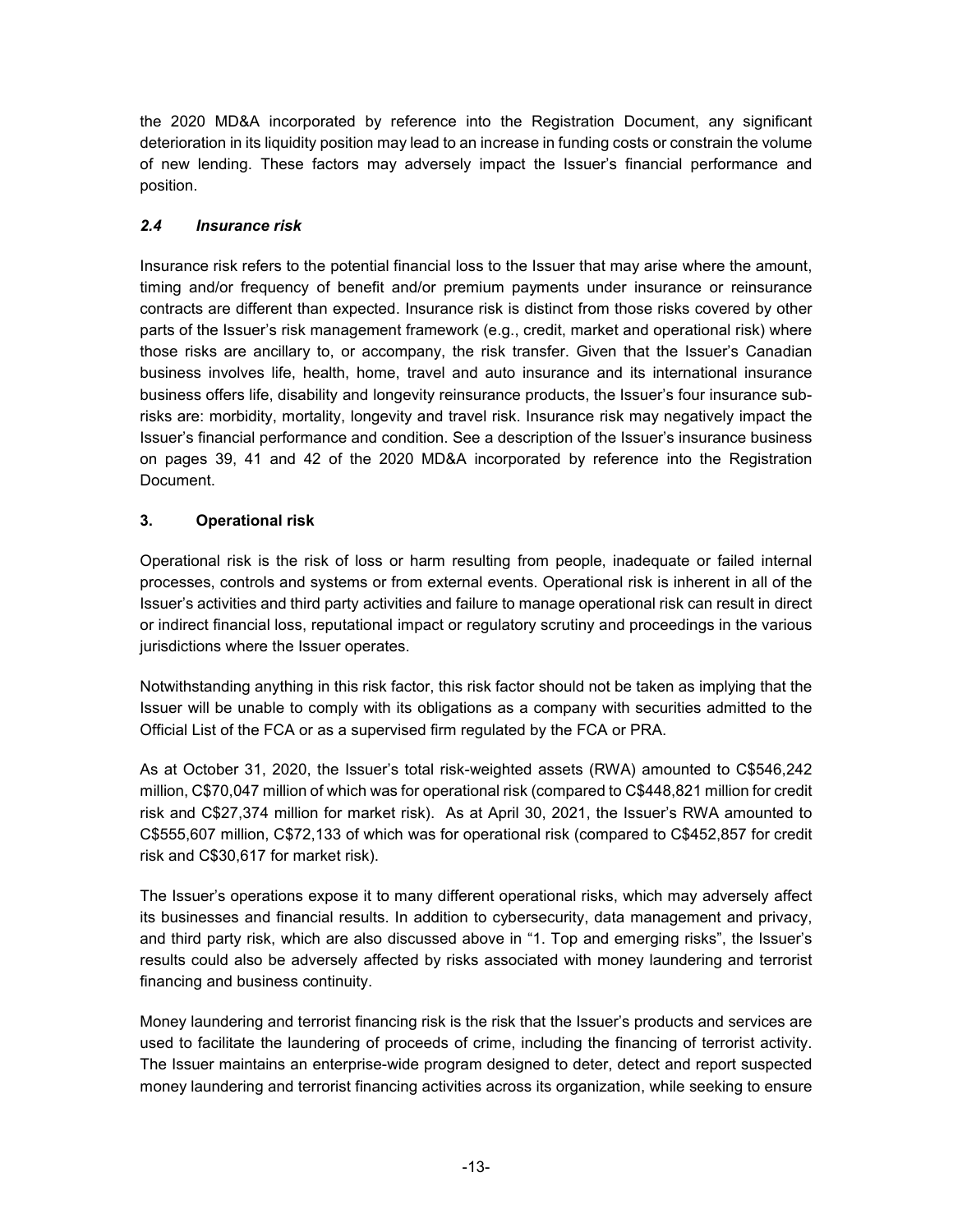the 2020 MD&A incorporated by reference into the Registration Document, any significant deterioration in its liquidity position may lead to an increase in funding costs or constrain the volume of new lending. These factors may adversely impact the Issuer's financial performance and position.

### *2.4 Insurance risk*

Insurance risk refers to the potential financial loss to the Issuer that may arise where the amount, timing and/or frequency of benefit and/or premium payments under insurance or reinsurance contracts are different than expected. Insurance risk is distinct from those risks covered by other parts of the Issuer's risk management framework (e.g., credit, market and operational risk) where those risks are ancillary to, or accompany, the risk transfer. Given that the Issuer's Canadian business involves life, health, home, travel and auto insurance and its international insurance business offers life, disability and longevity reinsurance products, the Issuer's four insurance sub-risks are: morbidity, mortality, longevity and travel risk. Insurance risk may negatively impact the Issuer's financial performance and condition. See a description of the Issuer's insurance business on pages 39, 41 and 42 of the 2020 MD&A incorporated by reference into the Registration Document.

## 3. Operational risk

Operational risk is the risk of loss or harm resulting from people, inadequate or failed internal processes, controls and systems or from external events. Operational risk is inherent in all of the Issuer's activities and third party activities and failure to manage operational risk can result in direct or indirect financial loss, reputational impact or regulatory scrutiny and proceedings in the various jurisdictions where the Issuer operates.

Notwithstanding anything in this risk factor, this risk factor should not be taken as implying that the Issuer will be unable to comply with its obligations as a company with securities admitted to the Official List of the FCA or as a supervised firm regulated by the FCA or PRA.

As at October 31, 2020, the Issuer's total risk-weighted assets (RWA) amounted to C$546,242 million, C$70,047 million of which was for operational risk (compared to C$448,821 million for credit risk and C$27,374 million for market risk). As at April 30, 2021, the Issuer's RWA amounted to C$555,607 million, C$72,133 of which was for operational risk (compared to C$452,857 for credit risk and C$30,617 for market risk).

The Issuer's operations expose it to many different operational risks, which may adversely affect its businesses and financial results. In addition to cybersecurity, data management and privacy, and third party risk, which are also discussed above in "1. Top and emerging risks", the Issuer's results could also be adversely affected by risks associated with money laundering and terrorist financing and business continuity.

Money laundering and terrorist financing risk is the risk that the Issuer's products and services are used to facilitate the laundering of proceeds of crime, including the financing of terrorist activity. The Issuer maintains an enterprise-wide program designed to deter, detect and report suspected money laundering and terrorist financing activities across its organization, while seeking to ensure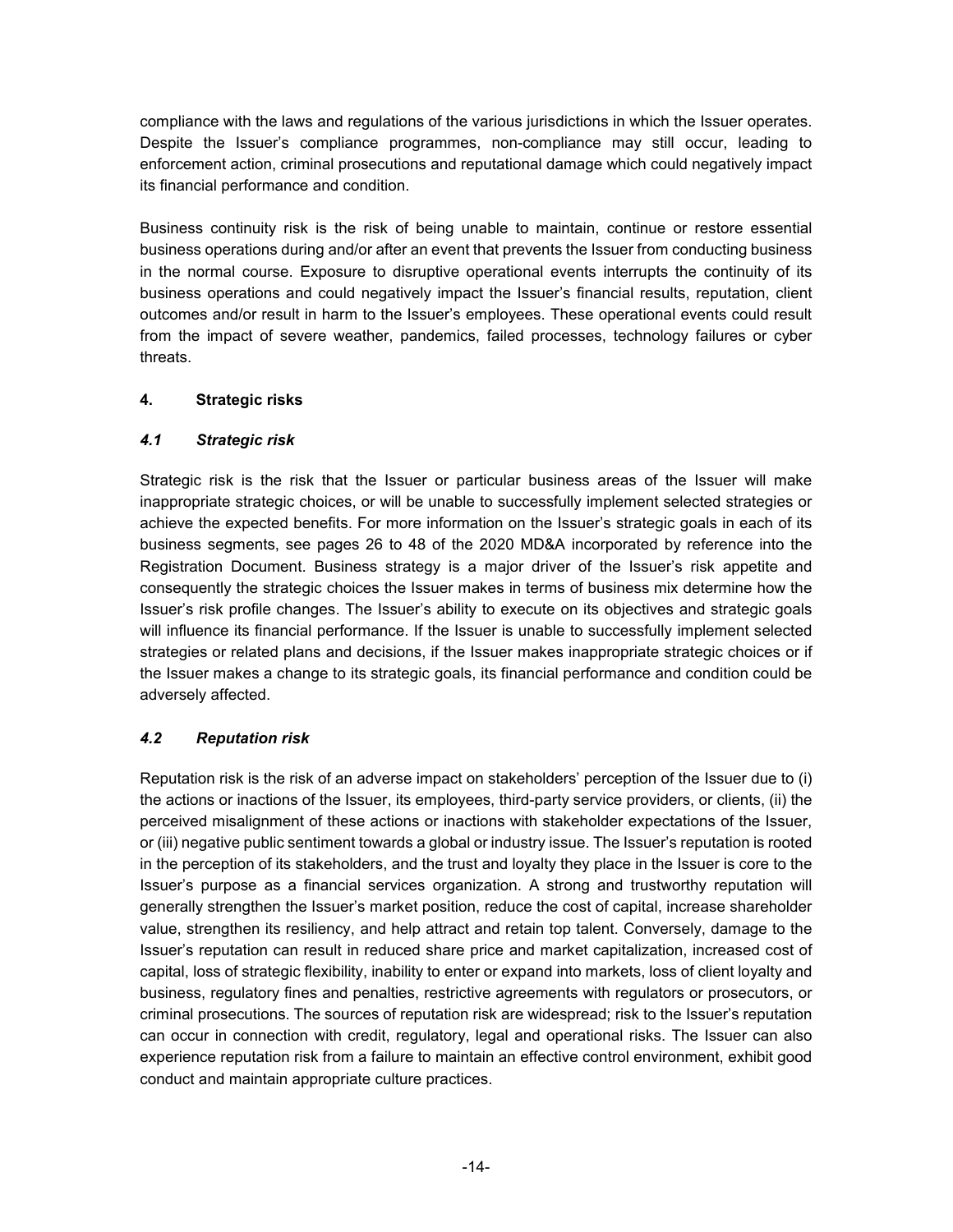compliance with the laws and regulations of the various jurisdictions in which the Issuer operates. Despite the Issuer's compliance programmes, non-compliance may still occur, leading to enforcement action, criminal prosecutions and reputational damage which could negatively impact its financial performance and condition.

Business continuity risk is the risk of being unable to maintain, continue or restore essential business operations during and/or after an event that prevents the Issuer from conducting business in the normal course. Exposure to disruptive operational events interrupts the continuity of its business operations and could negatively impact the Issuer's financial results, reputation, client outcomes and/or result in harm to the Issuer's employees. These operational events could result from the impact of severe weather, pandemics, failed processes, technology failures or cyber threats.

## 4. Strategic risks

### *4.1 Strategic risk*

Strategic risk is the risk that the Issuer or particular business areas of the Issuer will make inappropriate strategic choices, or will be unable to successfully implement selected strategies or achieve the expected benefits. For more information on the Issuer's strategic goals in each of its business segments, see pages 26 to 48 of the 2020 MD&A incorporated by reference into the Registration Document. Business strategy is a major driver of the Issuer's risk appetite and consequently the strategic choices the Issuer makes in terms of business mix determine how the Issuer's risk profile changes. The Issuer's ability to execute on its objectives and strategic goals will influence its financial performance. If the Issuer is unable to successfully implement selected strategies or related plans and decisions, if the Issuer makes inappropriate strategic choices or if the Issuer makes a change to its strategic goals, its financial performance and condition could be adversely affected.

### *4.2 Reputation risk*

Reputation risk is the risk of an adverse impact on stakeholders' perception of the Issuer due to (i) the actions or inactions of the Issuer, its employees, third-party service providers, or clients, (ii) the perceived misalignment of these actions or inactions with stakeholder expectations of the Issuer, or (iii) negative public sentiment towards a global or industry issue. The Issuer's reputation is rooted in the perception of its stakeholders, and the trust and loyalty they place in the Issuer is core to the Issuer's purpose as a financial services organization. A strong and trustworthy reputation will generally strengthen the Issuer's market position, reduce the cost of capital, increase shareholder value, strengthen its resiliency, and help attract and retain top talent. Conversely, damage to the Issuer's reputation can result in reduced share price and market capitalization, increased cost of capital, loss of strategic flexibility, inability to enter or expand into markets, loss of client loyalty and business, regulatory fines and penalties, restrictive agreements with regulators or prosecutors, or criminal prosecutions. The sources of reputation risk are widespread; risk to the Issuer's reputation can occur in connection with credit, regulatory, legal and operational risks. The Issuer can also experience reputation risk from a failure to maintain an effective control environment, exhibit good conduct and maintain appropriate culture practices.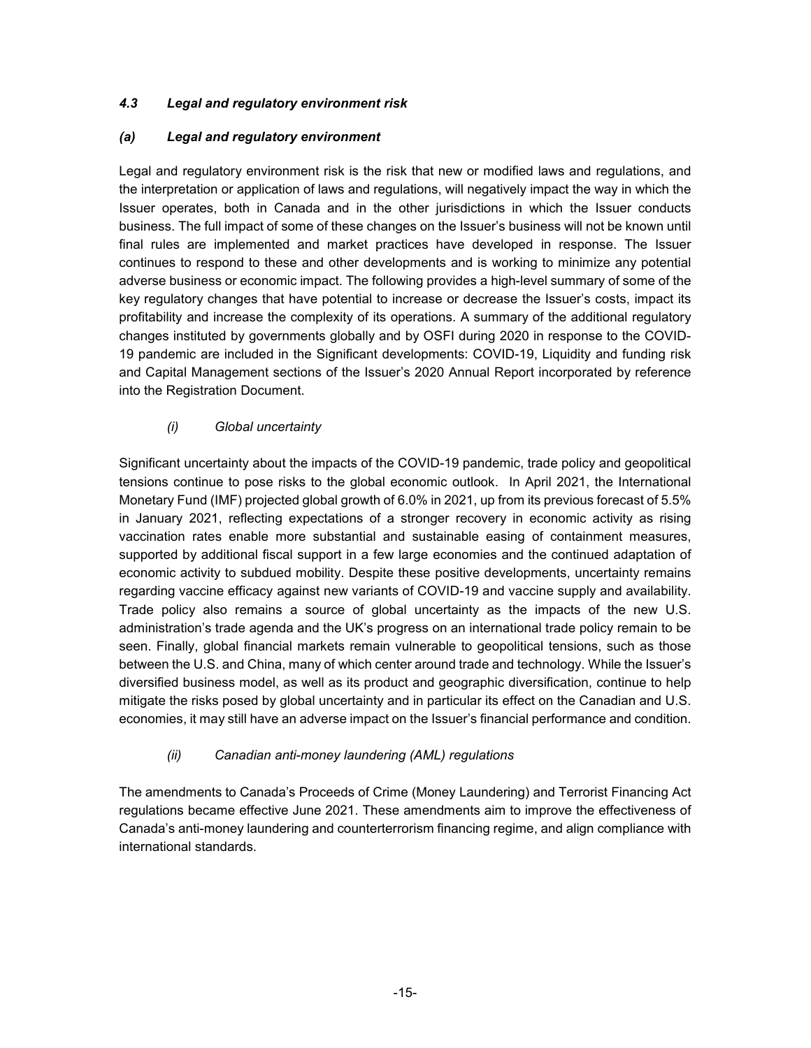### *4.3 Legal and regulatory environment risk*

#### *(a) Legal and regulatory environment*

Legal and regulatory environment risk is the risk that new or modified laws and regulations, and the interpretation or application of laws and regulations, will negatively impact the way in which the Issuer operates, both in Canada and in the other jurisdictions in which the Issuer conducts business. The full impact of some of these changes on the Issuer's business will not be known until final rules are implemented and market practices have developed in response. The Issuer continues to respond to these and other developments and is working to minimize any potential adverse business or economic impact. The following provides a high-level summary of some of the key regulatory changes that have potential to increase or decrease the Issuer's costs, impact its profitability and increase the complexity of its operations. A summary of the additional regulatory changes instituted by governments globally and by OSFI during 2020 in response to the COVID-19 pandemic are included in the Significant developments: COVID-19, Liquidity and funding risk and Capital Management sections of the Issuer's 2020 Annual Report incorporated by reference into the Registration Document.

*(i) Global uncertainty*

Significant uncertainty about the impacts of the COVID-19 pandemic, trade policy and geopolitical tensions continue to pose risks to the global economic outlook. In April 2021, the International Monetary Fund (IMF) projected global growth of 6.0% in 2021, up from its previous forecast of 5.5% in January 2021, reflecting expectations of a stronger recovery in economic activity as rising vaccination rates enable more substantial and sustainable easing of containment measures, supported by additional fiscal support in a few large economies and the continued adaptation of economic activity to subdued mobility. Despite these positive developments, uncertainty remains regarding vaccine efficacy against new variants of COVID-19 and vaccine supply and availability. Trade policy also remains a source of global uncertainty as the impacts of the new U.S. administration's trade agenda and the UK's progress on an international trade policy remain to be seen. Finally, global financial markets remain vulnerable to geopolitical tensions, such as those between the U.S. and China, many of which center around trade and technology. While the Issuer's diversified business model, as well as its product and geographic diversification, continue to help mitigate the risks posed by global uncertainty and in particular its effect on the Canadian and U.S. economies, it may still have an adverse impact on the Issuer's financial performance and condition.

*(ii) Canadian anti-money laundering (AML) regulations*

The amendments to Canada's Proceeds of Crime (Money Laundering) and Terrorist Financing Act regulations became effective June 2021. These amendments aim to improve the effectiveness of Canada's anti-money laundering and counterterrorism financing regime, and align compliance with international standards.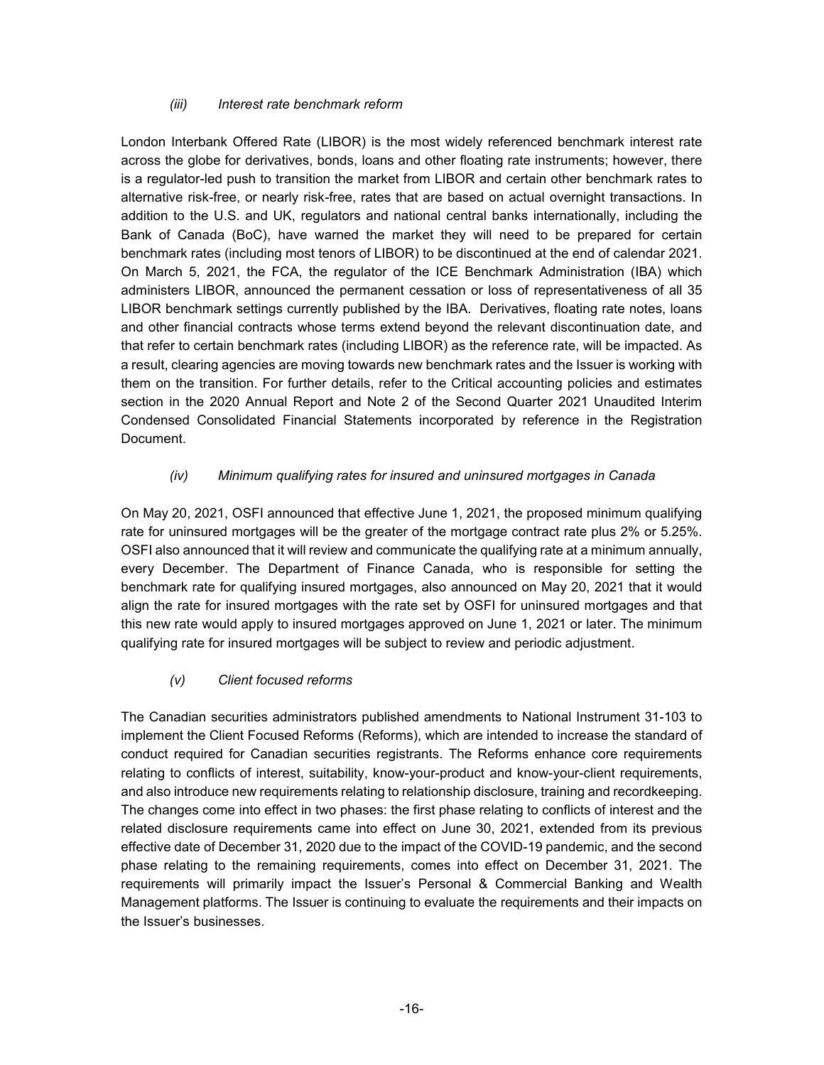### *(iii) Interest rate benchmark reform*

London Interbank Offered Rate (LIBOR) is the most widely referenced benchmark interest rate across the globe for derivatives, bonds, loans and other floating rate instruments; however, there is a regulator-led push to transition the market from LIBOR and certain other benchmark rates to alternative risk-free, or nearly risk-free, rates that are based on actual overnight transactions. In addition to the U.S. and UK, regulators and national central banks internationally, including the Bank of Canada (BoC), have warned the market they will need to be prepared for certain benchmark rates (including most tenors of LIBOR) to be discontinued at the end of calendar 2021. On March 5, 2021, the FCA, the regulator of the ICE Benchmark Administration (IBA) which administers LIBOR, announced the permanent cessation or loss of representativeness of all 35 LIBOR benchmark settings currently published by the IBA. Derivatives, floating rate notes, loans and other financial contracts whose terms extend beyond the relevant discontinuation date, and that refer to certain benchmark rates (including LIBOR) as the reference rate, will be impacted. As a result, clearing agencies are moving towards new benchmark rates and the Issuer is working with them on the transition. For further details, refer to the Critical accounting policies and estimates section in the 2020 Annual Report and Note 2 of the Second Quarter 2021 Unaudited Interim Condensed Consolidated Financial Statements incorporated by reference in the Registration Document.

### *(iv) Minimum qualifying rates for insured and uninsured mortgages in Canada*

On May 20, 2021, OSFI announced that effective June 1, 2021, the proposed minimum qualifying rate for uninsured mortgages will be the greater of the mortgage contract rate plus 2% or 5.25%. OSFI also announced that it will review and communicate the qualifying rate at a minimum annually, every December. The Department of Finance Canada, who is responsible for setting the benchmark rate for qualifying insured mortgages, also announced on May 20, 2021 that it would align the rate for insured mortgages with the rate set by OSFI for uninsured mortgages and that this new rate would apply to insured mortgages approved on June 1, 2021 or later. The minimum qualifying rate for insured mortgages will be subject to review and periodic adjustment.

### *(v) Client focused reforms*

The Canadian securities administrators published amendments to National Instrument 31-103 to implement the Client Focused Reforms (Reforms), which are intended to increase the standard of conduct required for Canadian securities registrants. The Reforms enhance core requirements relating to conflicts of interest, suitability, know-your-product and know-your-client requirements, and also introduce new requirements relating to relationship disclosure, training and recordkeeping. The changes come into effect in two phases: the first phase relating to conflicts of interest and the related disclosure requirements came into effect on June 30, 2021, extended from its previous effective date of December 31, 2020 due to the impact of the COVID-19 pandemic, and the second phase relating to the remaining requirements, comes into effect on December 31, 2021. The requirements will primarily impact the Issuer's Personal & Commercial Banking and Wealth Management platforms. The Issuer is continuing to evaluate the requirements and their impacts on the Issuer's businesses.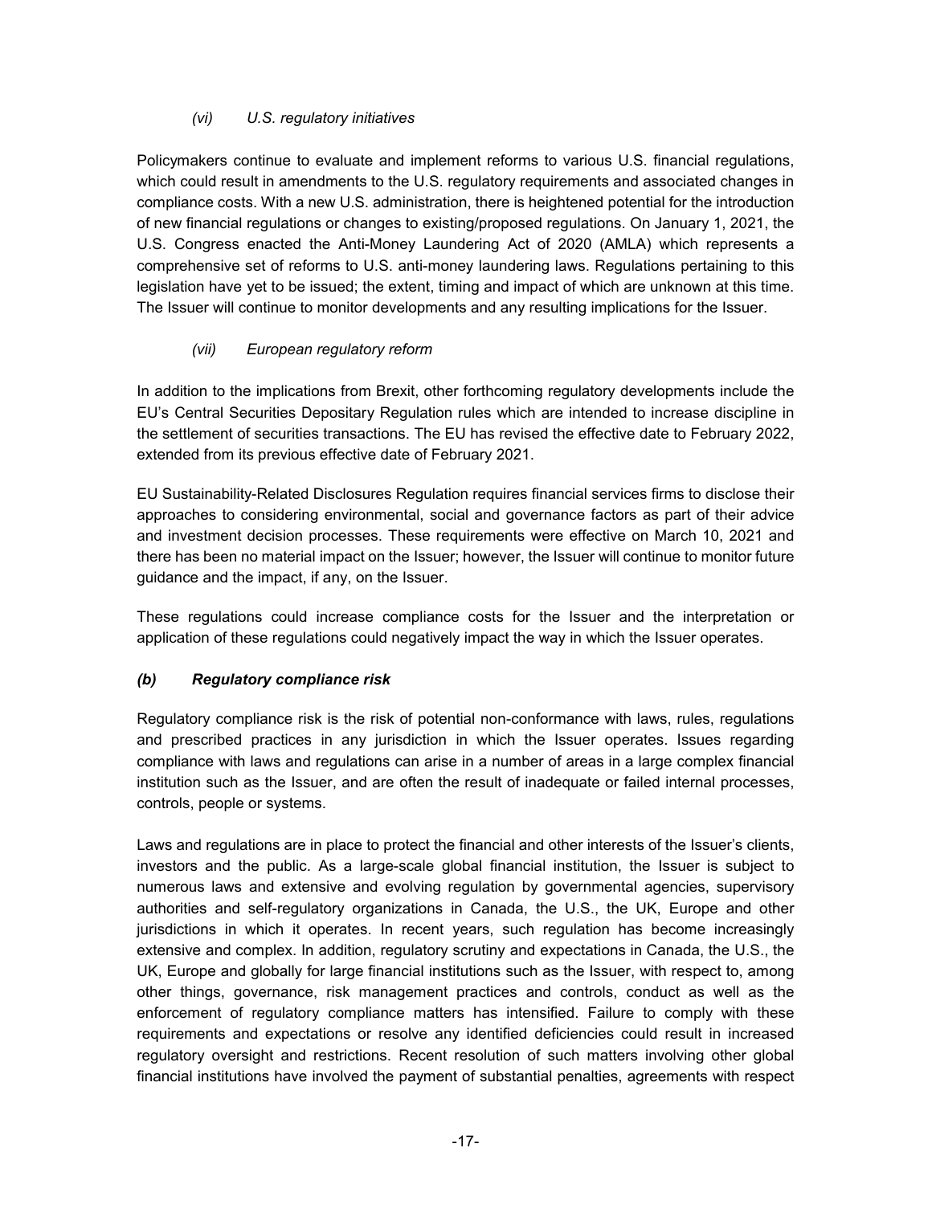#### *(vi) U.S. regulatory initiatives*

Policymakers continue to evaluate and implement reforms to various U.S. financial regulations, which could result in amendments to the U.S. regulatory requirements and associated changes in compliance costs. With a new U.S. administration, there is heightened potential for the introduction of new financial regulations or changes to existing/proposed regulations. On January 1, 2021, the U.S. Congress enacted the Anti-Money Laundering Act of 2020 (AMLA) which represents a comprehensive set of reforms to U.S. anti-money laundering laws. Regulations pertaining to this legislation have yet to be issued; the extent, timing and impact of which are unknown at this time. The Issuer will continue to monitor developments and any resulting implications for the Issuer.

#### *(vii) European regulatory reform*

In addition to the implications from Brexit, other forthcoming regulatory developments include the EU's Central Securities Depositary Regulation rules which are intended to increase discipline in the settlement of securities transactions. The EU has revised the effective date to February 2022, extended from its previous effective date of February 2021.

EU Sustainability-Related Disclosures Regulation requires financial services firms to disclose their approaches to considering environmental, social and governance factors as part of their advice and investment decision processes. These requirements were effective on March 10, 2021 and there has been no material impact on the Issuer; however, the Issuer will continue to monitor future guidance and the impact, if any, on the Issuer.

These regulations could increase compliance costs for the Issuer and the interpretation or application of these regulations could negatively impact the way in which the Issuer operates.

### *(b) Regulatory compliance risk*

Regulatory compliance risk is the risk of potential non-conformance with laws, rules, regulations and prescribed practices in any jurisdiction in which the Issuer operates. Issues regarding compliance with laws and regulations can arise in a number of areas in a large complex financial institution such as the Issuer, and are often the result of inadequate or failed internal processes, controls, people or systems.

Laws and regulations are in place to protect the financial and other interests of the Issuer's clients, investors and the public. As a large-scale global financial institution, the Issuer is subject to numerous laws and extensive and evolving regulation by governmental agencies, supervisory authorities and self-regulatory organizations in Canada, the U.S., the UK, Europe and other jurisdictions in which it operates. In recent years, such regulation has become increasingly extensive and complex. In addition, regulatory scrutiny and expectations in Canada, the U.S., the UK, Europe and globally for large financial institutions such as the Issuer, with respect to, among other things, governance, risk management practices and controls, conduct as well as the enforcement of regulatory compliance matters has intensified. Failure to comply with these requirements and expectations or resolve any identified deficiencies could result in increased regulatory oversight and restrictions. Recent resolution of such matters involving other global financial institutions have involved the payment of substantial penalties, agreements with respect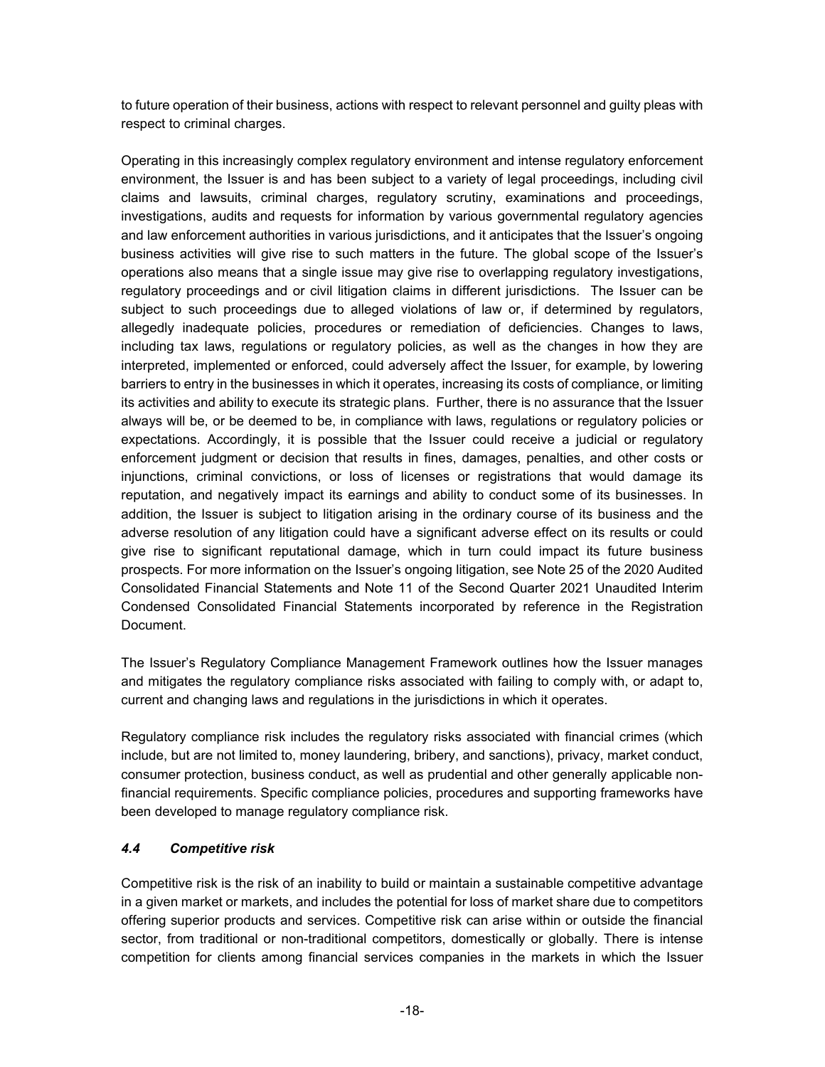to future operation of their business, actions with respect to relevant personnel and guilty pleas with respect to criminal charges.

Operating in this increasingly complex regulatory environment and intense regulatory enforcement environment, the Issuer is and has been subject to a variety of legal proceedings, including civil claims and lawsuits, criminal charges, regulatory scrutiny, examinations and proceedings, investigations, audits and requests for information by various governmental regulatory agencies and law enforcement authorities in various jurisdictions, and it anticipates that the Issuer's ongoing business activities will give rise to such matters in the future. The global scope of the Issuer's operations also means that a single issue may give rise to overlapping regulatory investigations, regulatory proceedings and or civil litigation claims in different jurisdictions. The Issuer can be subject to such proceedings due to alleged violations of law or, if determined by regulators, allegedly inadequate policies, procedures or remediation of deficiencies. Changes to laws, including tax laws, regulations or regulatory policies, as well as the changes in how they are interpreted, implemented or enforced, could adversely affect the Issuer, for example, by lowering barriers to entry in the businesses in which it operates, increasing its costs of compliance, or limiting its activities and ability to execute its strategic plans. Further, there is no assurance that the Issuer always will be, or be deemed to be, in compliance with laws, regulations or regulatory policies or expectations. Accordingly, it is possible that the Issuer could receive a judicial or regulatory enforcement judgment or decision that results in fines, damages, penalties, and other costs or injunctions, criminal convictions, or loss of licenses or registrations that would damage its reputation, and negatively impact its earnings and ability to conduct some of its businesses. In addition, the Issuer is subject to litigation arising in the ordinary course of its business and the adverse resolution of any litigation could have a significant adverse effect on its results or could give rise to significant reputational damage, which in turn could impact its future business prospects. For more information on the Issuer's ongoing litigation, see Note 25 of the 2020 Audited Consolidated Financial Statements and Note 11 of the Second Quarter 2021 Unaudited Interim Condensed Consolidated Financial Statements incorporated by reference in the Registration Document.

The Issuer's Regulatory Compliance Management Framework outlines how the Issuer manages and mitigates the regulatory compliance risks associated with failing to comply with, or adapt to, current and changing laws and regulations in the jurisdictions in which it operates.

Regulatory compliance risk includes the regulatory risks associated with financial crimes (which include, but are not limited to, money laundering, bribery, and sanctions), privacy, market conduct, consumer protection, business conduct, as well as prudential and other generally applicable non-financial requirements. Specific compliance policies, procedures and supporting frameworks have been developed to manage regulatory compliance risk.

### *4.4 Competitive risk*

Competitive risk is the risk of an inability to build or maintain a sustainable competitive advantage in a given market or markets, and includes the potential for loss of market share due to competitors offering superior products and services. Competitive risk can arise within or outside the financial sector, from traditional or non-traditional competitors, domestically or globally. There is intense competition for clients among financial services companies in the markets in which the Issuer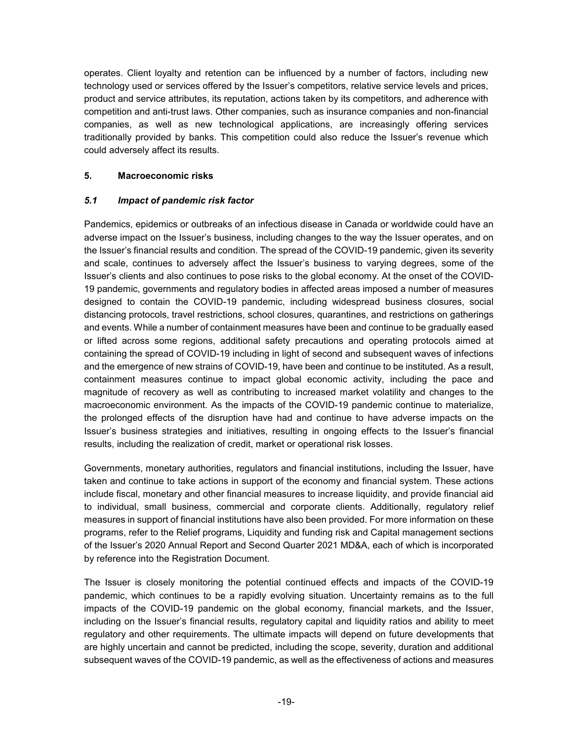operates. Client loyalty and retention can be influenced by a number of factors, including new technology used or services offered by the Issuer's competitors, relative service levels and prices, product and service attributes, its reputation, actions taken by its competitors, and adherence with competition and anti-trust laws. Other companies, such as insurance companies and non-financial companies, as well as new technological applications, are increasingly offering services traditionally provided by banks. This competition could also reduce the Issuer's revenue which could adversely affect its results.

## 5. Macroeconomic risks

### *5.1 Impact of pandemic risk factor*

Pandemics, epidemics or outbreaks of an infectious disease in Canada or worldwide could have an adverse impact on the Issuer's business, including changes to the way the Issuer operates, and on the Issuer's financial results and condition. The spread of the COVID-19 pandemic, given its severity and scale, continues to adversely affect the Issuer's business to varying degrees, some of the Issuer's clients and also continues to pose risks to the global economy. At the onset of the COVID-19 pandemic, governments and regulatory bodies in affected areas imposed a number of measures designed to contain the COVID-19 pandemic, including widespread business closures, social distancing protocols, travel restrictions, school closures, quarantines, and restrictions on gatherings and events. While a number of containment measures have been and continue to be gradually eased or lifted across some regions, additional safety precautions and operating protocols aimed at containing the spread of COVID-19 including in light of second and subsequent waves of infections and the emergence of new strains of COVID-19, have been and continue to be instituted. As a result, containment measures continue to impact global economic activity, including the pace and magnitude of recovery as well as contributing to increased market volatility and changes to the macroeconomic environment. As the impacts of the COVID-19 pandemic continue to materialize, the prolonged effects of the disruption have had and continue to have adverse impacts on the Issuer's business strategies and initiatives, resulting in ongoing effects to the Issuer's financial results, including the realization of credit, market or operational risk losses.

Governments, monetary authorities, regulators and financial institutions, including the Issuer, have taken and continue to take actions in support of the economy and financial system. These actions include fiscal, monetary and other financial measures to increase liquidity, and provide financial aid to individual, small business, commercial and corporate clients. Additionally, regulatory relief measures in support of financial institutions have also been provided. For more information on these programs, refer to the Relief programs, Liquidity and funding risk and Capital management sections of the Issuer's 2020 Annual Report and Second Quarter 2021 MD&A, each of which is incorporated by reference into the Registration Document.

The Issuer is closely monitoring the potential continued effects and impacts of the COVID-19 pandemic, which continues to be a rapidly evolving situation. Uncertainty remains as to the full impacts of the COVID-19 pandemic on the global economy, financial markets, and the Issuer, including on the Issuer's financial results, regulatory capital and liquidity ratios and ability to meet regulatory and other requirements. The ultimate impacts will depend on future developments that are highly uncertain and cannot be predicted, including the scope, severity, duration and additional subsequent waves of the COVID-19 pandemic, as well as the effectiveness of actions and measures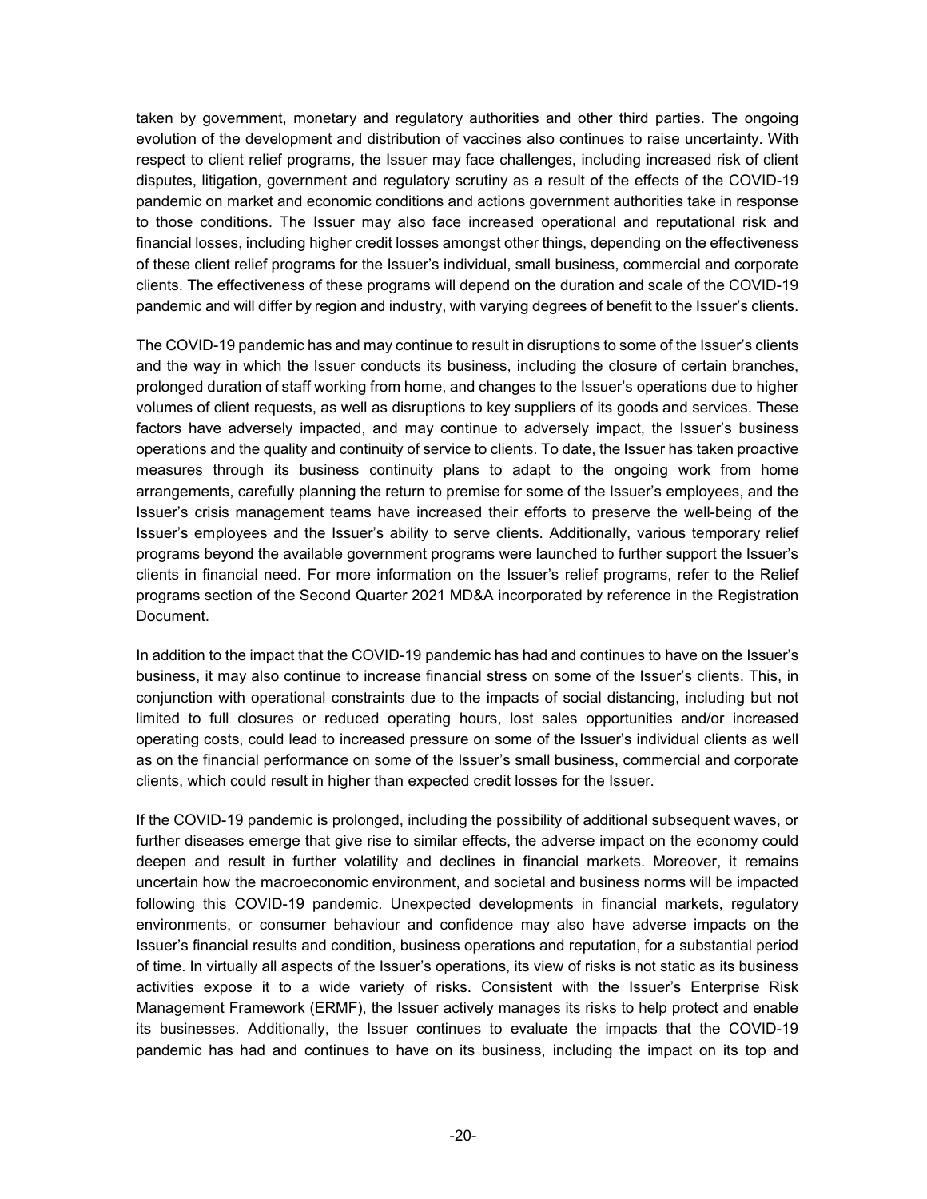taken by government, monetary and regulatory authorities and other third parties. The ongoing evolution of the development and distribution of vaccines also continues to raise uncertainty. With respect to client relief programs, the Issuer may face challenges, including increased risk of client disputes, litigation, government and regulatory scrutiny as a result of the effects of the COVID-19 pandemic on market and economic conditions and actions government authorities take in response to those conditions. The Issuer may also face increased operational and reputational risk and financial losses, including higher credit losses amongst other things, depending on the effectiveness of these client relief programs for the Issuer's individual, small business, commercial and corporate clients. The effectiveness of these programs will depend on the duration and scale of the COVID-19 pandemic and will differ by region and industry, with varying degrees of benefit to the Issuer's clients.

The COVID-19 pandemic has and may continue to result in disruptions to some of the Issuer's clients and the way in which the Issuer conducts its business, including the closure of certain branches, prolonged duration of staff working from home, and changes to the Issuer's operations due to higher volumes of client requests, as well as disruptions to key suppliers of its goods and services. These factors have adversely impacted, and may continue to adversely impact, the Issuer's business operations and the quality and continuity of service to clients. To date, the Issuer has taken proactive measures through its business continuity plans to adapt to the ongoing work from home arrangements, carefully planning the return to premise for some of the Issuer's employees, and the Issuer's crisis management teams have increased their efforts to preserve the well-being of the Issuer's employees and the Issuer's ability to serve clients. Additionally, various temporary relief programs beyond the available government programs were launched to further support the Issuer's clients in financial need. For more information on the Issuer's relief programs, refer to the Relief programs section of the Second Quarter 2021 MD&A incorporated by reference in the Registration Document.

In addition to the impact that the COVID-19 pandemic has had and continues to have on the Issuer's business, it may also continue to increase financial stress on some of the Issuer's clients. This, in conjunction with operational constraints due to the impacts of social distancing, including but not limited to full closures or reduced operating hours, lost sales opportunities and/or increased operating costs, could lead to increased pressure on some of the Issuer's individual clients as well as on the financial performance on some of the Issuer's small business, commercial and corporate clients, which could result in higher than expected credit losses for the Issuer.

If the COVID-19 pandemic is prolonged, including the possibility of additional subsequent waves, or further diseases emerge that give rise to similar effects, the adverse impact on the economy could deepen and result in further volatility and declines in financial markets. Moreover, it remains uncertain how the macroeconomic environment, and societal and business norms will be impacted following this COVID-19 pandemic. Unexpected developments in financial markets, regulatory environments, or consumer behaviour and confidence may also have adverse impacts on the Issuer's financial results and condition, business operations and reputation, for a substantial period of time. In virtually all aspects of the Issuer's operations, its view of risks is not static as its business activities expose it to a wide variety of risks. Consistent with the Issuer's Enterprise Risk Management Framework (ERMF), the Issuer actively manages its risks to help protect and enable its businesses. Additionally, the Issuer continues to evaluate the impacts that the COVID-19 pandemic has had and continues to have on its business, including the impact on its top and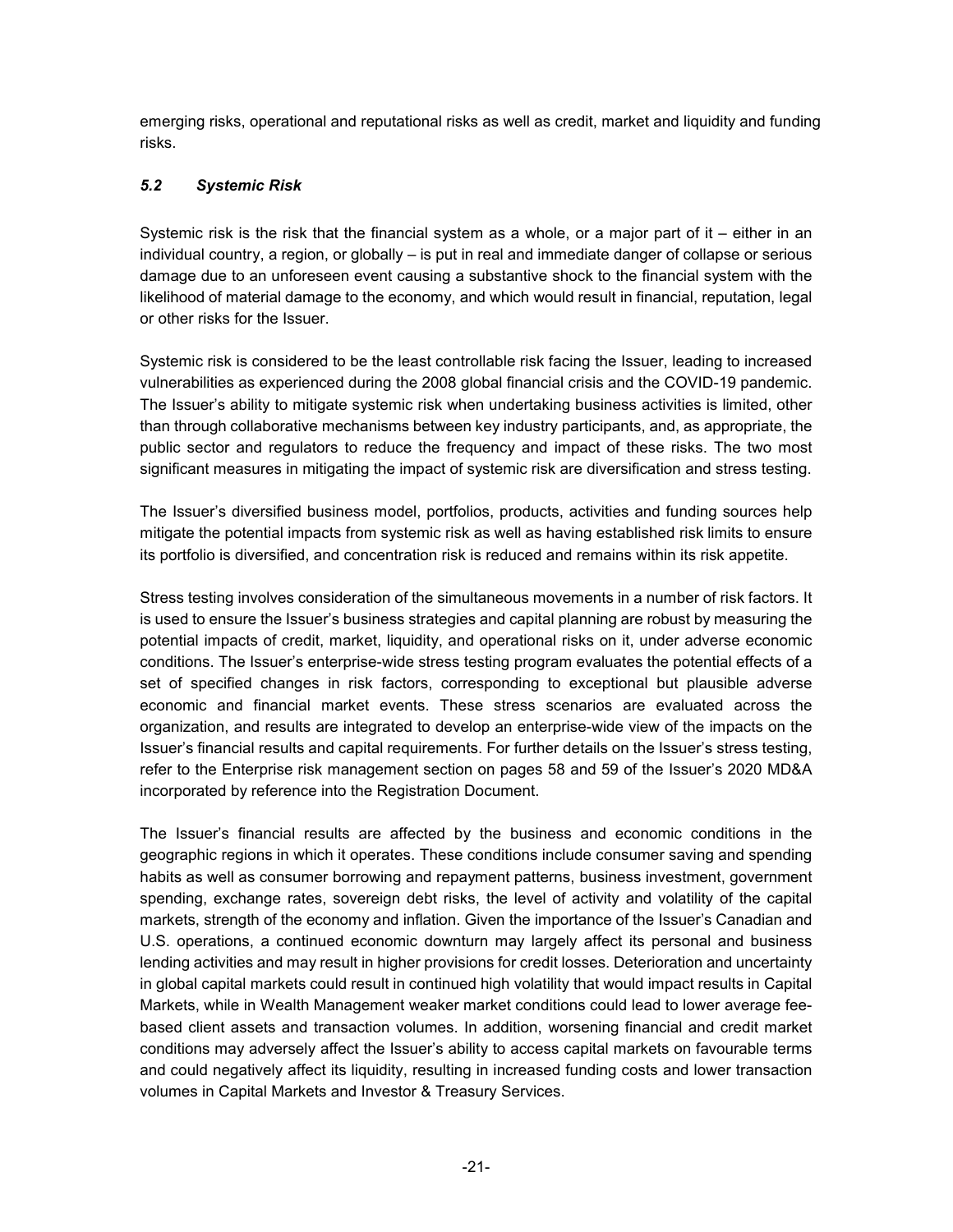emerging risks, operational and reputational risks as well as credit, market and liquidity and funding risks.

### *5.2 Systemic Risk*

Systemic risk is the risk that the financial system as a whole, or a major part of it – either in an individual country, a region, or globally – is put in real and immediate danger of collapse or serious damage due to an unforeseen event causing a substantive shock to the financial system with the likelihood of material damage to the economy, and which would result in financial, reputation, legal or other risks for the Issuer.

Systemic risk is considered to be the least controllable risk facing the Issuer, leading to increased vulnerabilities as experienced during the 2008 global financial crisis and the COVID-19 pandemic. The Issuer's ability to mitigate systemic risk when undertaking business activities is limited, other than through collaborative mechanisms between key industry participants, and, as appropriate, the public sector and regulators to reduce the frequency and impact of these risks. The two most significant measures in mitigating the impact of systemic risk are diversification and stress testing.

The Issuer's diversified business model, portfolios, products, activities and funding sources help mitigate the potential impacts from systemic risk as well as having established risk limits to ensure its portfolio is diversified, and concentration risk is reduced and remains within its risk appetite.

Stress testing involves consideration of the simultaneous movements in a number of risk factors. It is used to ensure the Issuer's business strategies and capital planning are robust by measuring the potential impacts of credit, market, liquidity, and operational risks on it, under adverse economic conditions. The Issuer's enterprise-wide stress testing program evaluates the potential effects of a set of specified changes in risk factors, corresponding to exceptional but plausible adverse economic and financial market events. These stress scenarios are evaluated across the organization, and results are integrated to develop an enterprise-wide view of the impacts on the Issuer's financial results and capital requirements. For further details on the Issuer's stress testing, refer to the Enterprise risk management section on pages 58 and 59 of the Issuer's 2020 MD&A incorporated by reference into the Registration Document.

The Issuer's financial results are affected by the business and economic conditions in the geographic regions in which it operates. These conditions include consumer saving and spending habits as well as consumer borrowing and repayment patterns, business investment, government spending, exchange rates, sovereign debt risks, the level of activity and volatility of the capital markets, strength of the economy and inflation. Given the importance of the Issuer's Canadian and U.S. operations, a continued economic downturn may largely affect its personal and business lending activities and may result in higher provisions for credit losses. Deterioration and uncertainty in global capital markets could result in continued high volatility that would impact results in Capital Markets, while in Wealth Management weaker market conditions could lead to lower average fee-based client assets and transaction volumes. In addition, worsening financial and credit market conditions may adversely affect the Issuer's ability to access capital markets on favourable terms and could negatively affect its liquidity, resulting in increased funding costs and lower transaction volumes in Capital Markets and Investor & Treasury Services.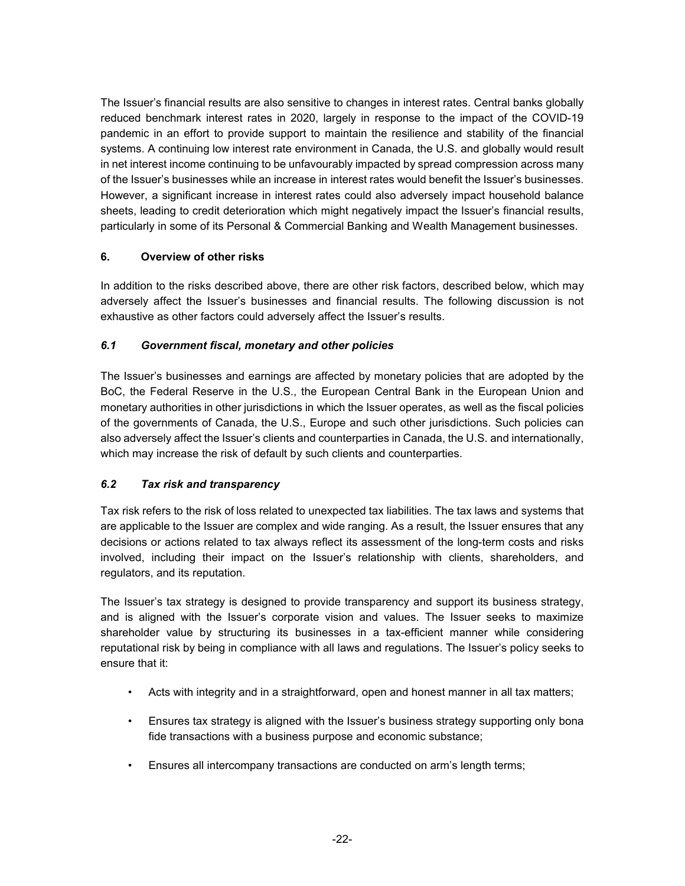The Issuer's financial results are also sensitive to changes in interest rates. Central banks globally reduced benchmark interest rates in 2020, largely in response to the impact of the COVID-19 pandemic in an effort to provide support to maintain the resilience and stability of the financial systems. A continuing low interest rate environment in Canada, the U.S. and globally would result in net interest income continuing to be unfavourably impacted by spread compression across many of the Issuer's businesses while an increase in interest rates would benefit the Issuer's businesses. However, a significant increase in interest rates could also adversely impact household balance sheets, leading to credit deterioration which might negatively impact the Issuer's financial results, particularly in some of its Personal & Commercial Banking and Wealth Management businesses.

## 6. Overview of other risks

In addition to the risks described above, there are other risk factors, described below, which may adversely affect the Issuer's businesses and financial results. The following discussion is not exhaustive as other factors could adversely affect the Issuer's results.

### *6.1 Government fiscal, monetary and other policies*

The Issuer's businesses and earnings are affected by monetary policies that are adopted by the BoC, the Federal Reserve in the U.S., the European Central Bank in the European Union and monetary authorities in other jurisdictions in which the Issuer operates, as well as the fiscal policies of the governments of Canada, the U.S., Europe and such other jurisdictions. Such policies can also adversely affect the Issuer's clients and counterparties in Canada, the U.S. and internationally, which may increase the risk of default by such clients and counterparties.

### *6.2 Tax risk and transparency*

Tax risk refers to the risk of loss related to unexpected tax liabilities. The tax laws and systems that are applicable to the Issuer are complex and wide ranging. As a result, the Issuer ensures that any decisions or actions related to tax always reflect its assessment of the long-term costs and risks involved, including their impact on the Issuer's relationship with clients, shareholders, and regulators, and its reputation.

The Issuer's tax strategy is designed to provide transparency and support its business strategy, and is aligned with the Issuer's corporate vision and values. The Issuer seeks to maximize shareholder value by structuring its businesses in a tax-efficient manner while considering reputational risk by being in compliance with all laws and regulations. The Issuer's policy seeks to ensure that it:

- Acts with integrity and in a straightforward, open and honest manner in all tax matters;
- Ensures tax strategy is aligned with the Issuer's business strategy supporting only bona fide transactions with a business purpose and economic substance;
- Ensures all intercompany transactions are conducted on arm's length terms;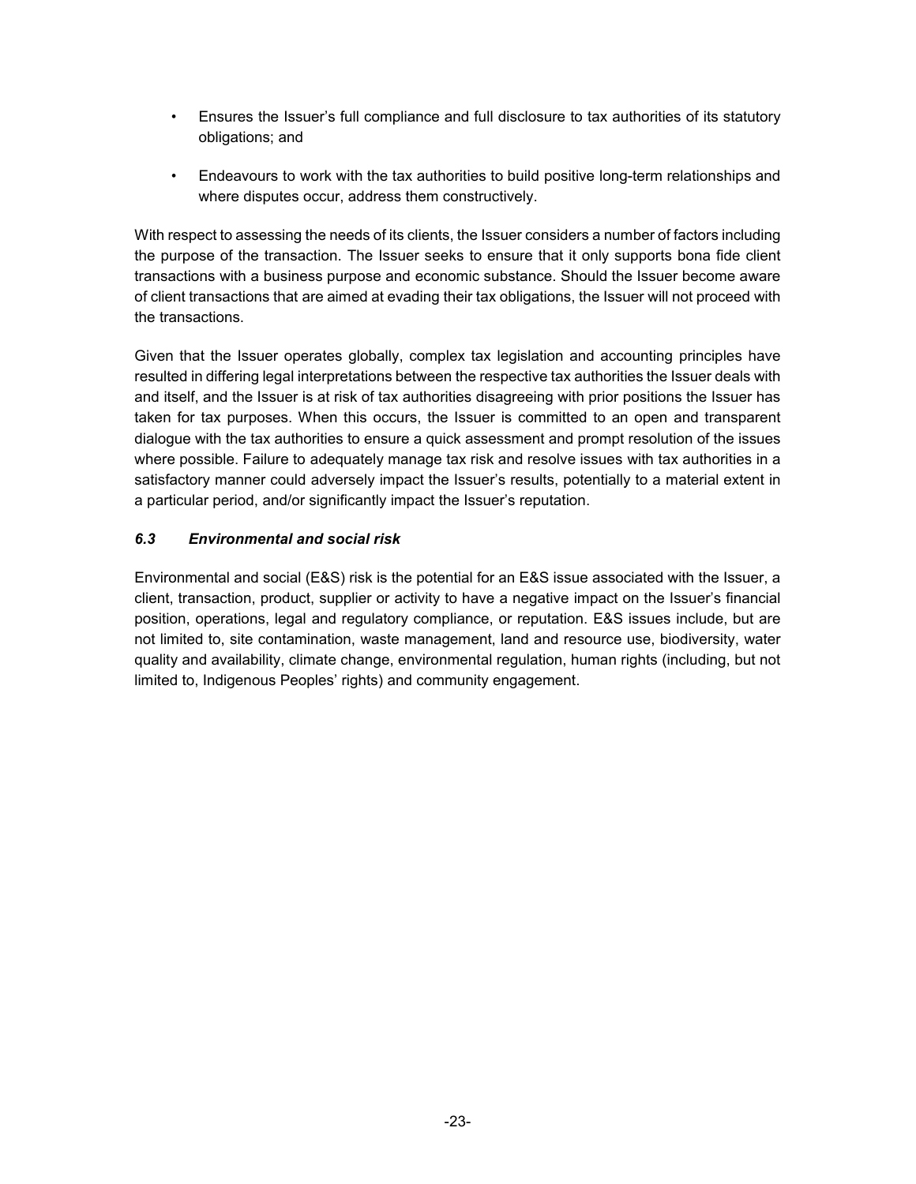- Ensures the Issuer's full compliance and full disclosure to tax authorities of its statutory obligations; and
- Endeavours to work with the tax authorities to build positive long-term relationships and where disputes occur, address them constructively.

With respect to assessing the needs of its clients, the Issuer considers a number of factors including the purpose of the transaction. The Issuer seeks to ensure that it only supports bona fide client transactions with a business purpose and economic substance. Should the Issuer become aware of client transactions that are aimed at evading their tax obligations, the Issuer will not proceed with the transactions.

Given that the Issuer operates globally, complex tax legislation and accounting principles have resulted in differing legal interpretations between the respective tax authorities the Issuer deals with and itself, and the Issuer is at risk of tax authorities disagreeing with prior positions the Issuer has taken for tax purposes. When this occurs, the Issuer is committed to an open and transparent dialogue with the tax authorities to ensure a quick assessment and prompt resolution of the issues where possible. Failure to adequately manage tax risk and resolve issues with tax authorities in a satisfactory manner could adversely impact the Issuer's results, potentially to a material extent in a particular period, and/or significantly impact the Issuer's reputation.

### *6.3 Environmental and social risk*

Environmental and social (E&S) risk is the potential for an E&S issue associated with the Issuer, a client, transaction, product, supplier or activity to have a negative impact on the Issuer's financial position, operations, legal and regulatory compliance, or reputation. E&S issues include, but are not limited to, site contamination, waste management, land and resource use, biodiversity, water quality and availability, climate change, environmental regulation, human rights (including, but not limited to, Indigenous Peoples' rights) and community engagement.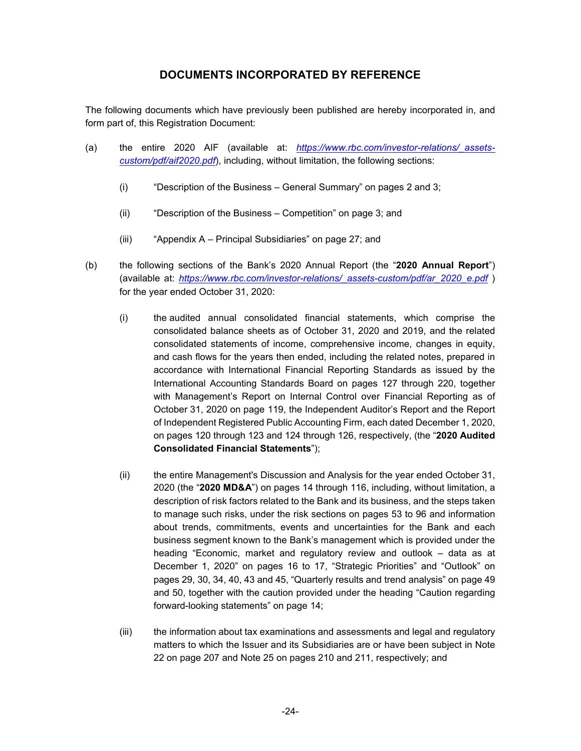## DOCUMENTS INCORPORATED BY REFERENCE

The following documents which have previously been published are hereby incorporated in, and form part of, this Registration Document:

(a) the entire 2020 AIF (available at: *https://www.rbc.com/investor-relations/_assets-custom/pdf/aif2020.pdf*), including, without limitation, the following sections:

   (i) "Description of the Business – General Summary" on pages 2 and 3;

   (ii) "Description of the Business – Competition" on page 3; and

   (iii) "Appendix A – Principal Subsidiaries" on page 27; and

(b) the following sections of the Bank's 2020 Annual Report (the "**2020 Annual Report**") (available at: *https://www.rbc.com/investor-relations/_assets-custom/pdf/ar_2020_e.pdf* ) for the year ended October 31, 2020:

   (i) the audited annual consolidated financial statements, which comprise the consolidated balance sheets as of October 31, 2020 and 2019, and the related consolidated statements of income, comprehensive income, changes in equity, and cash flows for the years then ended, including the related notes, prepared in accordance with International Financial Reporting Standards as issued by the International Accounting Standards Board on pages 127 through 220, together with Management's Report on Internal Control over Financial Reporting as of October 31, 2020 on page 119, the Independent Auditor's Report and the Report of Independent Registered Public Accounting Firm, each dated December 1, 2020, on pages 120 through 123 and 124 through 126, respectively, (the "**2020 Audited Consolidated Financial Statements**");

   (ii) the entire Management's Discussion and Analysis for the year ended October 31, 2020 (the "**2020 MD&A**") on pages 14 through 116, including, without limitation, a description of risk factors related to the Bank and its business, and the steps taken to manage such risks, under the risk sections on pages 53 to 96 and information about trends, commitments, events and uncertainties for the Bank and each business segment known to the Bank's management which is provided under the heading "Economic, market and regulatory review and outlook – data as at December 1, 2020" on pages 16 to 17, "Strategic Priorities" and "Outlook" on pages 29, 30, 34, 40, 43 and 45, "Quarterly results and trend analysis" on page 49 and 50, together with the caution provided under the heading "Caution regarding forward-looking statements" on page 14;

   (iii) the information about tax examinations and assessments and legal and regulatory matters to which the Issuer and its Subsidiaries are or have been subject in Note 22 on page 207 and Note 25 on pages 210 and 211, respectively; and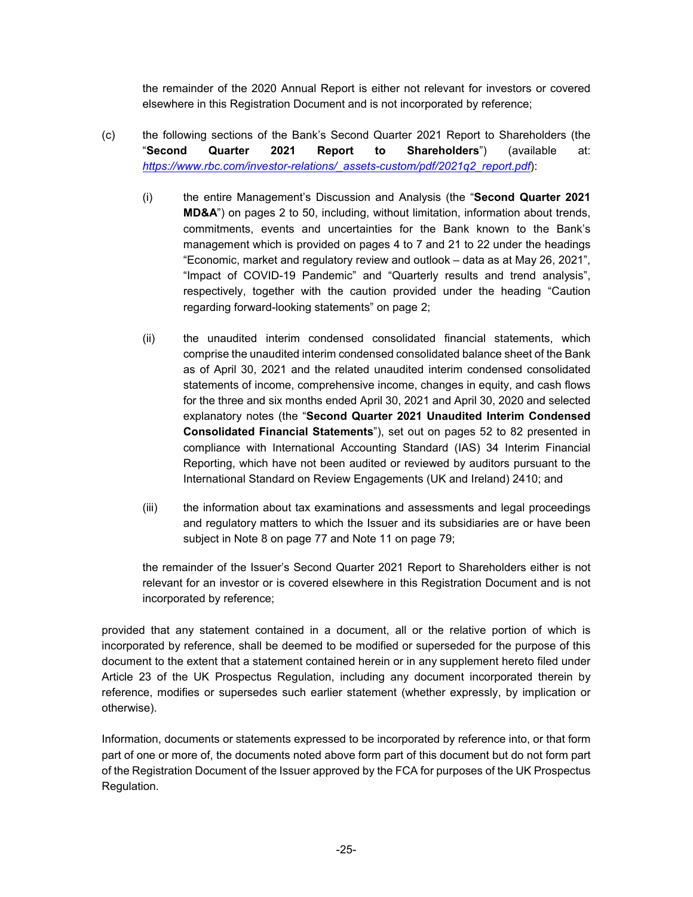the remainder of the 2020 Annual Report is either not relevant for investors or covered elsewhere in this Registration Document and is not incorporated by reference;

(c) the following sections of the Bank's Second Quarter 2021 Report to Shareholders (the "**Second Quarter 2021 Report to Shareholders**") (available at: *https://www.rbc.com/investor-relations/_assets-custom/pdf/2021q2_report.pdf*):

(i) the entire Management's Discussion and Analysis (the "**Second Quarter 2021 MD&A**") on pages 2 to 50, including, without limitation, information about trends, commitments, events and uncertainties for the Bank known to the Bank's management which is provided on pages 4 to 7 and 21 to 22 under the headings "Economic, market and regulatory review and outlook – data as at May 26, 2021", "Impact of COVID-19 Pandemic" and "Quarterly results and trend analysis", respectively, together with the caution provided under the heading "Caution regarding forward-looking statements" on page 2;

(ii) the unaudited interim condensed consolidated financial statements, which comprise the unaudited interim condensed consolidated balance sheet of the Bank as of April 30, 2021 and the related unaudited interim condensed consolidated statements of income, comprehensive income, changes in equity, and cash flows for the three and six months ended April 30, 2021 and April 30, 2020 and selected explanatory notes (the "**Second Quarter 2021 Unaudited Interim Condensed Consolidated Financial Statements**"), set out on pages 52 to 82 presented in compliance with International Accounting Standard (IAS) 34 Interim Financial Reporting, which have not been audited or reviewed by auditors pursuant to the International Standard on Review Engagements (UK and Ireland) 2410; and

(iii) the information about tax examinations and assessments and legal proceedings and regulatory matters to which the Issuer and its subsidiaries are or have been subject in Note 8 on page 77 and Note 11 on page 79;

the remainder of the Issuer's Second Quarter 2021 Report to Shareholders either is not relevant for an investor or is covered elsewhere in this Registration Document and is not incorporated by reference;

provided that any statement contained in a document, all or the relative portion of which is incorporated by reference, shall be deemed to be modified or superseded for the purpose of this document to the extent that a statement contained herein or in any supplement hereto filed under Article 23 of the UK Prospectus Regulation, including any document incorporated therein by reference, modifies or supersedes such earlier statement (whether expressly, by implication or otherwise).

Information, documents or statements expressed to be incorporated by reference into, or that form part of one or more of, the documents noted above form part of this document but do not form part of the Registration Document of the Issuer approved by the FCA for purposes of the UK Prospectus Regulation.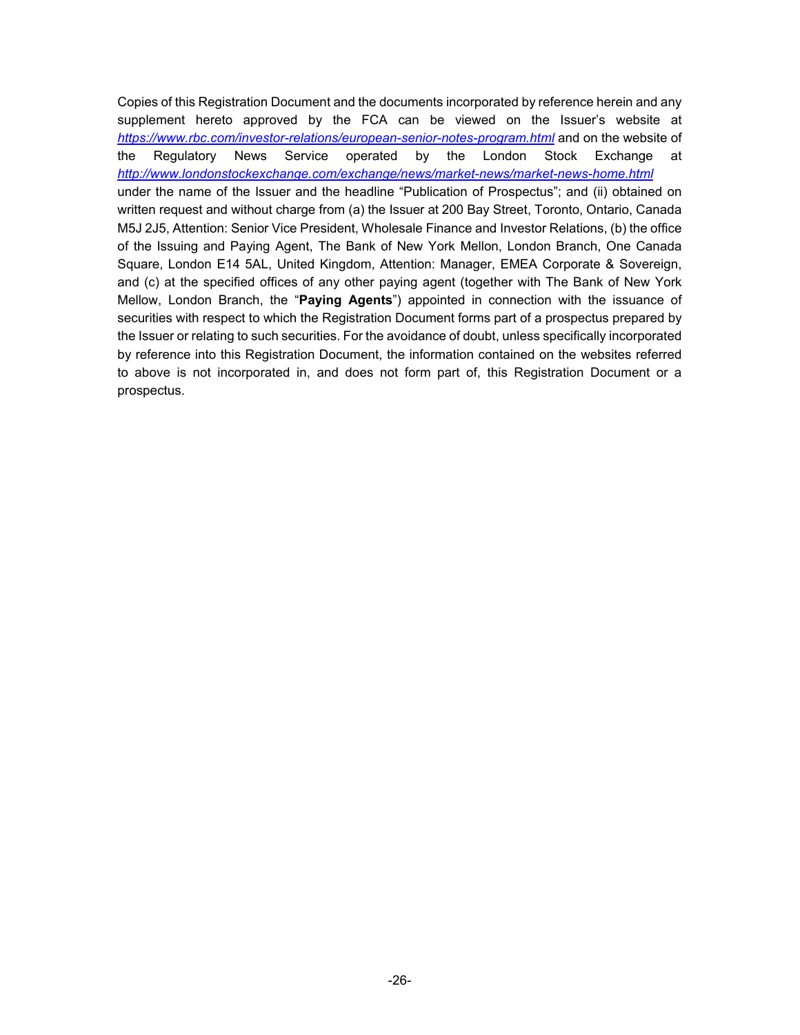Copies of this Registration Document and the documents incorporated by reference herein and any supplement hereto approved by the FCA can be viewed on the Issuer's website at *https://www.rbc.com/investor-relations/european-senior-notes-program.html* and on the website of the Regulatory News Service operated by the London Stock Exchange at *http://www.londonstockexchange.com/exchange/news/market-news/market-news-home.html* under the name of the Issuer and the headline "Publication of Prospectus"; and (ii) obtained on written request and without charge from (a) the Issuer at 200 Bay Street, Toronto, Ontario, Canada M5J 2J5, Attention: Senior Vice President, Wholesale Finance and Investor Relations, (b) the office of the Issuing and Paying Agent, The Bank of New York Mellon, London Branch, One Canada Square, London E14 5AL, United Kingdom, Attention: Manager, EMEA Corporate & Sovereign, and (c) at the specified offices of any other paying agent (together with The Bank of New York Mellow, London Branch, the "**Paying Agents**") appointed in connection with the issuance of securities with respect to which the Registration Document forms part of a prospectus prepared by the Issuer or relating to such securities. For the avoidance of doubt, unless specifically incorporated by reference into this Registration Document, the information contained on the websites referred to above is not incorporated in, and does not form part of, this Registration Document or a prospectus.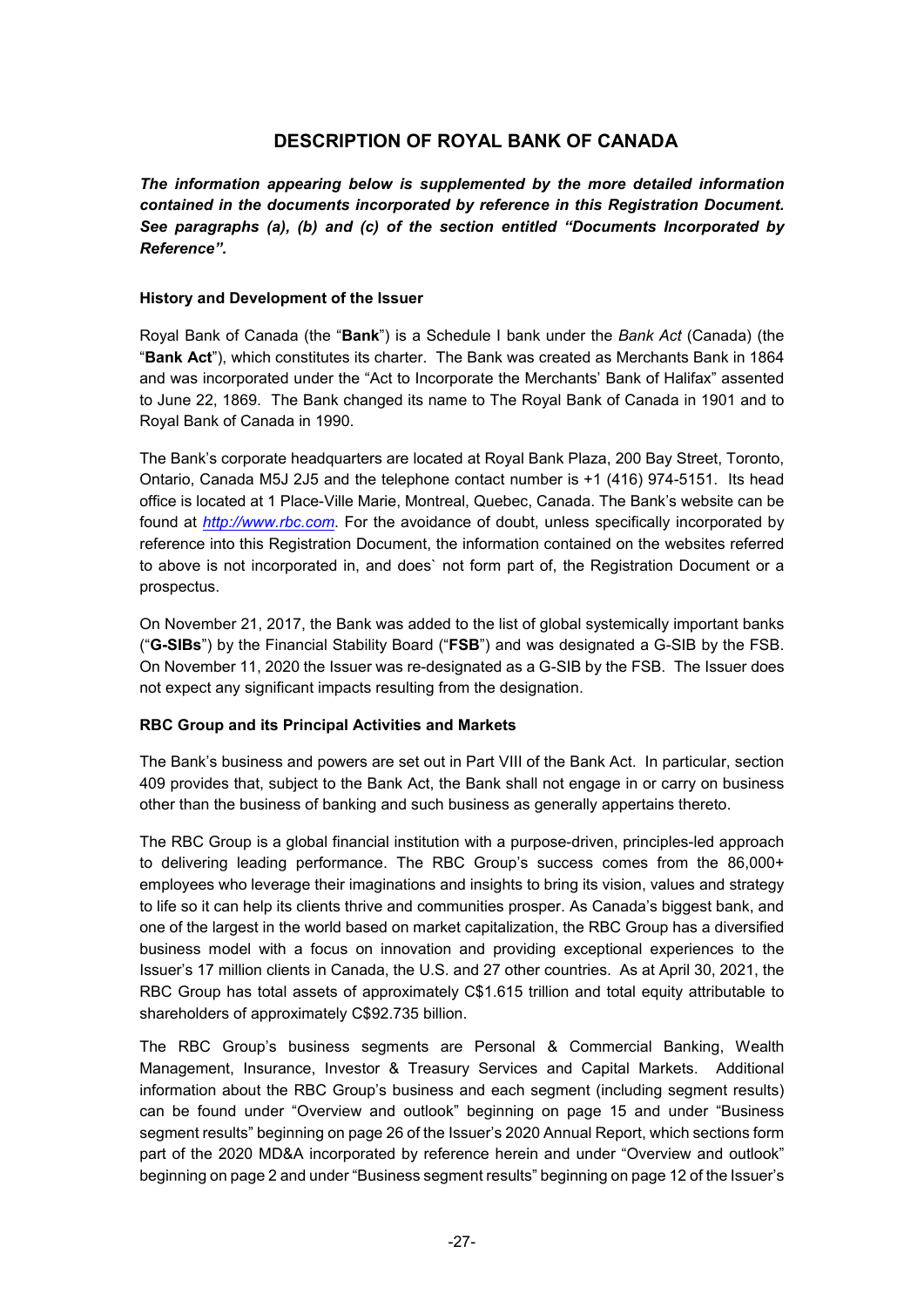# DESCRIPTION OF ROYAL BANK OF CANADA

***The information appearing below is supplemented by the more detailed information contained in the documents incorporated by reference in this Registration Document. See paragraphs (a), (b) and (c) of the section entitled "Documents Incorporated by Reference".***

**History and Development of the Issuer**

Royal Bank of Canada (the "**Bank**") is a Schedule I bank under the *Bank Act* (Canada) (the "**Bank Act**"), which constitutes its charter. The Bank was created as Merchants Bank in 1864 and was incorporated under the "Act to Incorporate the Merchants' Bank of Halifax" assented to June 22, 1869. The Bank changed its name to The Royal Bank of Canada in 1901 and to Royal Bank of Canada in 1990.

The Bank's corporate headquarters are located at Royal Bank Plaza, 200 Bay Street, Toronto, Ontario, Canada M5J 2J5 and the telephone contact number is +1 (416) 974-5151. Its head office is located at 1 Place-Ville Marie, Montreal, Quebec, Canada. The Bank's website can be found at *http://www.rbc.com*. For the avoidance of doubt, unless specifically incorporated by reference into this Registration Document, the information contained on the websites referred to above is not incorporated in, and does` not form part of, the Registration Document or a prospectus.

On November 21, 2017, the Bank was added to the list of global systemically important banks ("**G-SIBs**") by the Financial Stability Board ("**FSB**") and was designated a G-SIB by the FSB. On November 11, 2020 the Issuer was re-designated as a G-SIB by the FSB. The Issuer does not expect any significant impacts resulting from the designation.

**RBC Group and its Principal Activities and Markets**

The Bank's business and powers are set out in Part VIII of the Bank Act. In particular, section 409 provides that, subject to the Bank Act, the Bank shall not engage in or carry on business other than the business of banking and such business as generally appertains thereto.

The RBC Group is a global financial institution with a purpose-driven, principles-led approach to delivering leading performance. The RBC Group's success comes from the 86,000+ employees who leverage their imaginations and insights to bring its vision, values and strategy to life so it can help its clients thrive and communities prosper. As Canada's biggest bank, and one of the largest in the world based on market capitalization, the RBC Group has a diversified business model with a focus on innovation and providing exceptional experiences to the Issuer's 17 million clients in Canada, the U.S. and 27 other countries. As at April 30, 2021, the RBC Group has total assets of approximately C$1.615 trillion and total equity attributable to shareholders of approximately C$92.735 billion.

The RBC Group's business segments are Personal & Commercial Banking, Wealth Management, Insurance, Investor & Treasury Services and Capital Markets. Additional information about the RBC Group's business and each segment (including segment results) can be found under "Overview and outlook" beginning on page 15 and under "Business segment results" beginning on page 26 of the Issuer's 2020 Annual Report, which sections form part of the 2020 MD&A incorporated by reference herein and under "Overview and outlook" beginning on page 2 and under "Business segment results" beginning on page 12 of the Issuer's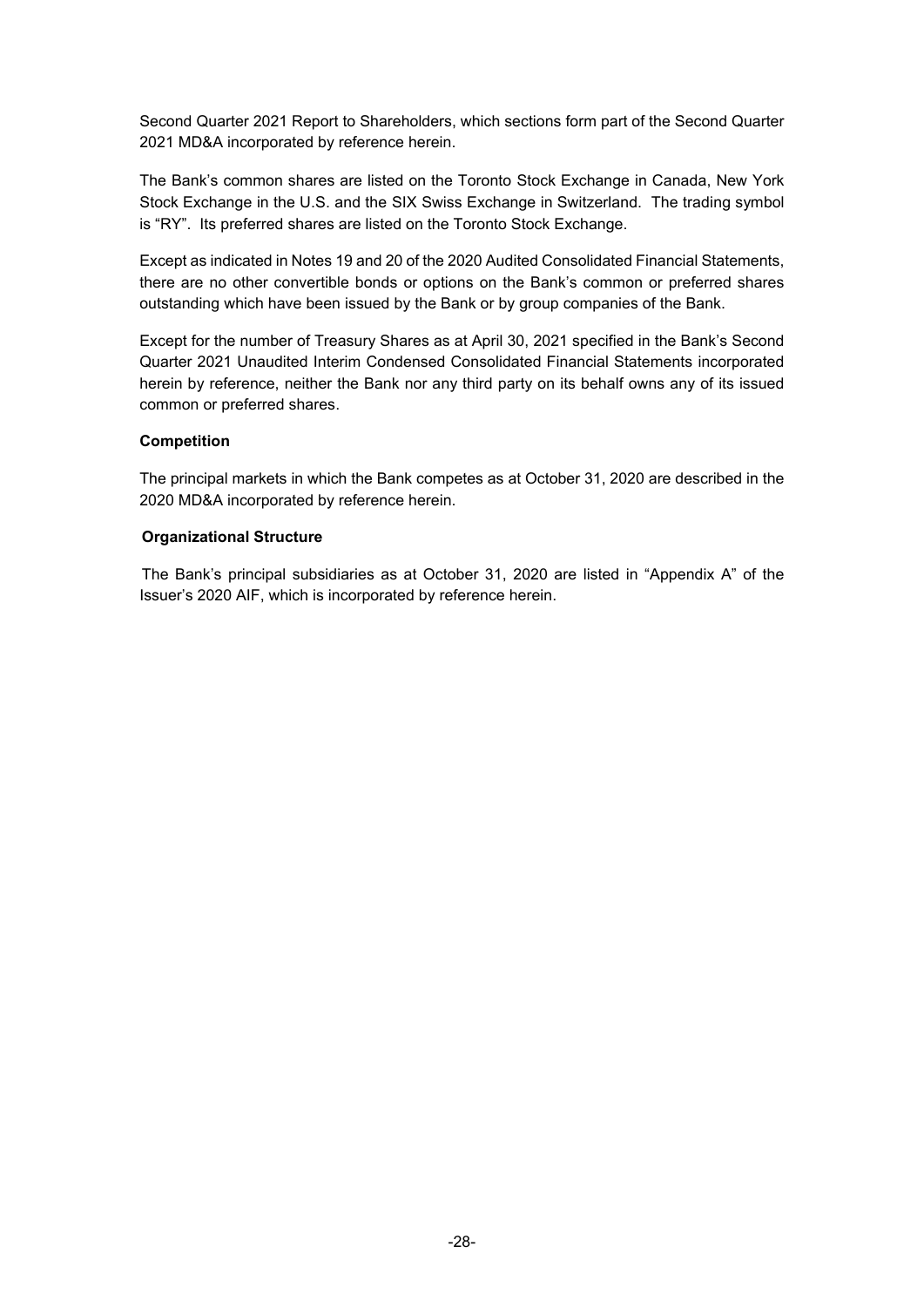Second Quarter 2021 Report to Shareholders, which sections form part of the Second Quarter 2021 MD&A incorporated by reference herein.

The Bank's common shares are listed on the Toronto Stock Exchange in Canada, New York Stock Exchange in the U.S. and the SIX Swiss Exchange in Switzerland. The trading symbol is "RY". Its preferred shares are listed on the Toronto Stock Exchange.

Except as indicated in Notes 19 and 20 of the 2020 Audited Consolidated Financial Statements, there are no other convertible bonds or options on the Bank's common or preferred shares outstanding which have been issued by the Bank or by group companies of the Bank.

Except for the number of Treasury Shares as at April 30, 2021 specified in the Bank's Second Quarter 2021 Unaudited Interim Condensed Consolidated Financial Statements incorporated herein by reference, neither the Bank nor any third party on its behalf owns any of its issued common or preferred shares.

**Competition**

The principal markets in which the Bank competes as at October 31, 2020 are described in the 2020 MD&A incorporated by reference herein.

**Organizational Structure**

The Bank's principal subsidiaries as at October 31, 2020 are listed in "Appendix A" of the Issuer's 2020 AIF, which is incorporated by reference herein.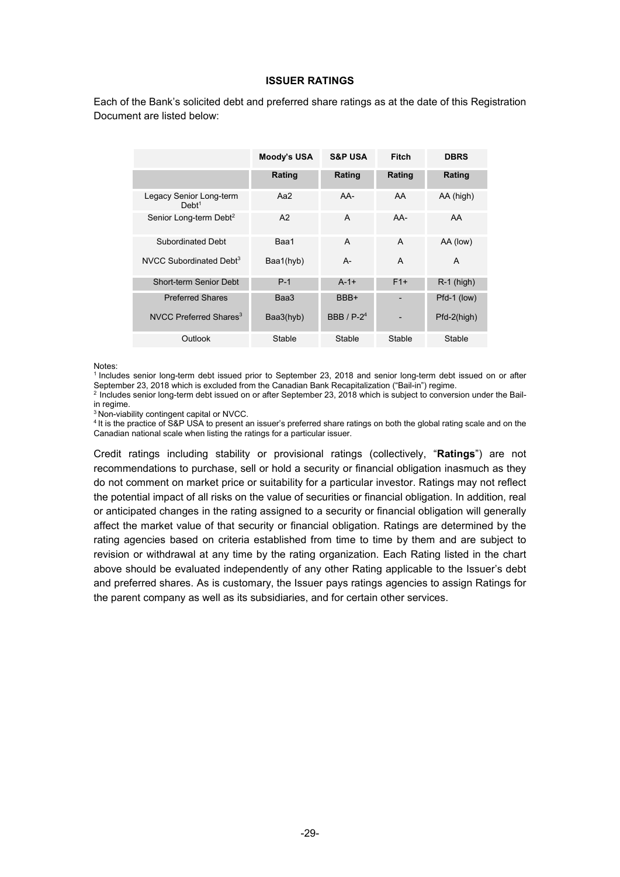## ISSUER RATINGS

Each of the Bank's solicited debt and preferred share ratings as at the date of this Registration Document are listed below:

| | Moody's USA | S&P USA | Fitch | DBRS |
|---|---|---|---|---|
| | Rating | Rating | Rating | Rating |
| Legacy Senior Long-term Debt[1] | Aa2 | AA- | AA | AA (high) |
| Senior Long-term Debt[2] | A2 | A | AA- | AA |
| Subordinated Debt | Baa1 | A | A | AA (low) |
| NVCC Subordinated Debt[3] | Baa1(hyb) | A- | A | A |
| Short-term Senior Debt | P-1 | A-1+ | F1+ | R-1 (high) |
| Preferred Shares | Baa3 | BBB+ | - | Pfd-1 (low) |
| NVCC Preferred Shares[3] | Baa3(hyb) | BBB / P-2[4] | - | Pfd-2(high) |
| Outlook | Stable | Stable | Stable | Stable |

Notes:
[1] Includes senior long-term debt issued prior to September 23, 2018 and senior long-term debt issued on or after September 23, 2018 which is excluded from the Canadian Bank Recapitalization ("Bail-in") regime.
[2] Includes senior long-term debt issued on or after September 23, 2018 which is subject to conversion under the Bail-in regime.
[3] Non-viability contingent capital or NVCC.
[4] It is the practice of S&P USA to present an issuer's preferred share ratings on both the global rating scale and on the Canadian national scale when listing the ratings for a particular issuer.

Credit ratings including stability or provisional ratings (collectively, "**Ratings**") are not recommendations to purchase, sell or hold a security or financial obligation inasmuch as they do not comment on market price or suitability for a particular investor. Ratings may not reflect the potential impact of all risks on the value of securities or financial obligation. In addition, real or anticipated changes in the rating assigned to a security or financial obligation will generally affect the market value of that security or financial obligation. Ratings are determined by the rating agencies based on criteria established from time to time by them and are subject to revision or withdrawal at any time by the rating organization. Each Rating listed in the chart above should be evaluated independently of any other Rating applicable to the Issuer's debt and preferred shares. As is customary, the Issuer pays ratings agencies to assign Ratings for the parent company as well as its subsidiaries, and for certain other services.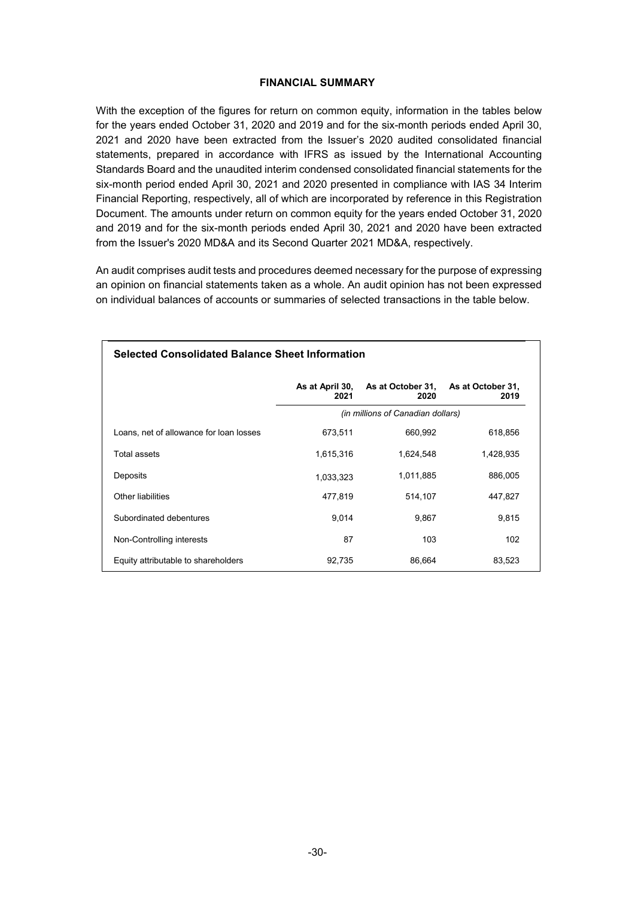## FINANCIAL SUMMARY

With the exception of the figures for return on common equity, information in the tables below for the years ended October 31, 2020 and 2019 and for the six-month periods ended April 30, 2021 and 2020 have been extracted from the Issuer's 2020 audited consolidated financial statements, prepared in accordance with IFRS as issued by the International Accounting Standards Board and the unaudited interim condensed consolidated financial statements for the six-month period ended April 30, 2021 and 2020 presented in compliance with IAS 34 Interim Financial Reporting, respectively, all of which are incorporated by reference in this Registration Document. The amounts under return on common equity for the years ended October 31, 2020 and 2019 and for the six-month periods ended April 30, 2021 and 2020 have been extracted from the Issuer's 2020 MD&A and its Second Quarter 2021 MD&A, respectively.

An audit comprises audit tests and procedures deemed necessary for the purpose of expressing an opinion on financial statements taken as a whole. An audit opinion has not been expressed on individual balances of accounts or summaries of selected transactions in the table below.

**Selected Consolidated Balance Sheet Information**

| | As at April 30, 2021 | As at October 31, 2020 | As at October 31, 2019 |
|---|---|---|---|
| | *(in millions of Canadian dollars)* | | |
| Loans, net of allowance for loan losses | 673,511 | 660,992 | 618,856 |
| Total assets | 1,615,316 | 1,624,548 | 1,428,935 |
| Deposits | 1,033,323 | 1,011,885 | 886,005 |
| Other liabilities | 477,819 | 514,107 | 447,827 |
| Subordinated debentures | 9,014 | 9,867 | 9,815 |
| Non-Controlling interests | 87 | 103 | 102 |
| Equity attributable to shareholders | 92,735 | 86,664 | 83,523 |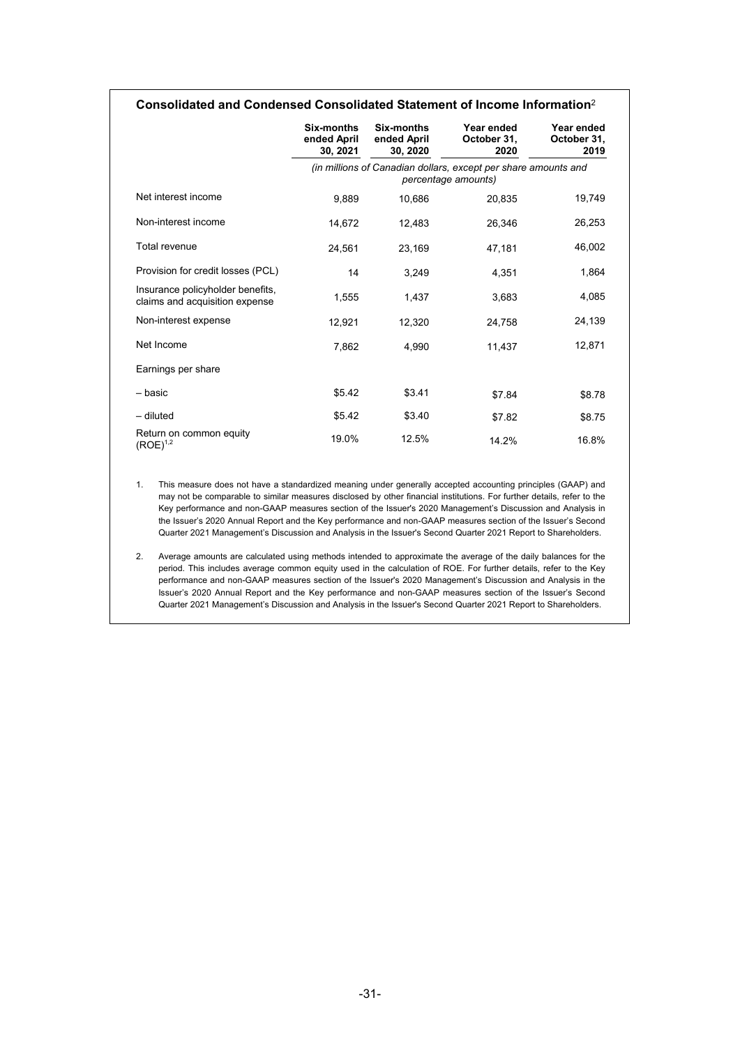### Consolidated and Condensed Consolidated Statement of Income Information[2]

| | Six-months ended April 30, 2021 | Six-months ended April 30, 2020 | Year ended October 31, 2020 | Year ended October 31, 2019 |
|---|---|---|---|---|
| | *(in millions of Canadian dollars, except per share amounts and percentage amounts)* | | | |
| Net interest income | 9,889 | 10,686 | 20,835 | 19,749 |
| Non-interest income | 14,672 | 12,483 | 26,346 | 26,253 |
| Total revenue | 24,561 | 23,169 | 47,181 | 46,002 |
| Provision for credit losses (PCL) | 14 | 3,249 | 4,351 | 1,864 |
| Insurance policyholder benefits, claims and acquisition expense | 1,555 | 1,437 | 3,683 | 4,085 |
| Non-interest expense | 12,921 | 12,320 | 24,758 | 24,139 |
| Net Income | 7,862 | 4,990 | 11,437 | 12,871 |
| Earnings per share | | | | |
| – basic | $5.42 | $3.41 | $7.84 | $8.78 |
| – diluted | $5.42 | $3.40 | $7.82 | $8.75 |
| Return on common equity (ROE)[1,2] | 19.0% | 12.5% | 14.2% | 16.8% |

1. This measure does not have a standardized meaning under generally accepted accounting principles (GAAP) and may not be comparable to similar measures disclosed by other financial institutions. For further details, refer to the Key performance and non-GAAP measures section of the Issuer's 2020 Management's Discussion and Analysis in the Issuer's 2020 Annual Report and the Key performance and non-GAAP measures section of the Issuer's Second Quarter 2021 Management's Discussion and Analysis in the Issuer's Second Quarter 2021 Report to Shareholders.

2. Average amounts are calculated using methods intended to approximate the average of the daily balances for the period. This includes average common equity used in the calculation of ROE. For further details, refer to the Key performance and non-GAAP measures section of the Issuer's 2020 Management's Discussion and Analysis in the Issuer's 2020 Annual Report and the Key performance and non-GAAP measures section of the Issuer's Second Quarter 2021 Management's Discussion and Analysis in the Issuer's Second Quarter 2021 Report to Shareholders.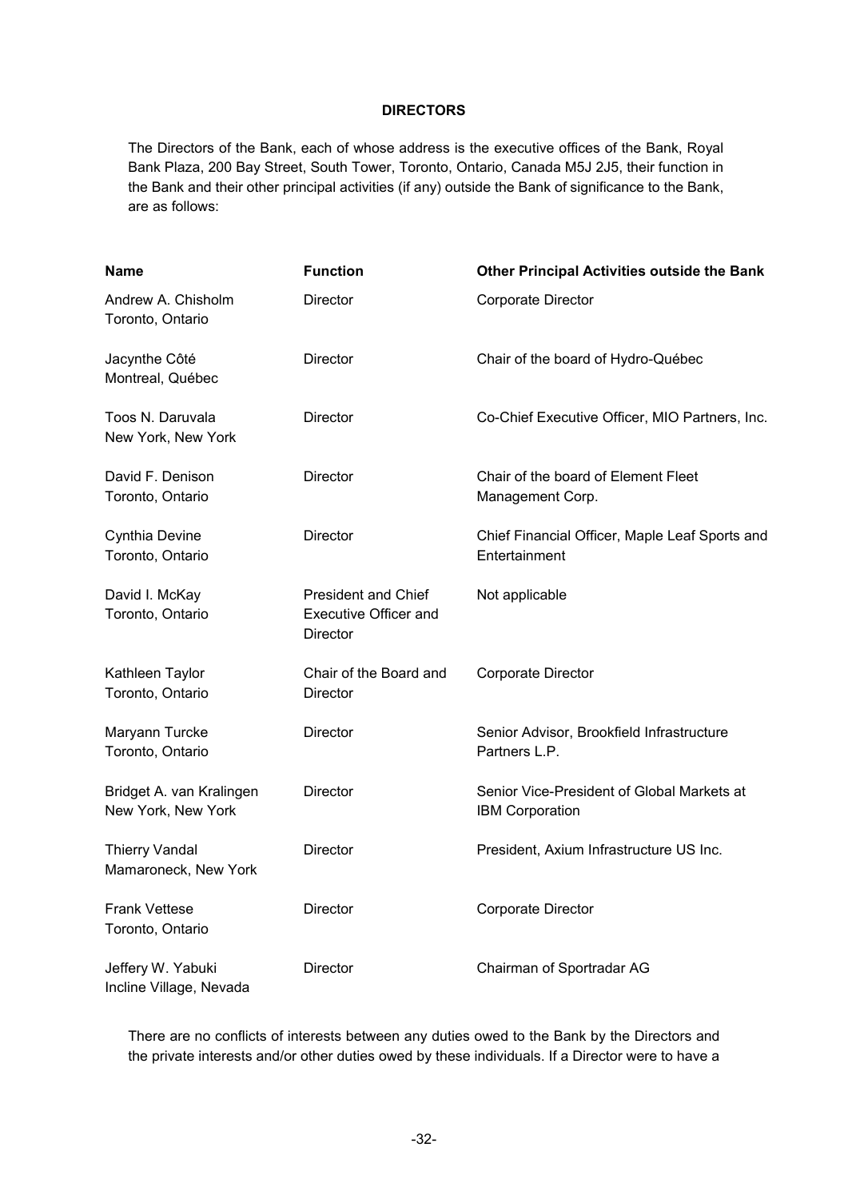## DIRECTORS

The Directors of the Bank, each of whose address is the executive offices of the Bank, Royal Bank Plaza, 200 Bay Street, South Tower, Toronto, Ontario, Canada M5J 2J5, their function in the Bank and their other principal activities (if any) outside the Bank of significance to the Bank, are as follows:

| **Name** | **Function** | **Other Principal Activities outside the Bank** |
|---|---|---|
| Andrew A. Chisholm<br>Toronto, Ontario | Director | Corporate Director |
| Jacynthe Côté<br>Montreal, Québec | Director | Chair of the board of Hydro-Québec |
| Toos N. Daruvala<br>New York, New York | Director | Co-Chief Executive Officer, MIO Partners, Inc. |
| David F. Denison<br>Toronto, Ontario | Director | Chair of the board of Element Fleet Management Corp. |
| Cynthia Devine<br>Toronto, Ontario | Director | Chief Financial Officer, Maple Leaf Sports and Entertainment |
| David I. McKay<br>Toronto, Ontario | President and Chief Executive Officer and Director | Not applicable |
| Kathleen Taylor<br>Toronto, Ontario | Chair of the Board and Director | Corporate Director |
| Maryann Turcke<br>Toronto, Ontario | Director | Senior Advisor, Brookfield Infrastructure Partners L.P. |
| Bridget A. van Kralingen<br>New York, New York | Director | Senior Vice-President of Global Markets at IBM Corporation |
| Thierry Vandal<br>Mamaroneck, New York | Director | President, Axium Infrastructure US Inc. |
| Frank Vettese<br>Toronto, Ontario | Director | Corporate Director |
| Jeffery W. Yabuki<br>Incline Village, Nevada | Director | Chairman of Sportradar AG |

There are no conflicts of interests between any duties owed to the Bank by the Directors and the private interests and/or other duties owed by these individuals. If a Director were to have a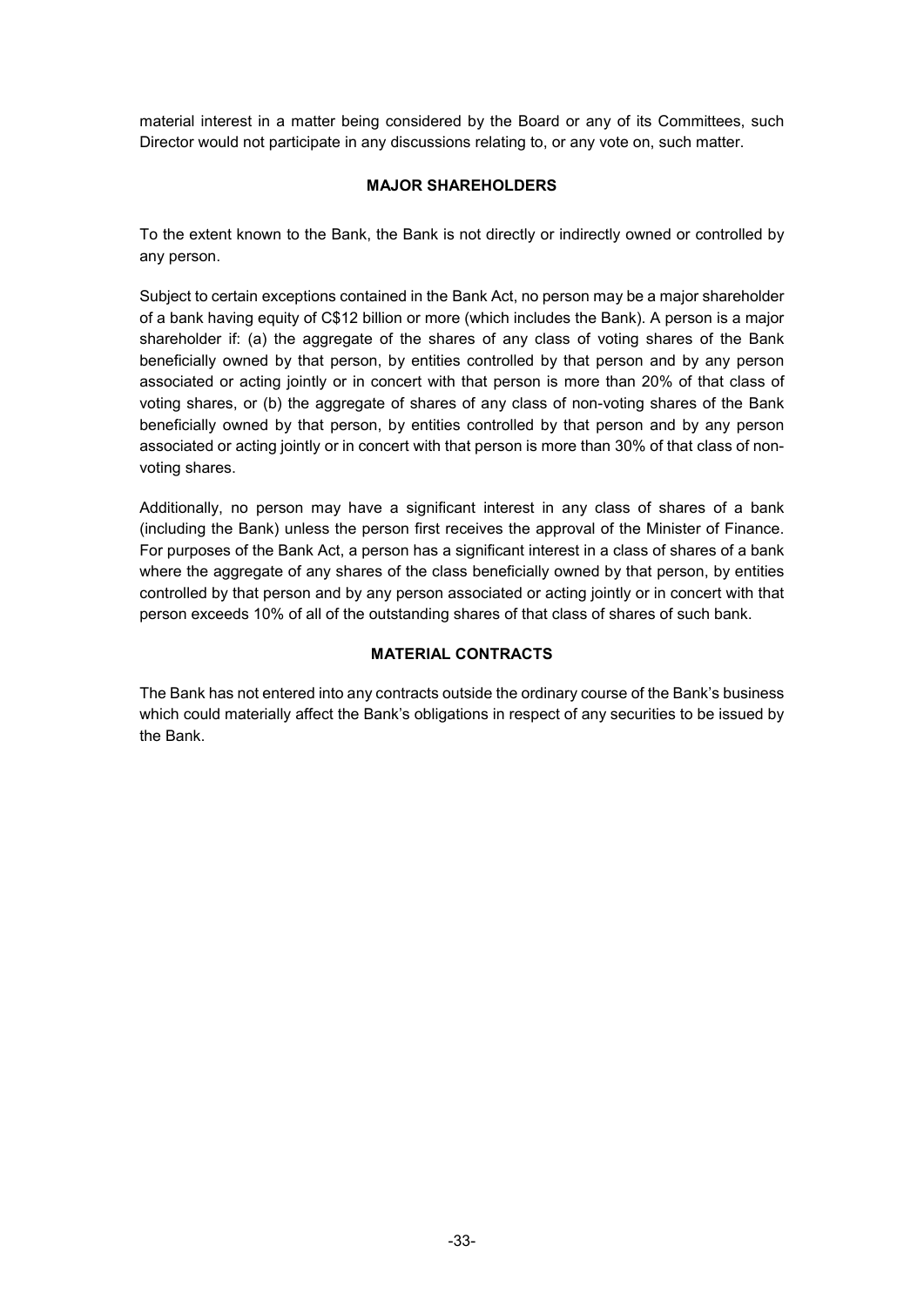material interest in a matter being considered by the Board or any of its Committees, such Director would not participate in any discussions relating to, or any vote on, such matter.

## MAJOR SHAREHOLDERS

To the extent known to the Bank, the Bank is not directly or indirectly owned or controlled by any person.

Subject to certain exceptions contained in the Bank Act, no person may be a major shareholder of a bank having equity of C$12 billion or more (which includes the Bank). A person is a major shareholder if: (a) the aggregate of the shares of any class of voting shares of the Bank beneficially owned by that person, by entities controlled by that person and by any person associated or acting jointly or in concert with that person is more than 20% of that class of voting shares, or (b) the aggregate of shares of any class of non-voting shares of the Bank beneficially owned by that person, by entities controlled by that person and by any person associated or acting jointly or in concert with that person is more than 30% of that class of non-voting shares.

Additionally, no person may have a significant interest in any class of shares of a bank (including the Bank) unless the person first receives the approval of the Minister of Finance. For purposes of the Bank Act, a person has a significant interest in a class of shares of a bank where the aggregate of any shares of the class beneficially owned by that person, by entities controlled by that person and by any person associated or acting jointly or in concert with that person exceeds 10% of all of the outstanding shares of that class of shares of such bank.

## MATERIAL CONTRACTS

The Bank has not entered into any contracts outside the ordinary course of the Bank's business which could materially affect the Bank's obligations in respect of any securities to be issued by the Bank.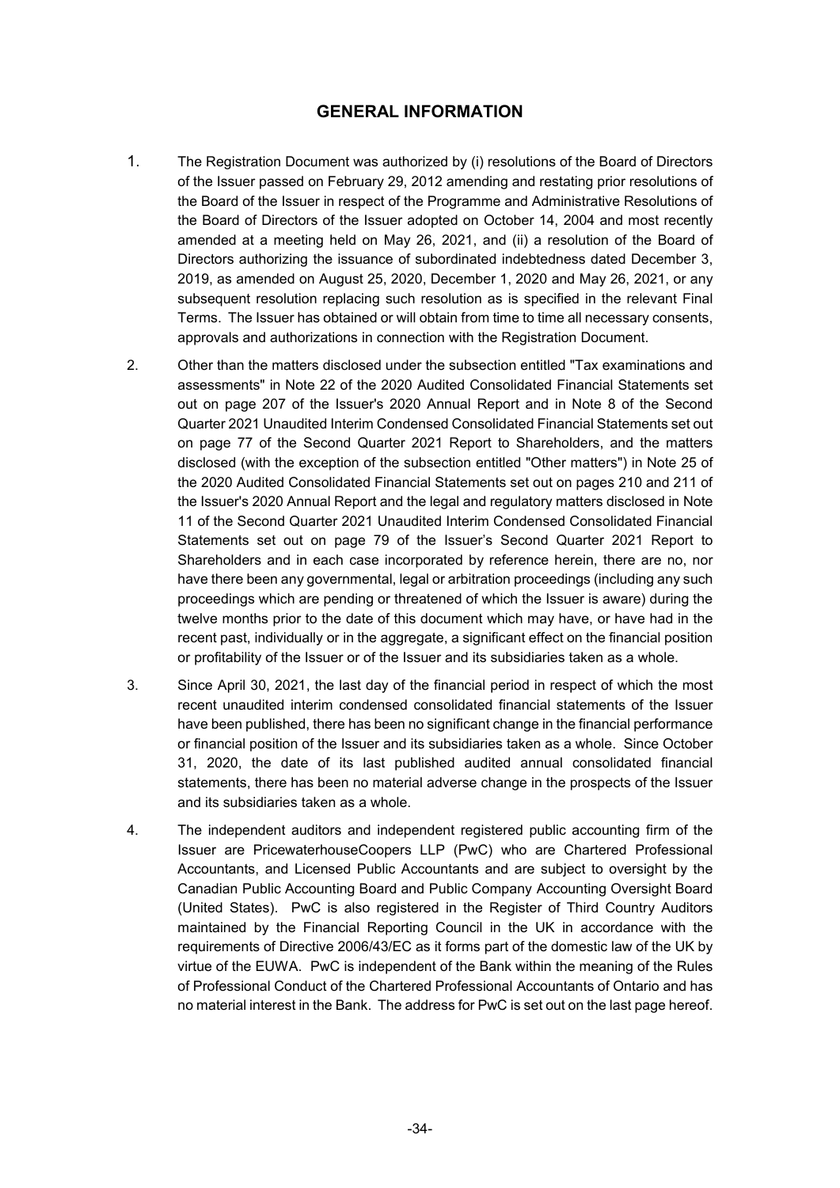## GENERAL INFORMATION

1. The Registration Document was authorized by (i) resolutions of the Board of Directors of the Issuer passed on February 29, 2012 amending and restating prior resolutions of the Board of the Issuer in respect of the Programme and Administrative Resolutions of the Board of Directors of the Issuer adopted on October 14, 2004 and most recently amended at a meeting held on May 26, 2021, and (ii) a resolution of the Board of Directors authorizing the issuance of subordinated indebtedness dated December 3, 2019, as amended on August 25, 2020, December 1, 2020 and May 26, 2021, or any subsequent resolution replacing such resolution as is specified in the relevant Final Terms. The Issuer has obtained or will obtain from time to time all necessary consents, approvals and authorizations in connection with the Registration Document.

2. Other than the matters disclosed under the subsection entitled "Tax examinations and assessments" in Note 22 of the 2020 Audited Consolidated Financial Statements set out on page 207 of the Issuer's 2020 Annual Report and in Note 8 of the Second Quarter 2021 Unaudited Interim Condensed Consolidated Financial Statements set out on page 77 of the Second Quarter 2021 Report to Shareholders, and the matters disclosed (with the exception of the subsection entitled "Other matters") in Note 25 of the 2020 Audited Consolidated Financial Statements set out on pages 210 and 211 of the Issuer's 2020 Annual Report and the legal and regulatory matters disclosed in Note 11 of the Second Quarter 2021 Unaudited Interim Condensed Consolidated Financial Statements set out on page 79 of the Issuer's Second Quarter 2021 Report to Shareholders and in each case incorporated by reference herein, there are no, nor have there been any governmental, legal or arbitration proceedings (including any such proceedings which are pending or threatened of which the Issuer is aware) during the twelve months prior to the date of this document which may have, or have had in the recent past, individually or in the aggregate, a significant effect on the financial position or profitability of the Issuer or of the Issuer and its subsidiaries taken as a whole.

3. Since April 30, 2021, the last day of the financial period in respect of which the most recent unaudited interim condensed consolidated financial statements of the Issuer have been published, there has been no significant change in the financial performance or financial position of the Issuer and its subsidiaries taken as a whole. Since October 31, 2020, the date of its last published audited annual consolidated financial statements, there has been no material adverse change in the prospects of the Issuer and its subsidiaries taken as a whole.

4. The independent auditors and independent registered public accounting firm of the Issuer are PricewaterhouseCoopers LLP (PwC) who are Chartered Professional Accountants, and Licensed Public Accountants and are subject to oversight by the Canadian Public Accounting Board and Public Company Accounting Oversight Board (United States). PwC is also registered in the Register of Third Country Auditors maintained by the Financial Reporting Council in the UK in accordance with the requirements of Directive 2006/43/EC as it forms part of the domestic law of the UK by virtue of the EUWA. PwC is independent of the Bank within the meaning of the Rules of Professional Conduct of the Chartered Professional Accountants of Ontario and has no material interest in the Bank. The address for PwC is set out on the last page hereof.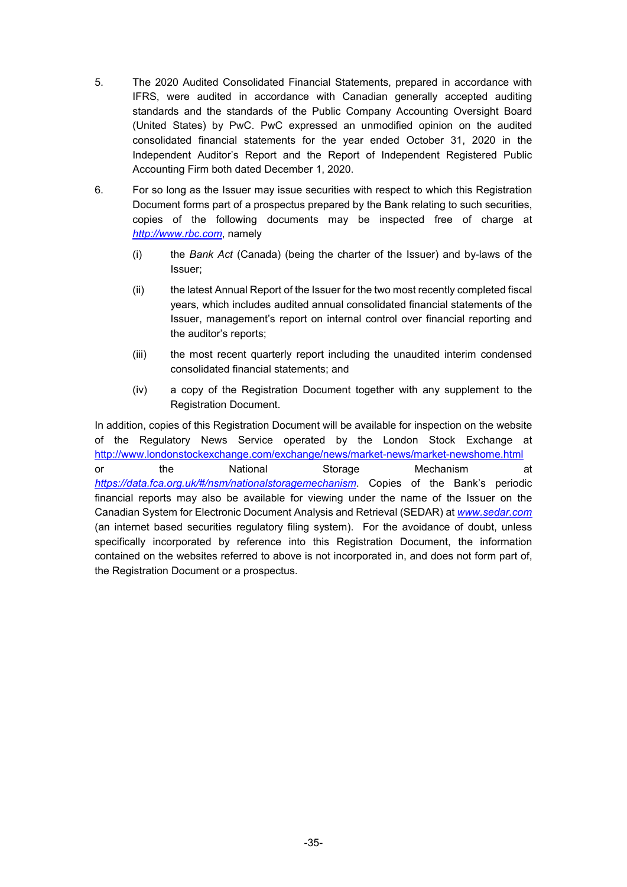5. The 2020 Audited Consolidated Financial Statements, prepared in accordance with IFRS, were audited in accordance with Canadian generally accepted auditing standards and the standards of the Public Company Accounting Oversight Board (United States) by PwC. PwC expressed an unmodified opinion on the audited consolidated financial statements for the year ended October 31, 2020 in the Independent Auditor's Report and the Report of Independent Registered Public Accounting Firm both dated December 1, 2020.

6. For so long as the Issuer may issue securities with respect to which this Registration Document forms part of a prospectus prepared by the Bank relating to such securities, copies of the following documents may be inspected free of charge at *http://www.rbc.com*, namely

   (i) the *Bank Act* (Canada) (being the charter of the Issuer) and by-laws of the Issuer;

   (ii) the latest Annual Report of the Issuer for the two most recently completed fiscal years, which includes audited annual consolidated financial statements of the Issuer, management's report on internal control over financial reporting and the auditor's reports;

   (iii) the most recent quarterly report including the unaudited interim condensed consolidated financial statements; and

   (iv) a copy of the Registration Document together with any supplement to the Registration Document.

In addition, copies of this Registration Document will be available for inspection on the website of the Regulatory News Service operated by the London Stock Exchange at http://www.londonstockexchange.com/exchange/news/market-news/market-newshome.html or the National Storage Mechanism at *https://data.fca.org.uk/#/nsm/nationalstoragemechanism*. Copies of the Bank's periodic financial reports may also be available for viewing under the name of the Issuer on the Canadian System for Electronic Document Analysis and Retrieval (SEDAR) at *www.sedar.com* (an internet based securities regulatory filing system). For the avoidance of doubt, unless specifically incorporated by reference into this Registration Document, the information contained on the websites referred to above is not incorporated in, and does not form part of, the Registration Document or a prospectus.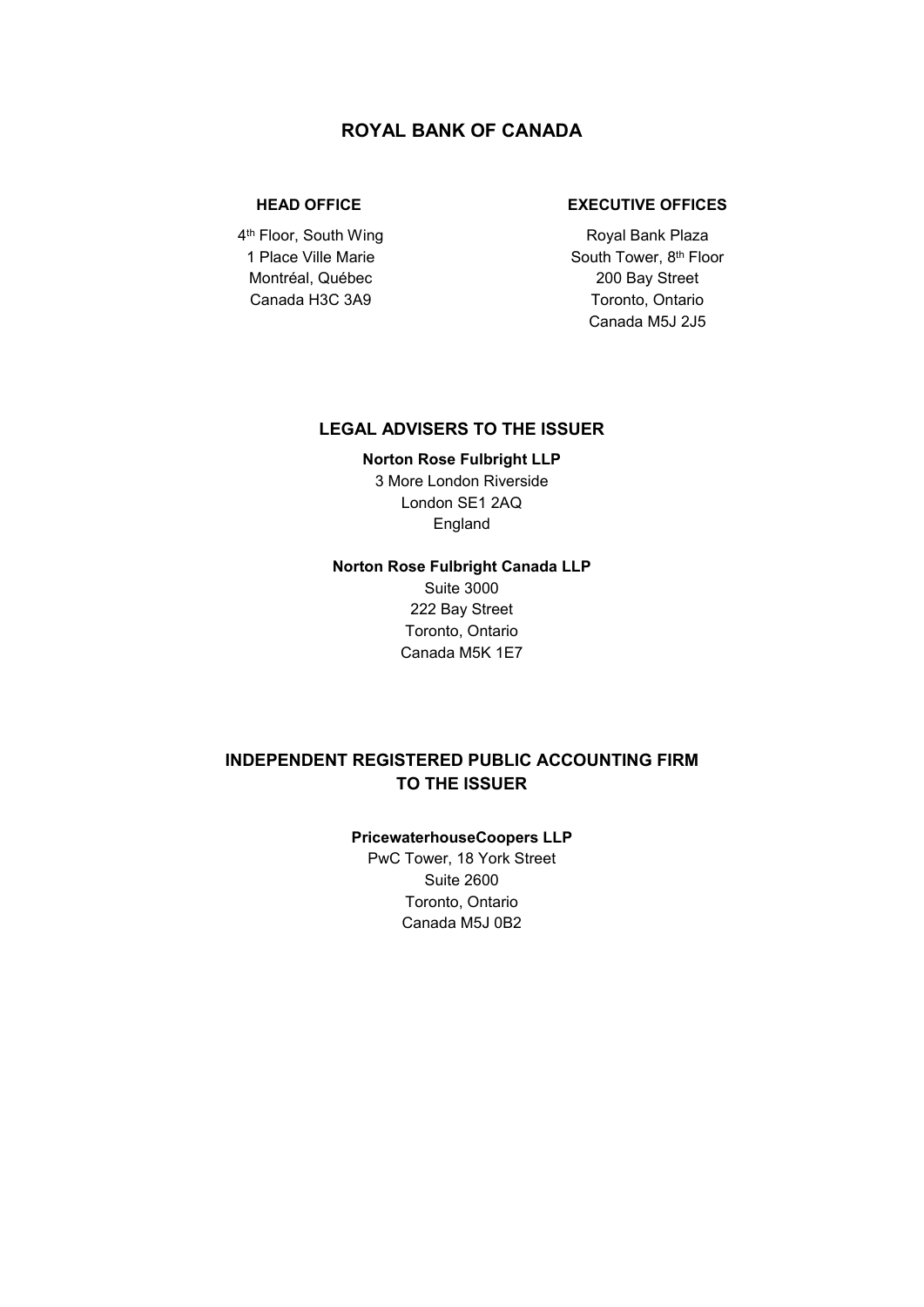# ROYAL BANK OF CANADA

**HEAD OFFICE**

4th Floor, South Wing
1 Place Ville Marie
Montréal, Québec
Canada H3C 3A9

**EXECUTIVE OFFICES**

Royal Bank Plaza
South Tower, 8th Floor
200 Bay Street
Toronto, Ontario
Canada M5J 2J5

## LEGAL ADVISERS TO THE ISSUER

**Norton Rose Fulbright LLP**
3 More London Riverside
London SE1 2AQ
England

**Norton Rose Fulbright Canada LLP**
Suite 3000
222 Bay Street
Toronto, Ontario
Canada M5K 1E7

## INDEPENDENT REGISTERED PUBLIC ACCOUNTING FIRM TO THE ISSUER

**PricewaterhouseCoopers LLP**
PwC Tower, 18 York Street
Suite 2600
Toronto, Ontario
Canada M5J 0B2